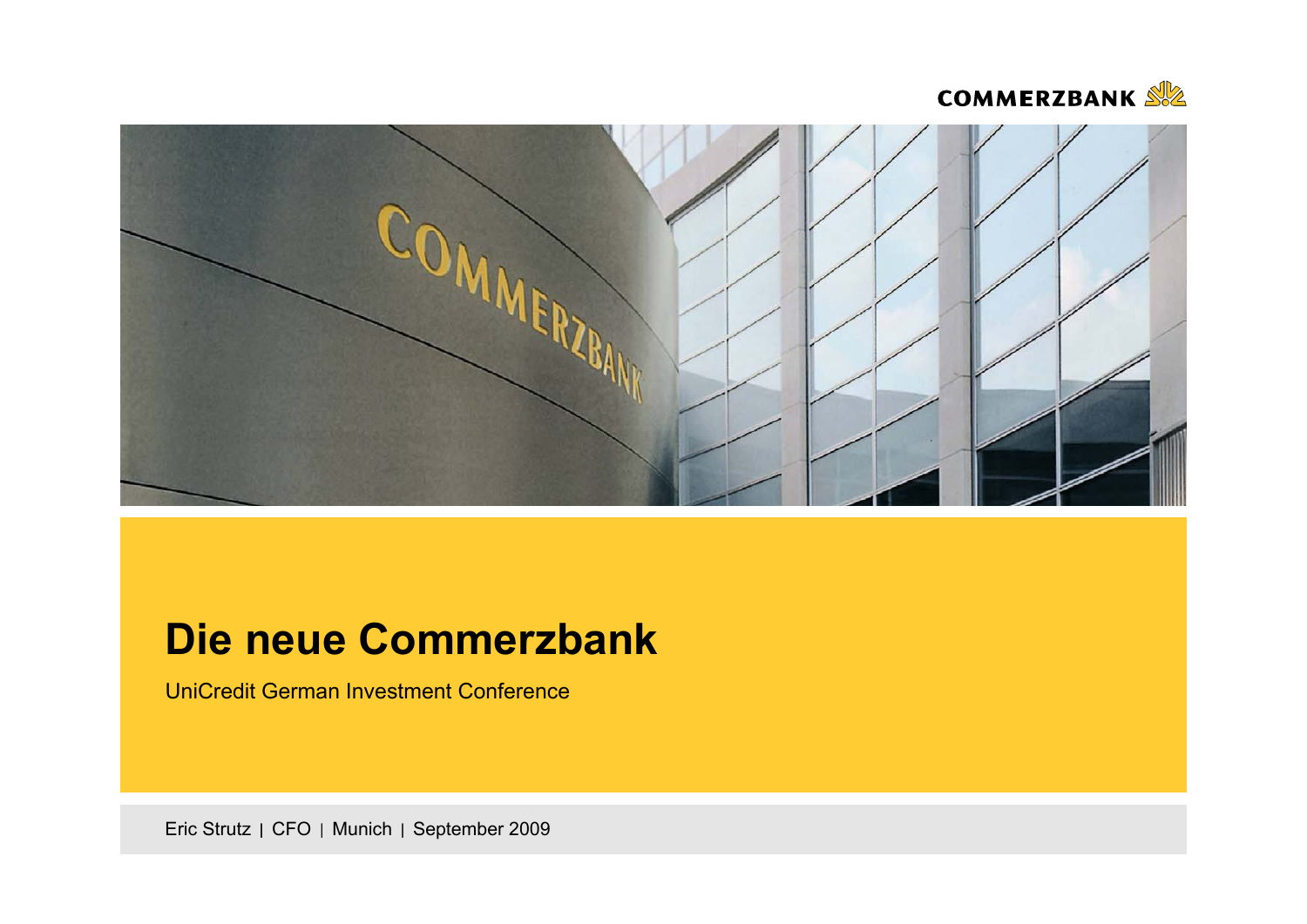# Die neue Commerzbank

UniCredit German Investment Conference

Eric Strutz | CFO | Munich | September 2009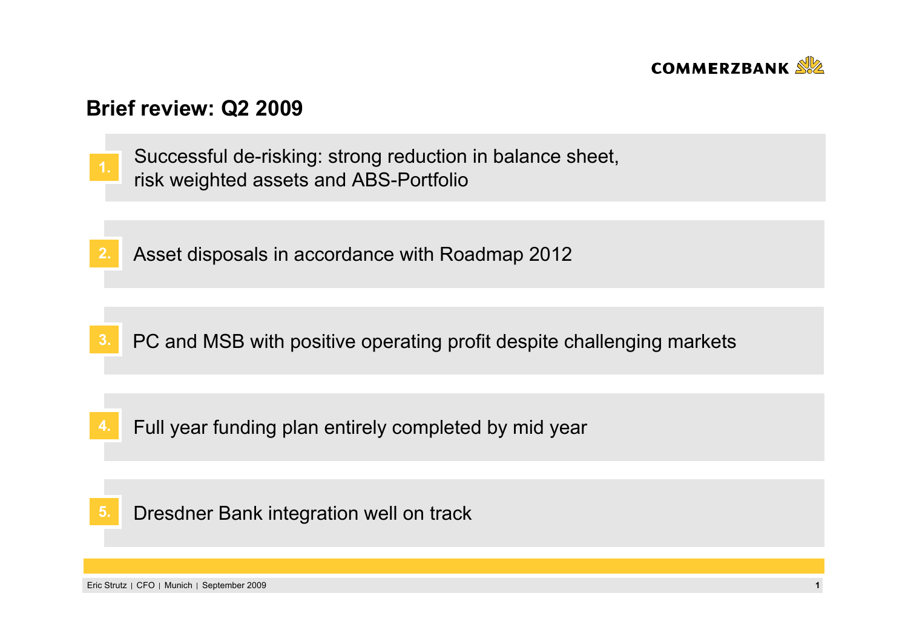## Brief review: Q2 2009

1. Successful de-risking: strong reduction in balance sheet, risk weighted assets and ABS-Portfolio

2. Asset disposals in accordance with Roadmap 2012

3. PC and MSB with positive operating profit despite challenging markets

4. Full year funding plan entirely completed by mid year

5. Dresdner Bank integration well on track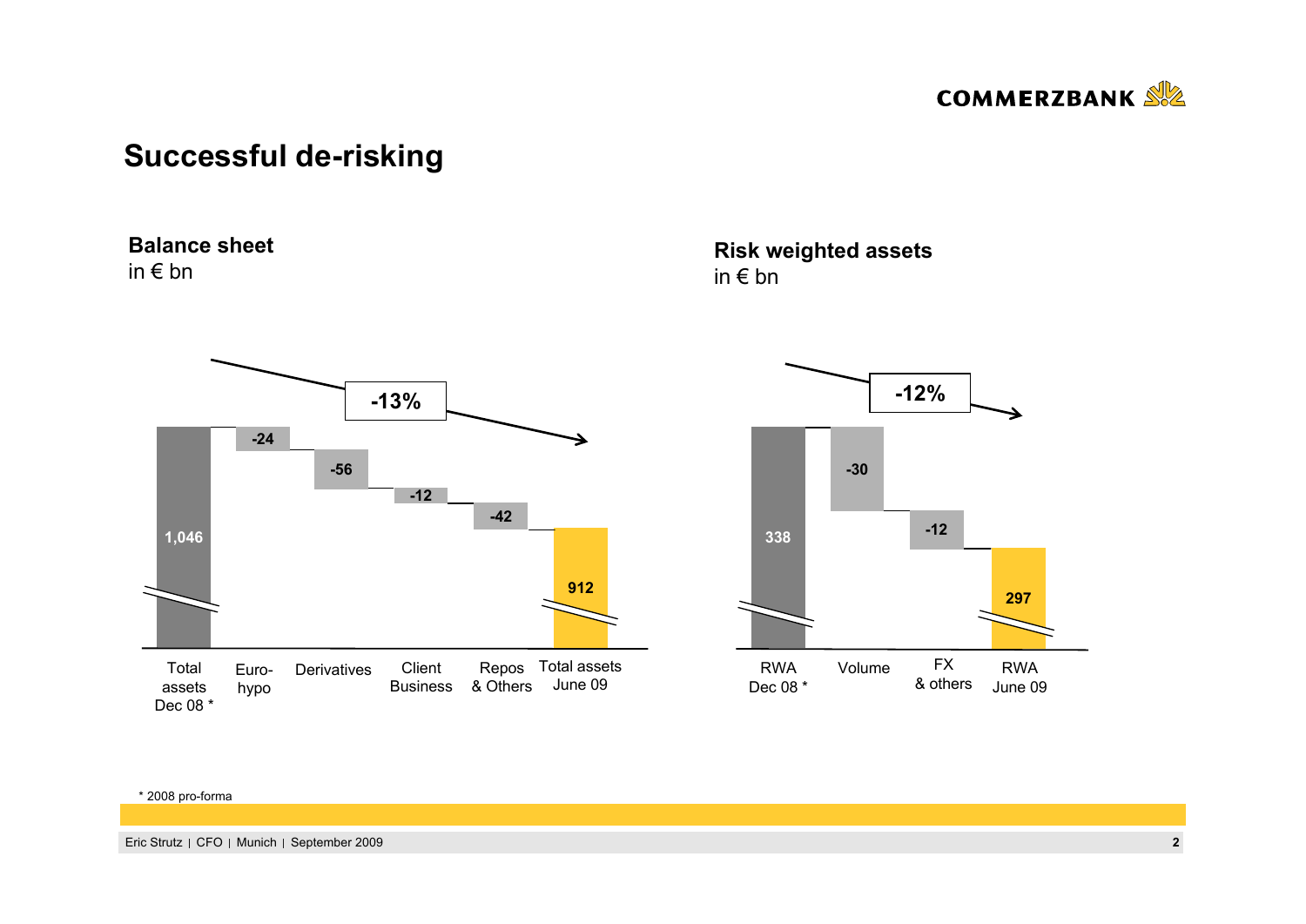# Successful de-risking

**Balance sheet**
in € bn

| Total assets Dec 08 * | Euro-hypo | Derivatives | Client Business | Repos & Others | Total assets June 09 |
|---|---|---|---|---|---|
| 1,046 | -24 | -56 | -12 | -42 | 912 |

-13%

**Risk weighted assets**
in € bn

| RWA Dec 08 * | Volume | FX & others | RWA June 09 |
|---|---|---|---|
| 338 | -30 | -12 | 297 |

-12%

\* 2008 pro-forma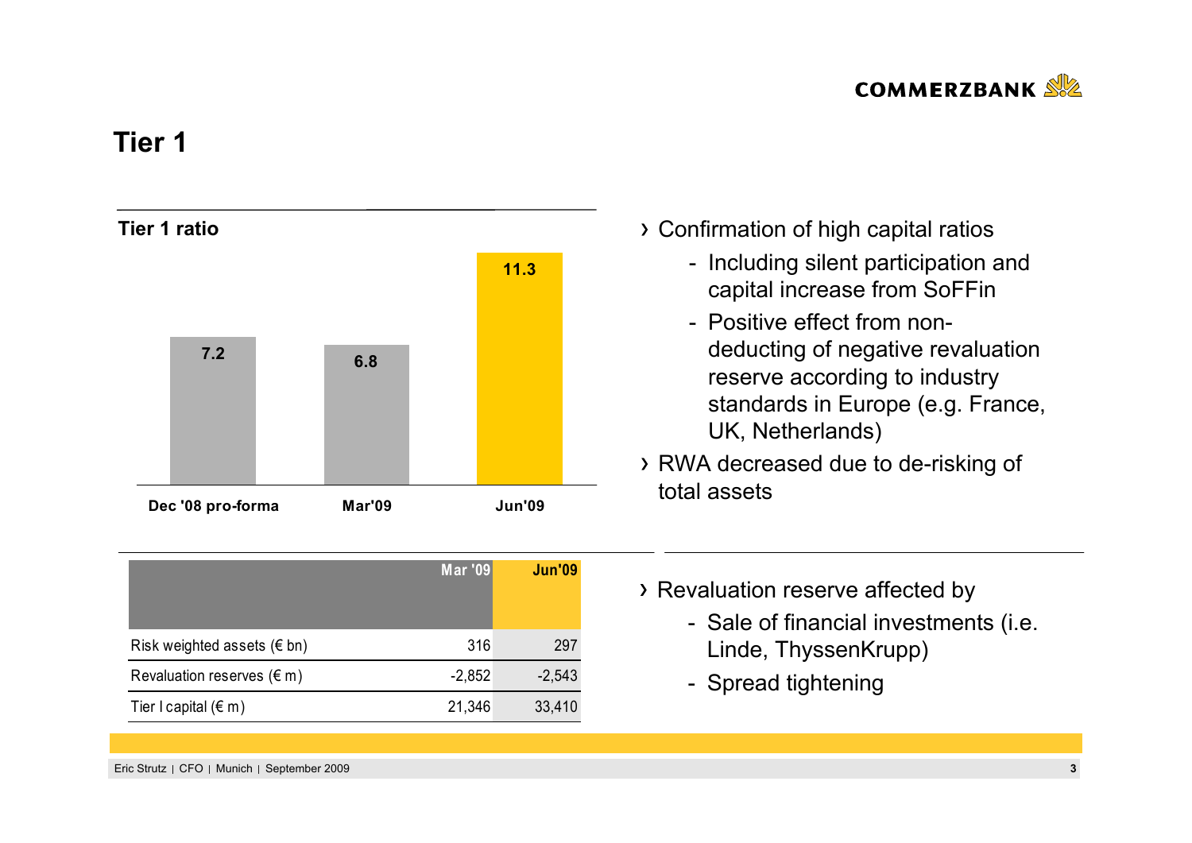# Tier 1

## Tier 1 ratio

| Dec '08 pro-forma | Mar'09 | Jun'09 |
|---|---|---|
| 7.2 | 6.8 | 11.3 |

- Confirmation of high capital ratios
  - Including silent participation and capital increase from SoFFin
  - Positive effect from non-deducting of negative revaluation reserve according to industry standards in Europe (e.g. France, UK, Netherlands)
- RWA decreased due to de-risking of total assets

| | Mar '09 | Jun'09 |
|---|---|---|
| Risk weighted assets (€ bn) | 316 | 297 |
| Revaluation reserves (€ m) | -2,852 | -2,543 |
| Tier I capital (€ m) | 21,346 | 33,410 |

- Revaluation reserve affected by
  - Sale of financial investments (i.e. Linde, ThyssenKrupp)
  - Spread tightening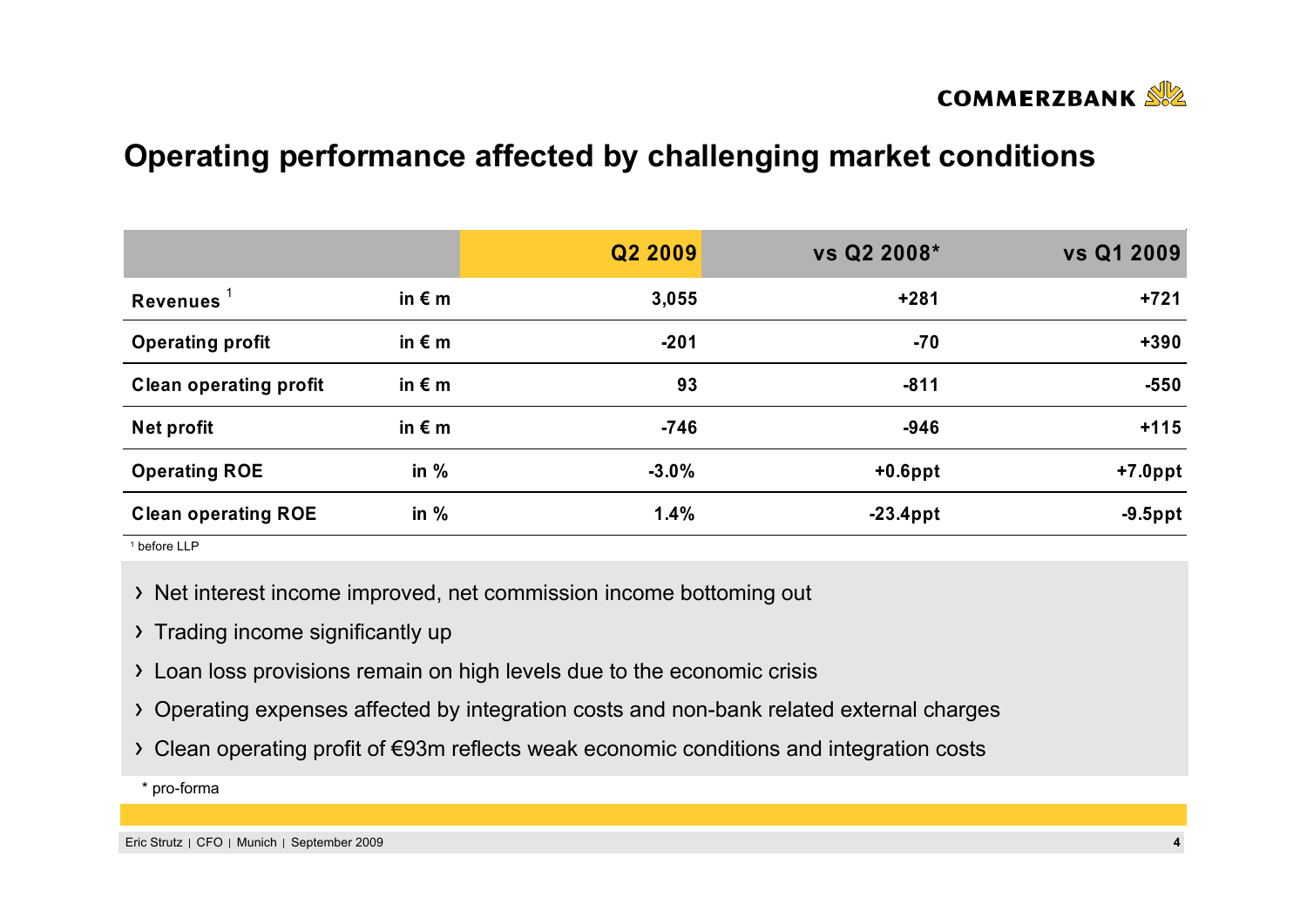# Operating performance affected by challenging market conditions

| | | Q2 2009 | vs Q2 2008* | vs Q1 2009 |
|---|---|---|---|---|
| **Revenues** [1] | in € m | 3,055 | +281 | +721 |
| **Operating profit** | in € m | -201 | -70 | +390 |
| **Clean operating profit** | in € m | 93 | -811 | -550 |
| **Net profit** | in € m | -746 | -946 | +115 |
| **Operating ROE** | in % | -3.0% | +0.6ppt | +7.0ppt |
| **Clean operating ROE** | in % | 1.4% | -23.4ppt | -9.5ppt |

[1] before LLP

- Net interest income improved, net commission income bottoming out
- Trading income significantly up
- Loan loss provisions remain on high levels due to the economic crisis
- Operating expenses affected by integration costs and non-bank related external charges
- Clean operating profit of €93m reflects weak economic conditions and integration costs

\* pro-forma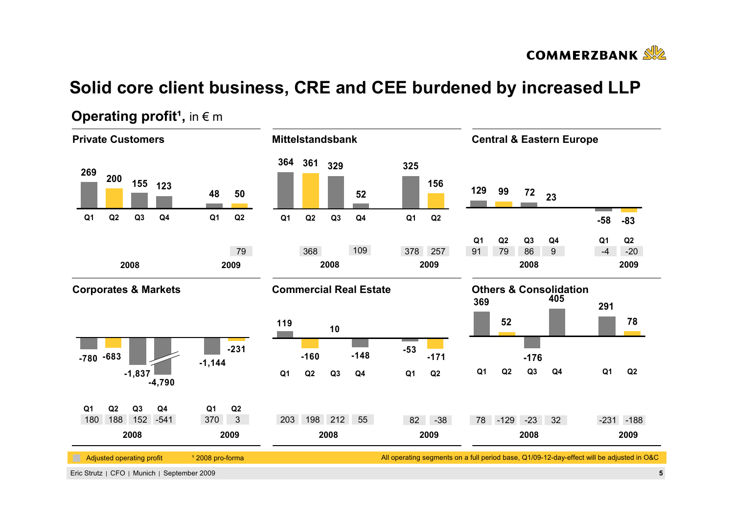# Solid core client business, CRE and CEE burdened by increased LLP

## Operating profit[1], in € m

### Private Customers

| | Q1 2008 | Q2 2008 | Q3 2008 | Q4 2008 | Q1 2009 | Q2 2009 |
|---|---|---|---|---|---|---|
| Operating profit | 269 | 200 | 155 | 123 | 48 | 50 |
| Adjusted operating profit | | | | | | 79 |

### Mittelstandsbank

| | Q1 2008 | Q2 2008 | Q3 2008 | Q4 2008 | Q1 2009 | Q2 2009 |
|---|---|---|---|---|---|---|
| Operating profit | 364 | 361 | 329 | 52 | 325 | 156 |
| Adjusted operating profit | | 368 | | 109 | 378 | 257 |

### Central & Eastern Europe

| | Q1 2008 | Q2 2008 | Q3 2008 | Q4 2008 | Q1 2009 | Q2 2009 |
|---|---|---|---|---|---|---|
| Operating profit | 129 | 99 | 72 | 23 | -58 | -83 |
| Adjusted operating profit | 91 | 79 | 86 | 9 | -4 | -20 |

### Corporates & Markets

| | Q1 2008 | Q2 2008 | Q3 2008 | Q4 2008 | Q1 2009 | Q2 2009 |
|---|---|---|---|---|---|---|
| Operating profit | -780 | -683 | -1,837 | -4,790 | -1,144 | -231 |
| Adjusted operating profit | 180 | 188 | 152 | -541 | 370 | 3 |

### Commercial Real Estate

| | Q1 2008 | Q2 2008 | Q3 2008 | Q4 2008 | Q1 2009 | Q2 2009 |
|---|---|---|---|---|---|---|
| Operating profit | 119 | -160 | 10 | -148 | -53 | -171 |
| Adjusted operating profit | 203 | 198 | 212 | 55 | 82 | -38 |

### Others & Consolidation

| | Q1 2008 | Q2 2008 | Q3 2008 | Q4 2008 | Q1 2009 | Q2 2009 |
|---|---|---|---|---|---|---|
| Operating profit | 369 | 52 | -176 | 405 | 291 | 78 |
| Adjusted operating profit | 78 | -129 | -23 | 32 | -231 | -188 |

Adjusted operating profit

[1] 2008 pro-forma

All operating segments on a full period base, Q1/09-12-day-effect will be adjusted in O&C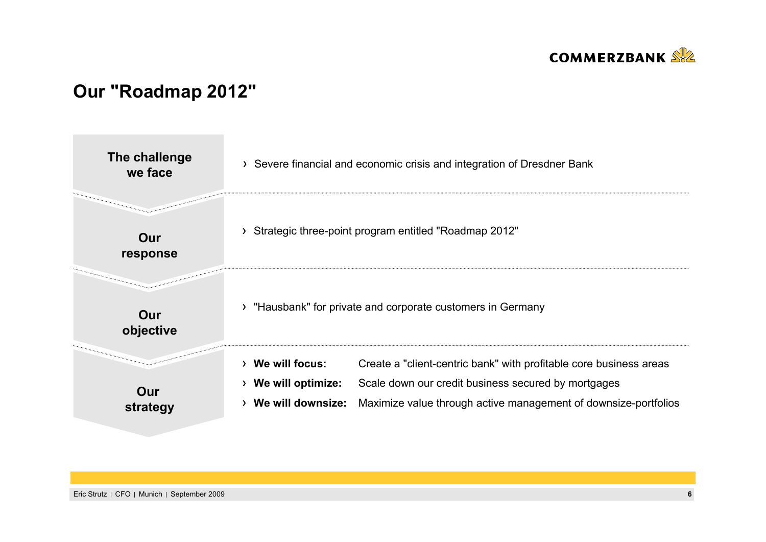# Our "Roadmap 2012"

**The challenge we face**

› Severe financial and economic crisis and integration of Dresdner Bank

**Our response**

› Strategic three-point program entitled "Roadmap 2012"

**Our objective**

› "Hausbank" for private and corporate customers in Germany

**Our strategy**

› **We will focus:** Create a "client-centric bank" with profitable core business areas

› **We will optimize:** Scale down our credit business secured by mortgages

› **We will downsize:** Maximize value through active management of downsize-portfolios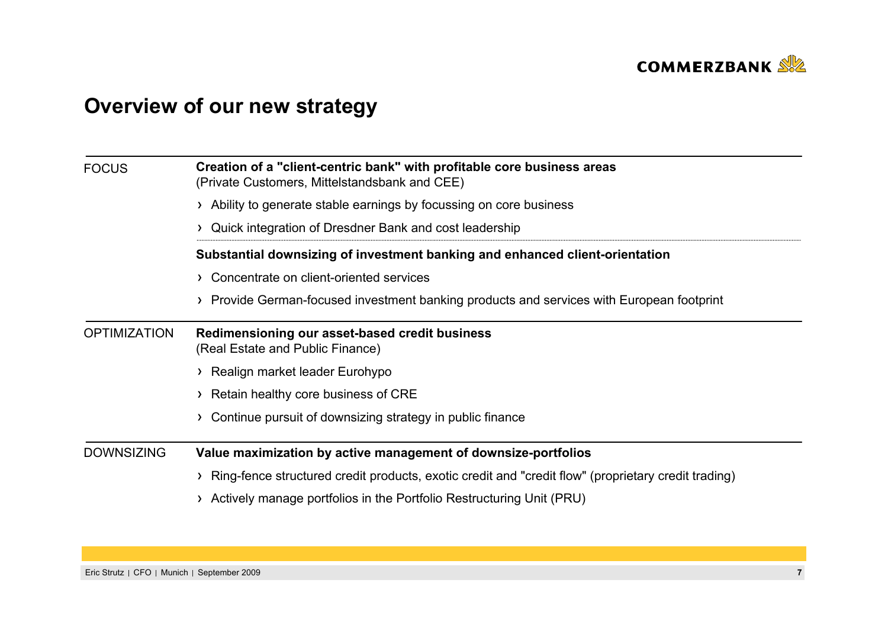# Overview of our new strategy

## FOCUS

**Creation of a "client-centric bank" with profitable core business areas**
(Private Customers, Mittelstandsbank and CEE)

- Ability to generate stable earnings by focussing on core business
- Quick integration of Dresdner Bank and cost leadership

**Substantial downsizing of investment banking and enhanced client-orientation**

- Concentrate on client-oriented services
- Provide German-focused investment banking products and services with European footprint

## OPTIMIZATION

**Redimensioning our asset-based credit business**
(Real Estate and Public Finance)

- Realign market leader Eurohypo
- Retain healthy core business of CRE
- Continue pursuit of downsizing strategy in public finance

## DOWNSIZING

**Value maximization by active management of downsize-portfolios**

- Ring-fence structured credit products, exotic credit and "credit flow" (proprietary credit trading)
- Actively manage portfolios in the Portfolio Restructuring Unit (PRU)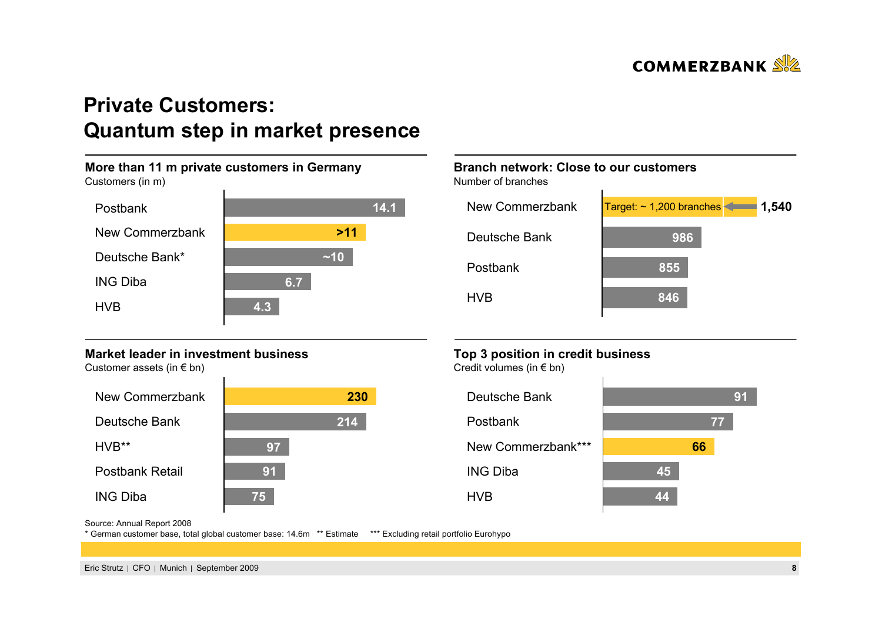# Private Customers: Quantum step in market presence

### More than 11 m private customers in Germany

Customers (in m)

| Bank | Customers |
| --- | --- |
| Postbank | 14.1 |
| New Commerzbank | >11 |
| Deutsche Bank* | ~10 |
| ING Diba | 6.7 |
| HVB | 4.3 |

### Branch network: Close to our customers

Number of branches

| Bank | Branches |
| --- | --- |
| New Commerzbank | 1,540 (Target: ~ 1,200 branches) |
| Deutsche Bank | 986 |
| Postbank | 855 |
| HVB | 846 |

### Market leader in investment business

Customer assets (in € bn)

| Bank | Customer assets |
| --- | --- |
| New Commerzbank | 230 |
| Deutsche Bank | 214 |
| HVB** | 97 |
| Postbank Retail | 91 |
| ING Diba | 75 |

### Top 3 position in credit business

Credit volumes (in € bn)

| Bank | Credit volumes |
| --- | --- |
| Deutsche Bank | 91 |
| Postbank | 77 |
| New Commerzbank*** | 66 |
| ING Diba | 45 |
| HVB | 44 |

Source: Annual Report 2008

* German customer base, total global customer base: 14.6m ** Estimate *** Excluding retail portfolio Eurohypo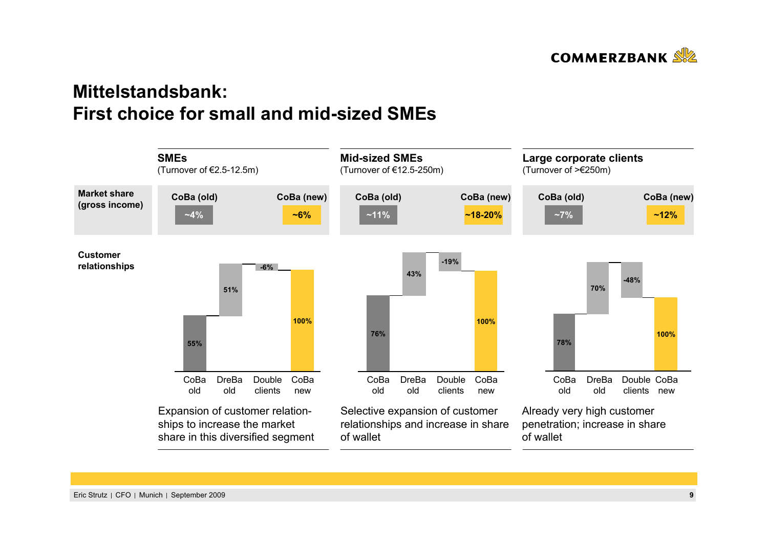# Mittelstandsbank:
# First choice for small and mid-sized SMEs

| | SMEs (Turnover of €2.5-12.5m) | | Mid-sized SMEs (Turnover of €12.5-250m) | | Large corporate clients (Turnover of >€250m) | |
|---|---|---|---|---|---|---|
| **Market share (gross income)** | CoBa (old) | CoBa (new) | CoBa (old) | CoBa (new) | CoBa (old) | CoBa (new) |
| | ~4% | ~6% | ~11% | ~18-20% | ~7% | ~12% |

**Customer relationships**

| | CoBa old | DreBa old | Double clients | CoBa new |
|---|---|---|---|---|
| SMEs | 55% | 51% | -6% | 100% |
| Mid-sized SMEs | 76% | 43% | -19% | 100% |
| Large corporate clients | 78% | 70% | -48% | 100% |

- **SMEs:** Expansion of customer relationships to increase the market share in this diversified segment
- **Mid-sized SMEs:** Selective expansion of customer relationships and increase in share of wallet
- **Large corporate clients:** Already very high customer penetration; increase in share of wallet

Eric Strutz | CFO | Munich | September 2009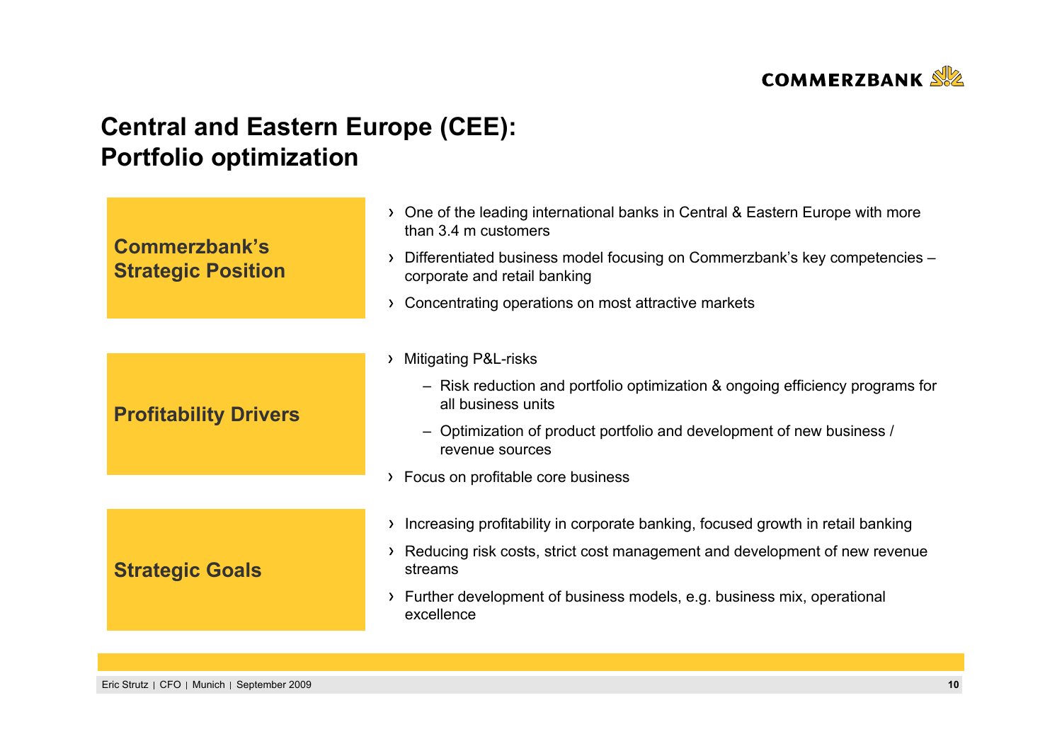# Central and Eastern Europe (CEE): Portfolio optimization

## Commerzbank's Strategic Position

- One of the leading international banks in Central & Eastern Europe with more than 3.4 m customers
- Differentiated business model focusing on Commerzbank's key competencies – corporate and retail banking
- Concentrating operations on most attractive markets

## Profitability Drivers

- Mitigating P&L-risks
  - Risk reduction and portfolio optimization & ongoing efficiency programs for all business units
  - Optimization of product portfolio and development of new business / revenue sources
- Focus on profitable core business

## Strategic Goals

- Increasing profitability in corporate banking, focused growth in retail banking
- Reducing risk costs, strict cost management and development of new revenue streams
- Further development of business models, e.g. business mix, operational excellence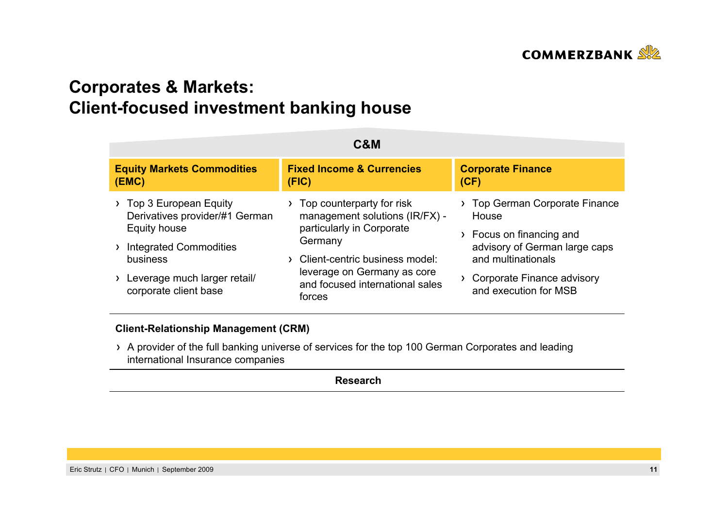# Corporates & Markets: Client-focused investment banking house

## C&M

### Equity Markets Commodities (EMC)

- Top 3 European Equity Derivatives provider/#1 German Equity house
- Integrated Commodities business
- Leverage much larger retail/ corporate client base

### Fixed Income & Currencies (FIC)

- Top counterparty for risk management solutions (IR/FX) - particularly in Corporate Germany
- Client-centric business model: leverage on Germany as core and focused international sales forces

### Corporate Finance (CF)

- Top German Corporate Finance House
- Focus on financing and advisory of German large caps and multinationals
- Corporate Finance advisory and execution for MSB

### Client-Relationship Management (CRM)

- A provider of the full banking universe of services for the top 100 German Corporates and leading international Insurance companies

### Research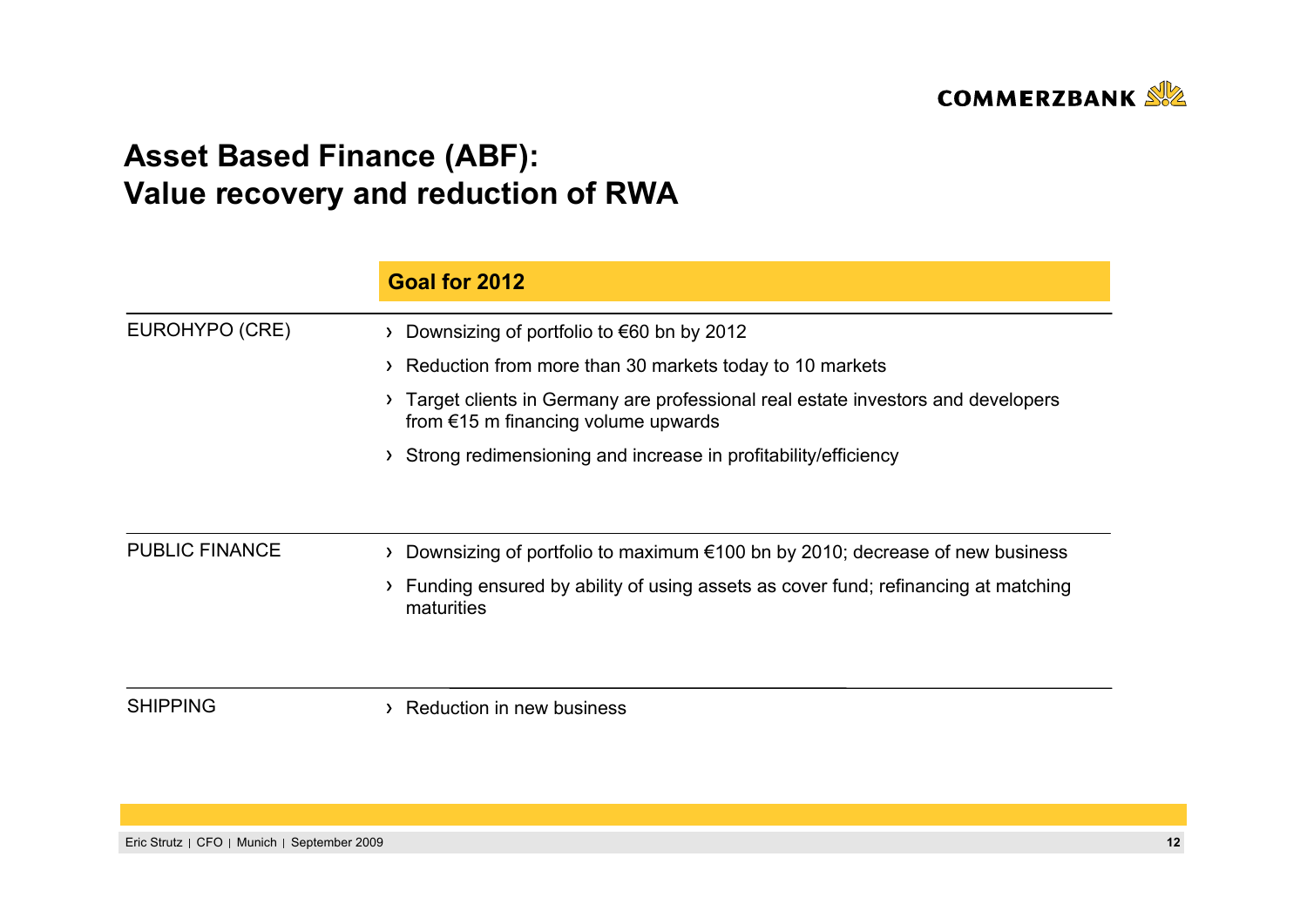# Asset Based Finance (ABF): Value recovery and reduction of RWA

| | Goal for 2012 |
|---|---|
| EUROHYPO (CRE) | › Downsizing of portfolio to €60 bn by 2012<br>› Reduction from more than 30 markets today to 10 markets<br>› Target clients in Germany are professional real estate investors and developers from €15 m financing volume upwards<br>› Strong redimensioning and increase in profitability/efficiency |
| PUBLIC FINANCE | › Downsizing of portfolio to maximum €100 bn by 2010; decrease of new business<br>› Funding ensured by ability of using assets as cover fund; refinancing at matching maturities |
| SHIPPING | › Reduction in new business |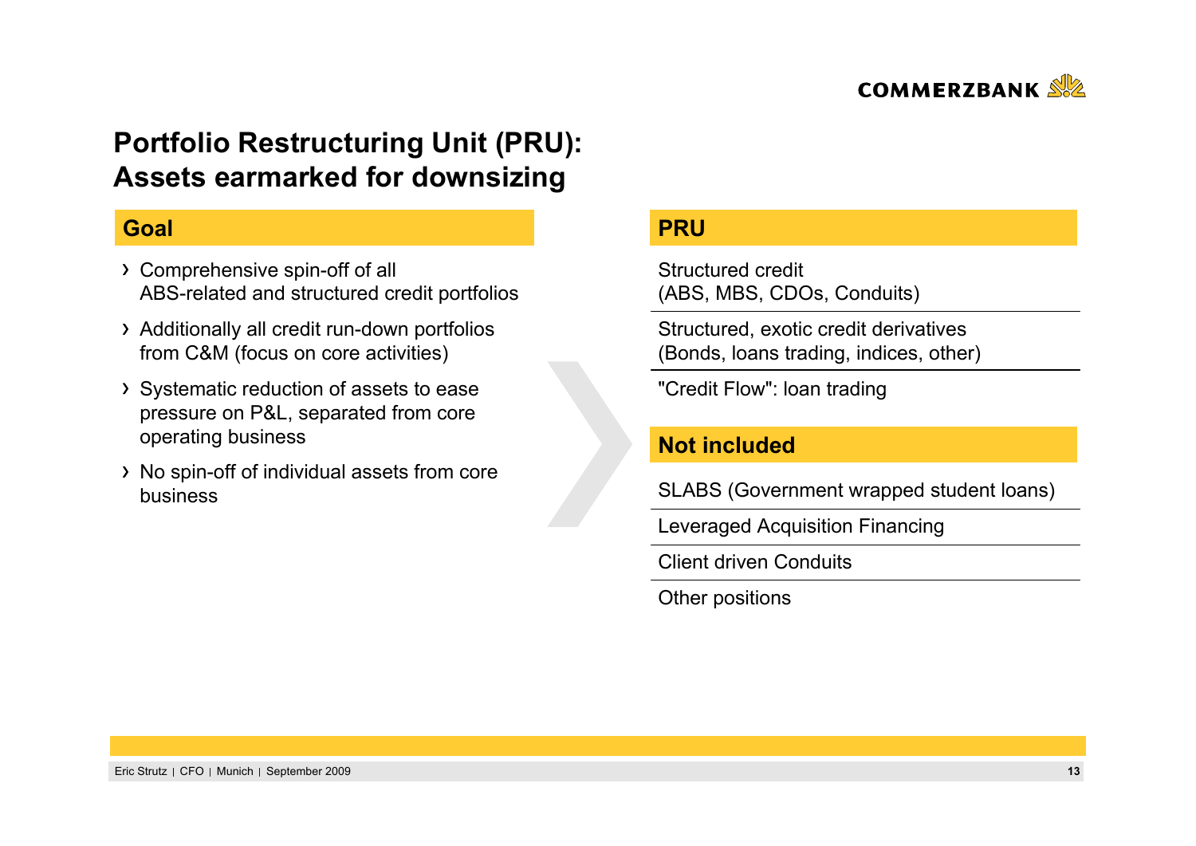# Portfolio Restructuring Unit (PRU): Assets earmarked for downsizing

## Goal

- Comprehensive spin-off of all ABS-related and structured credit portfolios
- Additionally all credit run-down portfolios from C&M (focus on core activities)
- Systematic reduction of assets to ease pressure on P&L, separated from core operating business
- No spin-off of individual assets from core business

## PRU

- Structured credit (ABS, MBS, CDOs, Conduits)
- Structured, exotic credit derivatives (Bonds, loans trading, indices, other)
- "Credit Flow": loan trading

## Not included

- SLABS (Government wrapped student loans)
- Leveraged Acquisition Financing
- Client driven Conduits
- Other positions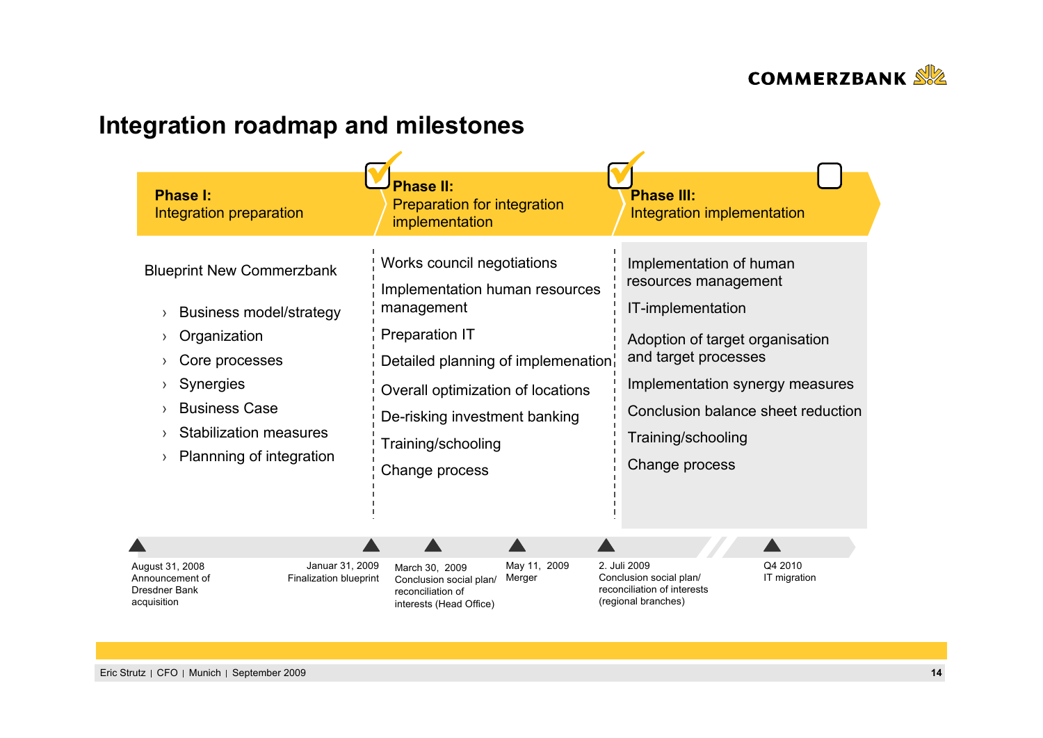# Integration roadmap and milestones

## Phase I: Integration preparation

Blueprint New Commerzbank

- Business model/strategy
- Organization
- Core processes
- Synergies
- Business Case
- Stabilization measures
- Plannning of integration

## Phase II: Preparation for integration implementation

Works council negotiations

Implementation human resources management

Preparation IT

Detailed planning of implemenation

Overall optimization of locations

De-risking investment banking

Training/schooling

Change process

## Phase III: Integration implementation

Implementation of human resources management

IT-implementation

Adoption of target organisation and target processes

Implementation synergy measures

Conclusion balance sheet reduction

Training/schooling

Change process

## Milestones

- August 31, 2008 – Announcement of Dresdner Bank acquisition
- Januar 31, 2009 – Finalization blueprint
- March 30, 2009 – Conclusion social plan/ reconciliation of interests (Head Office)
- May 11, 2009 – Merger
- 2. Juli 2009 – Conclusion social plan/ reconciliation of interests (regional branches)
- Q4 2010 – IT migration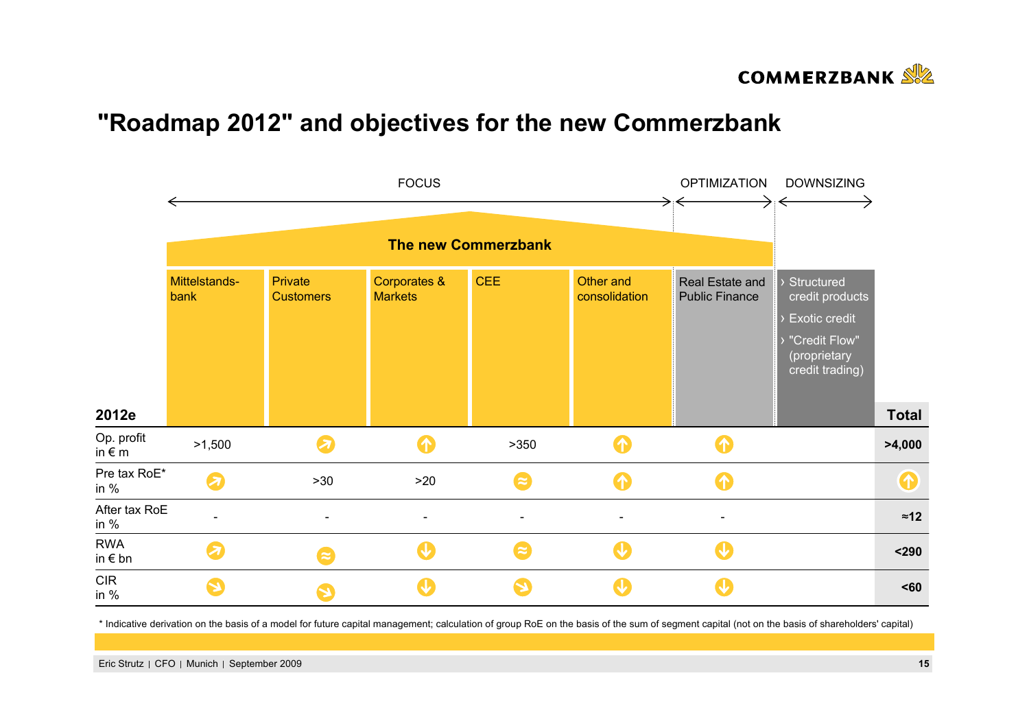# "Roadmap 2012" and objectives for the new Commerzbank

FOCUS | OPTIMIZATION | DOWNSIZING

**The new Commerzbank**

| 2012e | Mittelstands-bank | Private Customers | Corporates & Markets | CEE | Other and consolidation | Real Estate and Public Finance | › Structured credit products › Exotic credit › "Credit Flow" (proprietary credit trading) | **Total** |
|---|---|---|---|---|---|---|---|---|
| Op. profit in € m | >1,500 | ↗ | ↑ | >350 | ↑ | ↑ | | **>4,000** |
| Pre tax RoE* in % | ↗ | >30 | >20 | ≈ | ↑ | ↑ | | ↑ |
| After tax RoE in % | - | - | - | - | - | - | | **≈12** |
| RWA in € bn | ↗ | ≈ | ↓ | ≈ | ↓ | ↓ | | **<290** |
| CIR in % | ↘ | ↘ | ↓ | ↘ | ↓ | ↓ | | **<60** |

\* Indicative derivation on the basis of a model for future capital management; calculation of group RoE on the basis of the sum of segment capital (not on the basis of shareholders' capital)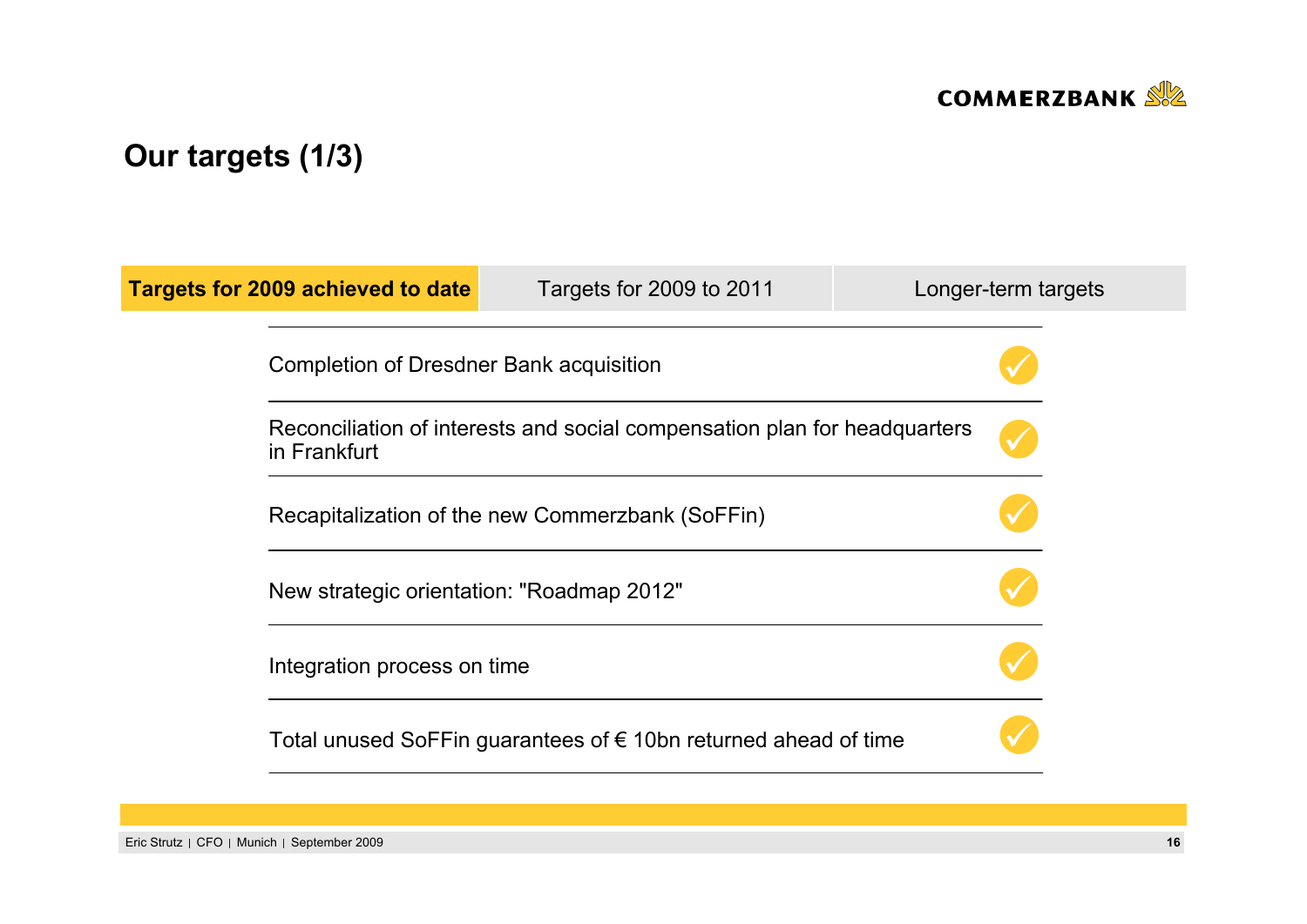# Our targets (1/3)

| **Targets for 2009 achieved to date** | Targets for 2009 to 2011 | Longer-term targets |
|---|---|---|

| Target | Status |
|---|---|
| Completion of Dresdner Bank acquisition | ✓ |
| Reconciliation of interests and social compensation plan for headquarters in Frankfurt | ✓ |
| Recapitalization of the new Commerzbank (SoFFin) | ✓ |
| New strategic orientation: "Roadmap 2012" | ✓ |
| Integration process on time | ✓ |
| Total unused SoFFin guarantees of € 10bn returned ahead of time | ✓ |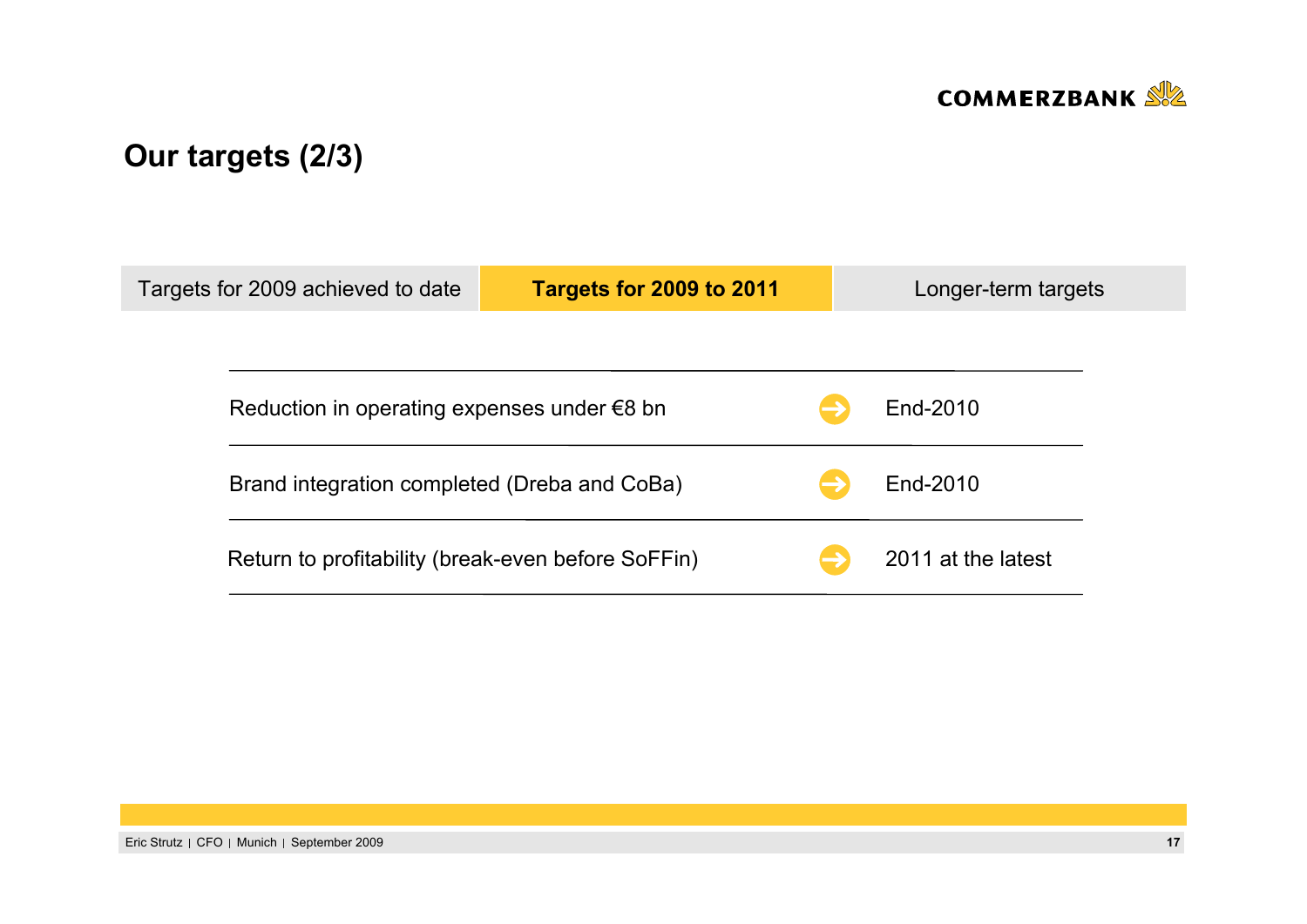# Our targets (2/3)

| Targets for 2009 achieved to date | **Targets for 2009 to 2011** | Longer-term targets |
| --- | --- | --- |

| Target | Timing |
| --- | --- |
| Reduction in operating expenses under €8 bn | End-2010 |
| Brand integration completed (Dreba and CoBa) | End-2010 |
| Return to profitability (break-even before SoFFin) | 2011 at the latest |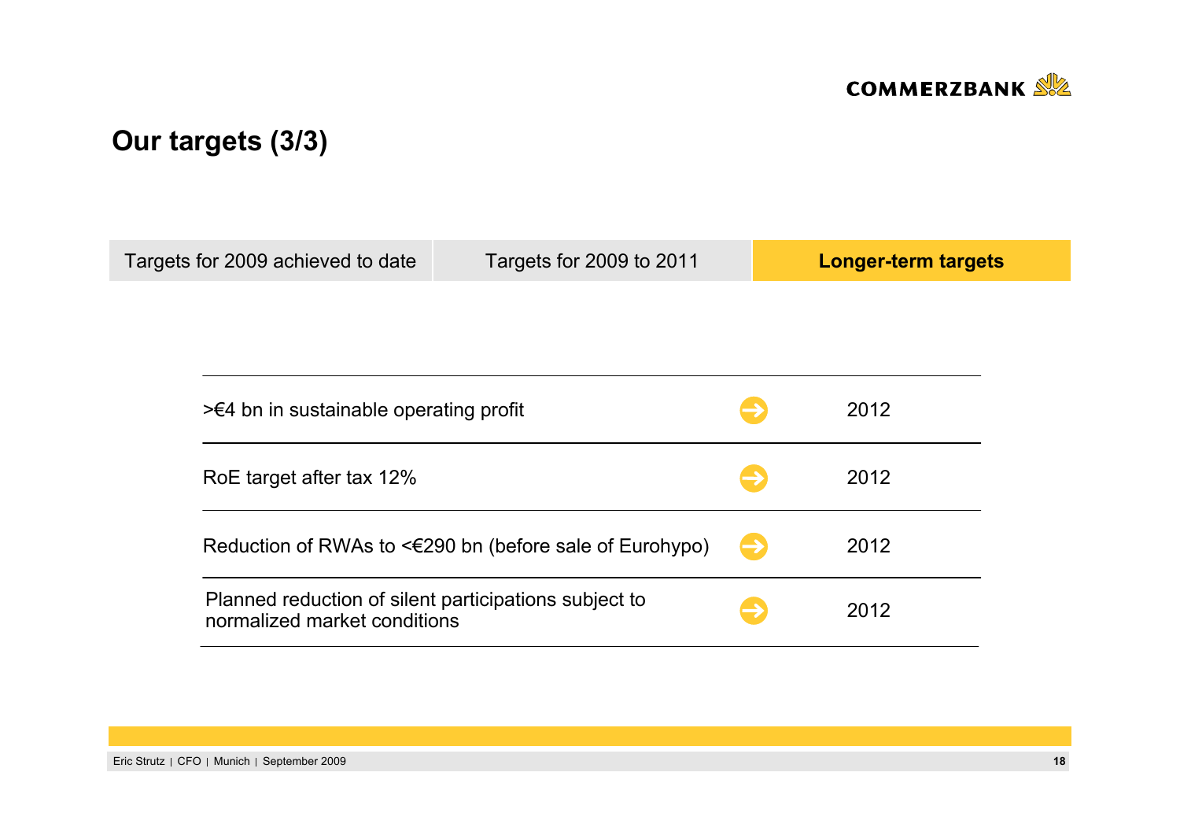# Our targets (3/3)

| Targets for 2009 achieved to date | Targets for 2009 to 2011 | **Longer-term targets** |
|---|---|---|

| Target | | Year |
|---|---|---|
| >€4 bn in sustainable operating profit | → | 2012 |
| RoE target after tax 12% | → | 2012 |
| Reduction of RWAs to <€290 bn (before sale of Eurohypo) | → | 2012 |
| Planned reduction of silent participations subject to normalized market conditions | → | 2012 |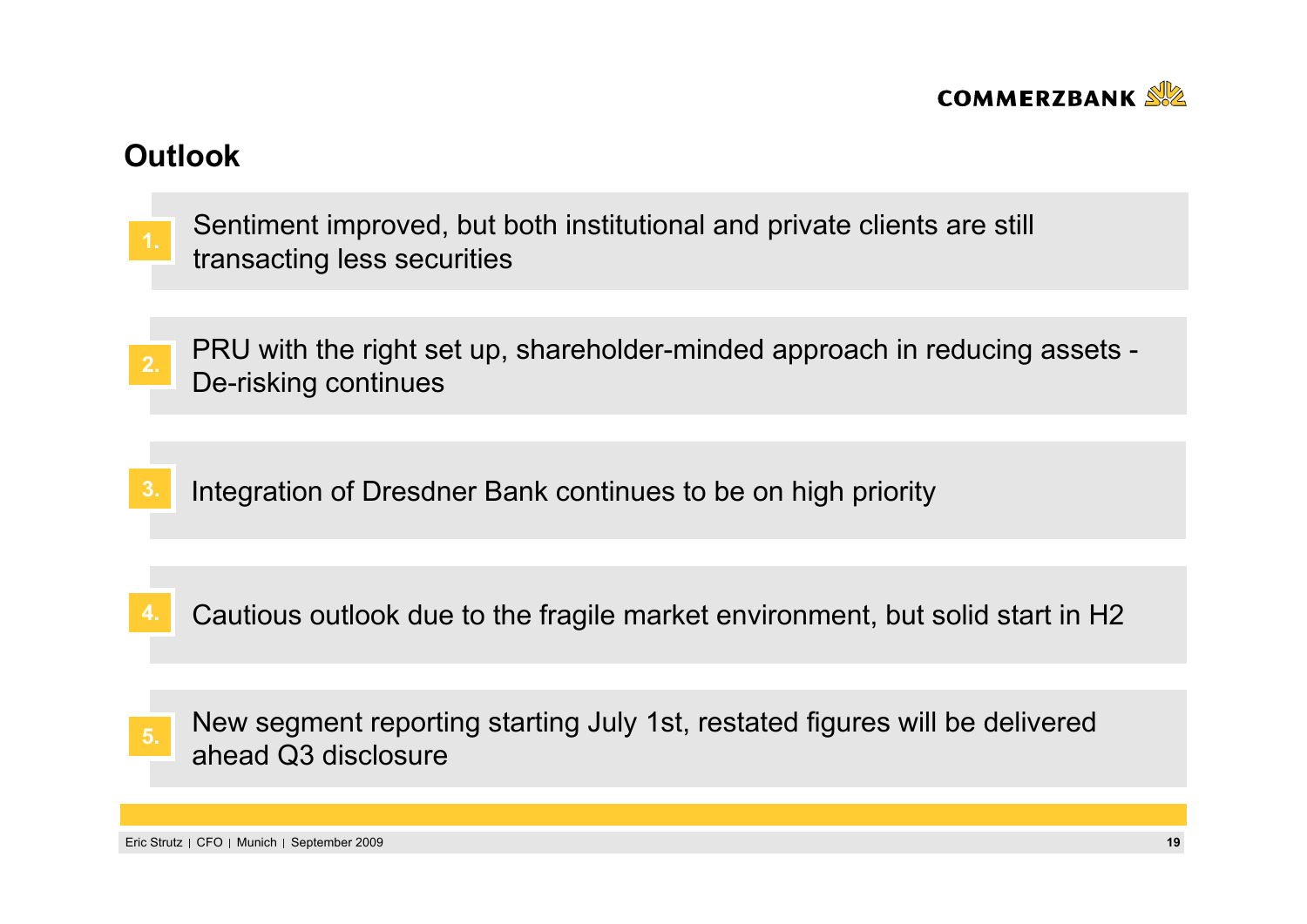## Outlook

1. Sentiment improved, but both institutional and private clients are still transacting less securities

2. PRU with the right set up, shareholder-minded approach in reducing assets - De-risking continues

3. Integration of Dresdner Bank continues to be on high priority

4. Cautious outlook due to the fragile market environment, but solid start in H2

5. New segment reporting starting July 1st, restated figures will be delivered ahead Q3 disclosure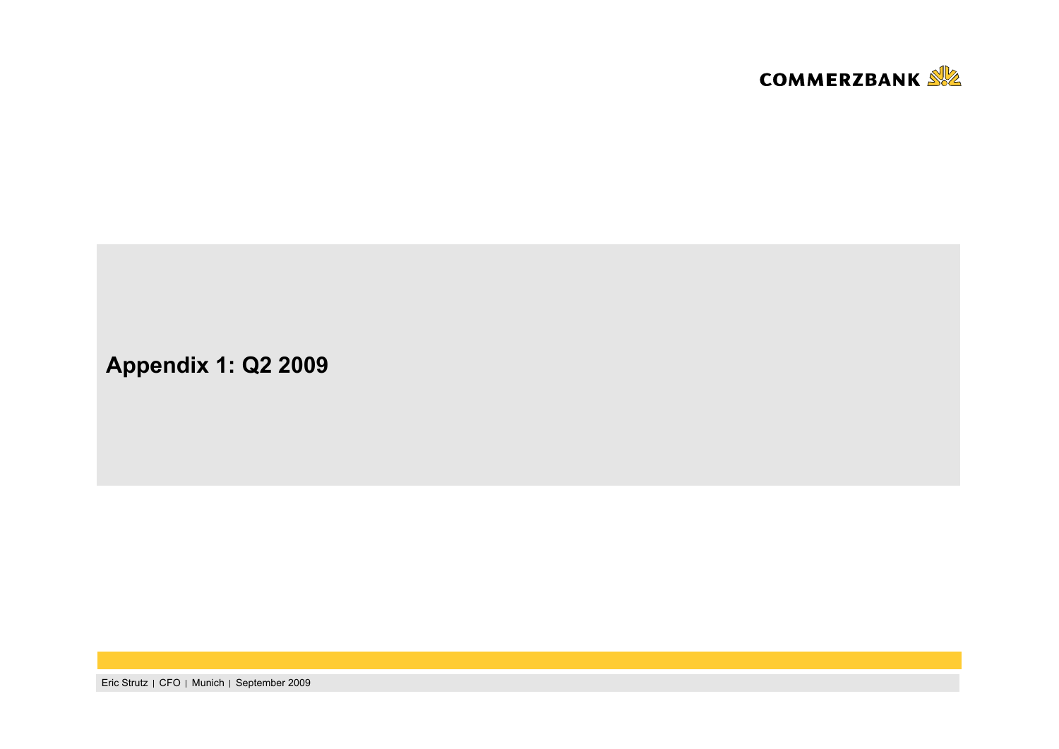# Appendix 1: Q2 2009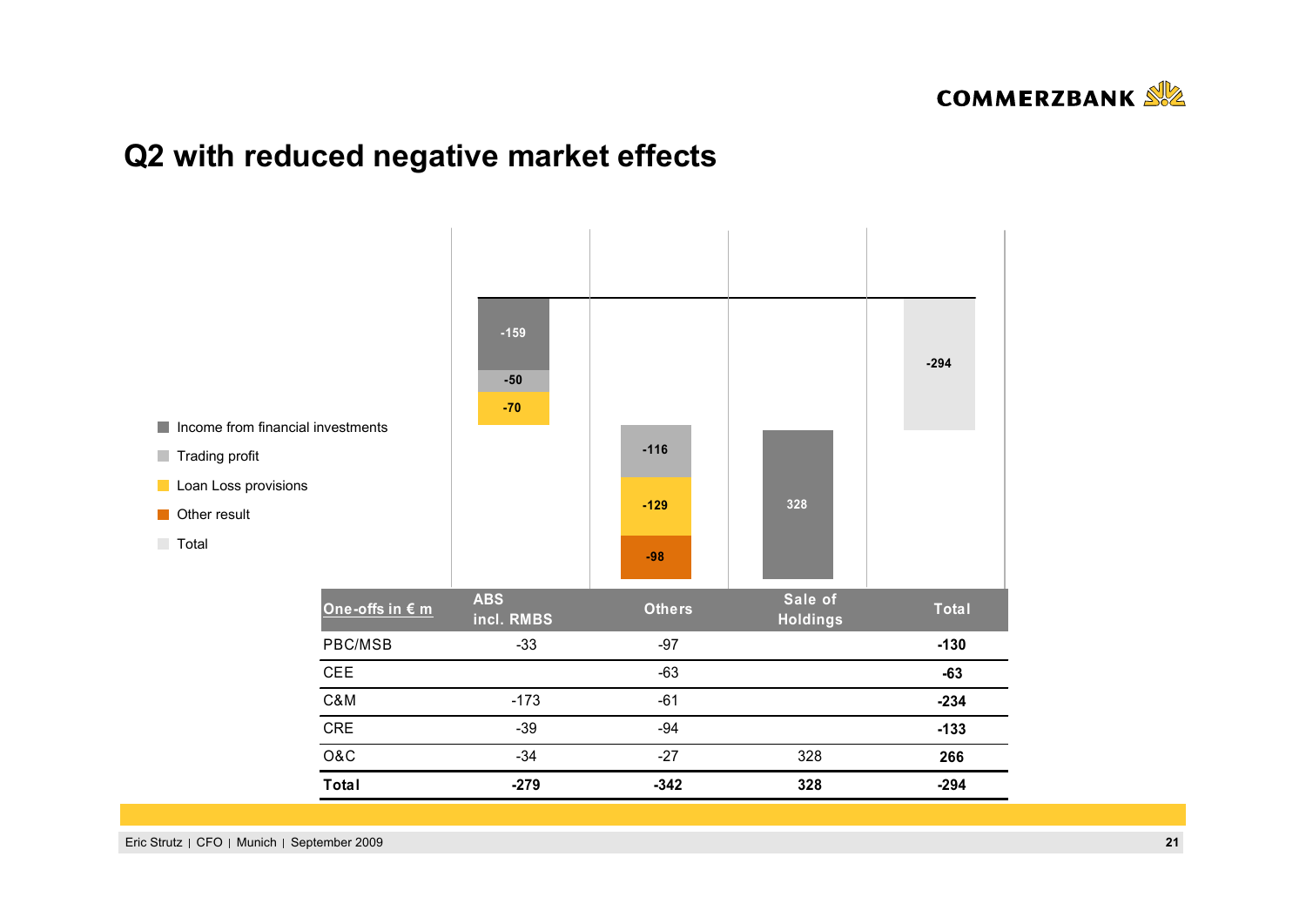# Q2 with reduced negative market effects

- Income from financial investments
- Trading profit
- Loan Loss provisions
- Other result
- Total

| | ABS incl. RMBS | Others | Sale of Holdings | Total |
|---|---|---|---|---|
| Income from financial investments | -159 | | 328 | |
| Trading profit | -50 | -116 | | |
| Loan Loss provisions | -70 | -129 | | |
| Other result | | -98 | | |
| Total | | | | -294 |

| One-offs in € m | ABS incl. RMBS | Others | Sale of Holdings | Total |
|---|---|---|---|---|
| PBC/MSB | -33 | -97 | | **-130** |
| CEE | | -63 | | **-63** |
| C&M | -173 | -61 | | **-234** |
| CRE | -39 | -94 | | **-133** |
| O&C | -34 | -27 | 328 | **266** |
| **Total** | **-279** | **-342** | **328** | **-294** |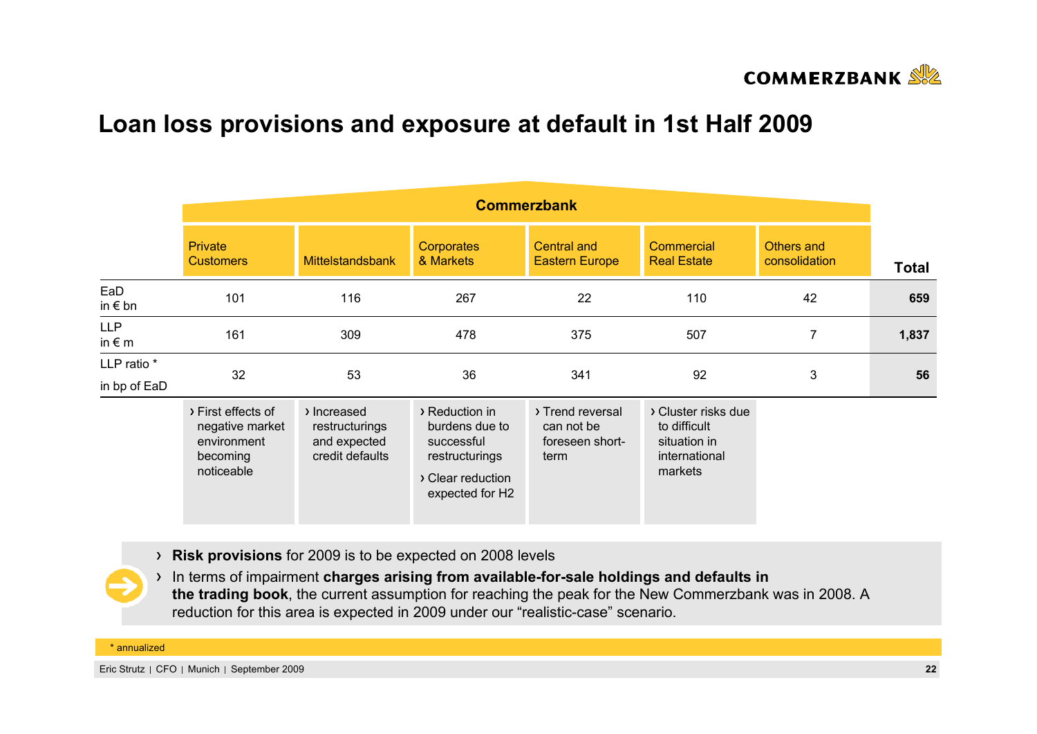# Loan loss provisions and exposure at default in 1st Half 2009

| | Commerzbank | | | | | | |
|---|---|---|---|---|---|---|---|
| | Private Customers | Mittelstandsbank | Corporates & Markets | Central and Eastern Europe | Commercial Real Estate | Others and consolidation | **Total** |
| EaD in € bn | 101 | 116 | 267 | 22 | 110 | 42 | **659** |
| LLP in € m | 161 | 309 | 478 | 375 | 507 | 7 | **1,837** |
| LLP ratio * in bp of EaD | 32 | 53 | 36 | 341 | 92 | 3 | **56** |
| | › First effects of negative market environment becoming noticeable | › Increased restructurings and expected credit defaults | › Reduction in burdens due to successful restructurings › Clear reduction expected for H2 | › Trend reversal can not be foreseen short-term | › Cluster risks due to difficult situation in international markets | | |

- **Risk provisions** for 2009 is to be expected on 2008 levels
- In terms of impairment **charges arising from available-for-sale holdings and defaults in the trading book**, the current assumption for reaching the peak for the New Commerzbank was in 2008. A reduction for this area is expected in 2009 under our "realistic-case" scenario.

\* annualized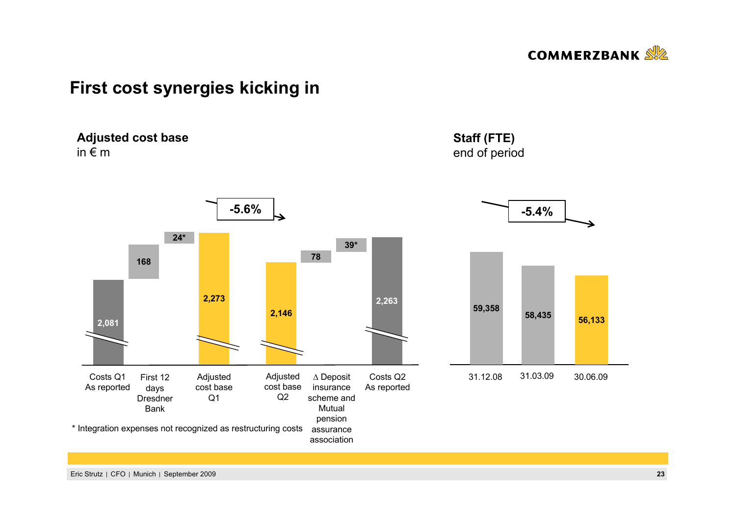# First cost synergies kicking in

## Adjusted cost base
in € m

| Costs Q1 As reported | First 12 days Dresdner Bank | | Adjusted cost base Q1 | Adjusted cost base Q2 | ∆ Deposit insurance scheme and Mutual pension assurance association | | Costs Q2 As reported |
|---|---|---|---|---|---|---|---|
| 2,081 | 168 | 24* | 2,273 | 2,146 | 78 | 39* | 2,263 |

-5.6%

\* Integration expenses not recognized as restructuring costs

## Staff (FTE)
end of period

| 31.12.08 | 31.03.09 | 30.06.09 |
|---|---|---|
| 59,358 | 58,435 | 56,133 |

-5.4%

Eric Strutz | CFO | Munich | September 2009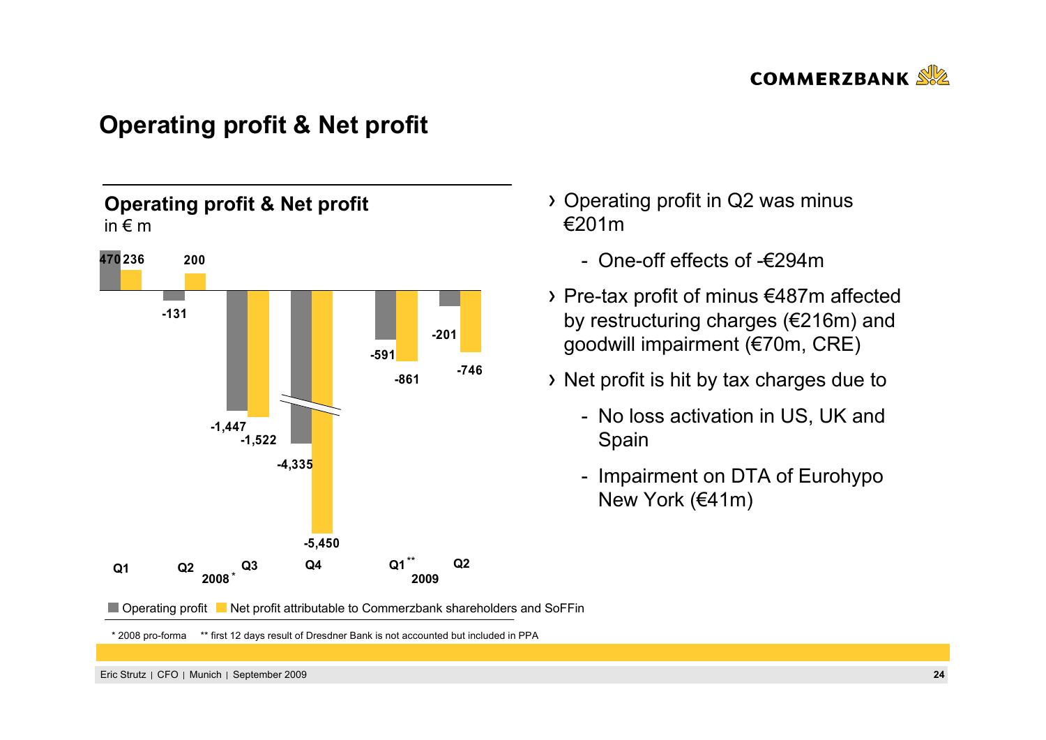# Operating profit & Net profit

## Operating profit & Net profit

in € m

| | 2008* Q1 | 2008* Q2 | 2008* Q3 | 2008* Q4 | 2009 Q1** | 2009 Q2 |
|---|---|---|---|---|---|---|
| Operating profit | 470 | -131 | -1,447 | -4,335 | -591 | -201 |
| Net profit attributable to Commerzbank shareholders and SoFFin | 236 | 200 | -1,522 | -5,450 | -861 | -746 |

* 2008 pro-forma ** first 12 days result of Dresdner Bank is not accounted but included in PPA

- Operating profit in Q2 was minus €201m
  - One-off effects of -€294m
- Pre-tax profit of minus €487m affected by restructuring charges (€216m) and goodwill impairment (€70m, CRE)
- Net profit is hit by tax charges due to
  - No loss activation in US, UK and Spain
  - Impairment on DTA of Eurohypo New York (€41m)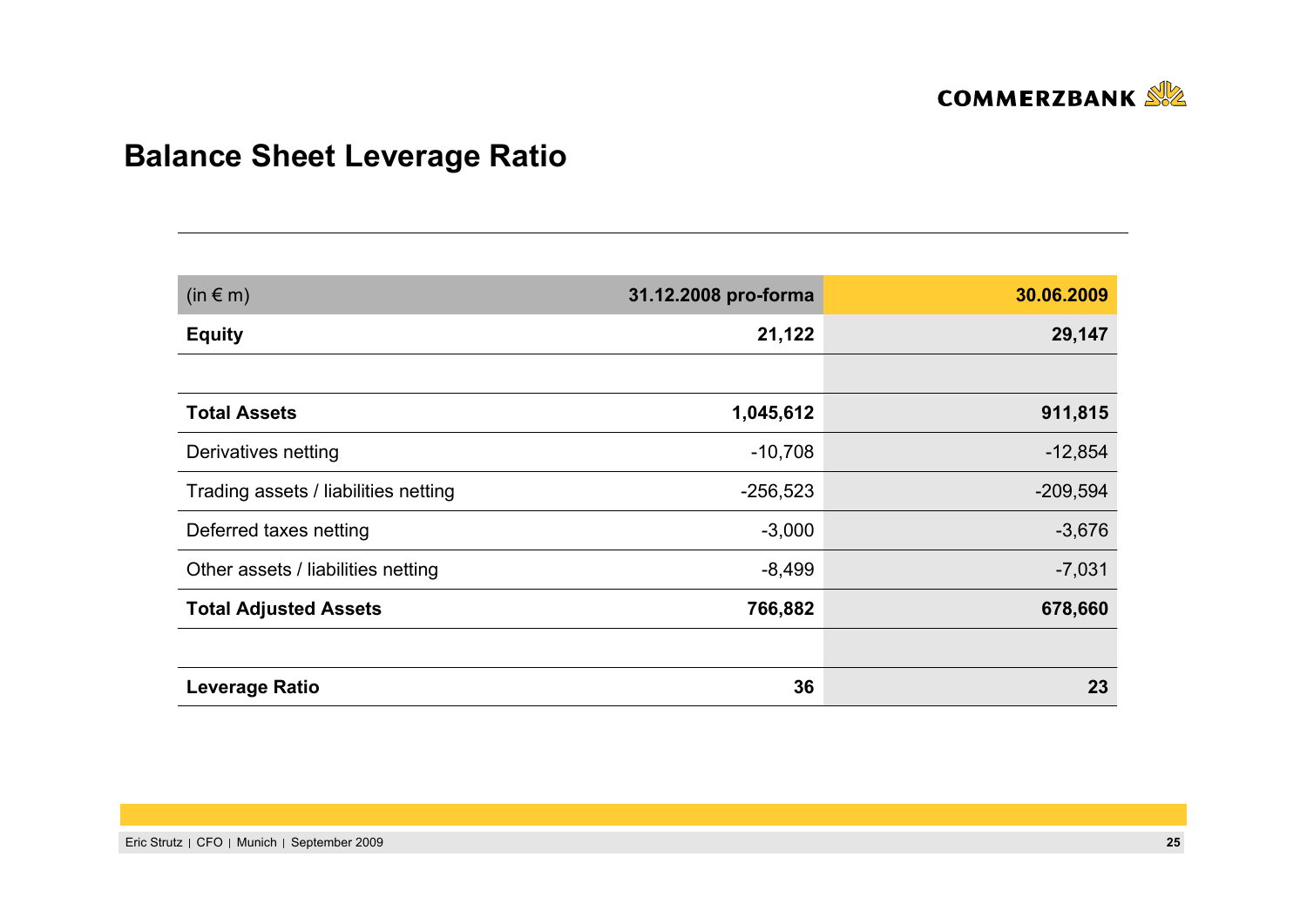# Balance Sheet Leverage Ratio

| (in € m) | 31.12.2008 pro-forma | 30.06.2009 |
|---|---|---|
| **Equity** | **21,122** | **29,147** |
| | | |
| **Total Assets** | **1,045,612** | **911,815** |
| Derivatives netting | -10,708 | -12,854 |
| Trading assets / liabilities netting | -256,523 | -209,594 |
| Deferred taxes netting | -3,000 | -3,676 |
| Other assets / liabilities netting | -8,499 | -7,031 |
| **Total Adjusted Assets** | **766,882** | **678,660** |
| | | |
| **Leverage Ratio** | **36** | **23** |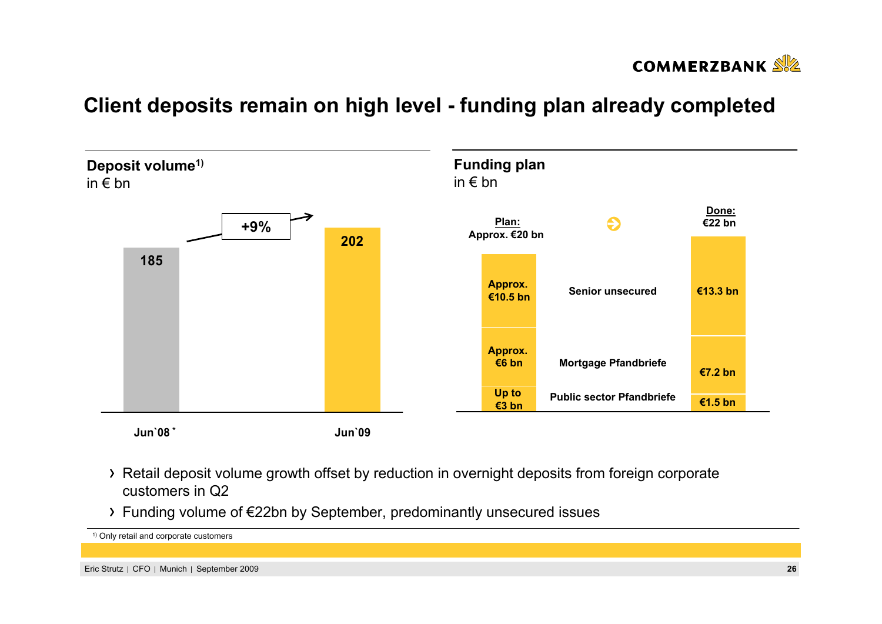# Client deposits remain on high level - funding plan already completed

## Deposit volume[1)]

in € bn

| | Jun`08 * | Jun`09 |
|---|---|---|
| Deposit volume | 185 | 202 |

+9%

## Funding plan

in € bn

| | Plan: Approx. €20 bn | Done: €22 bn |
|---|---|---|
| Senior unsecured | Approx. €10.5 bn | €13.3 bn |
| Mortgage Pfandbriefe | Approx. €6 bn | €7.2 bn |
| Public sector Pfandbriefe | Up to €3 bn | €1.5 bn |

- Retail deposit volume growth offset by reduction in overnight deposits from foreign corporate customers in Q2
- Funding volume of €22bn by September, predominantly unsecured issues

1) Only retail and corporate customers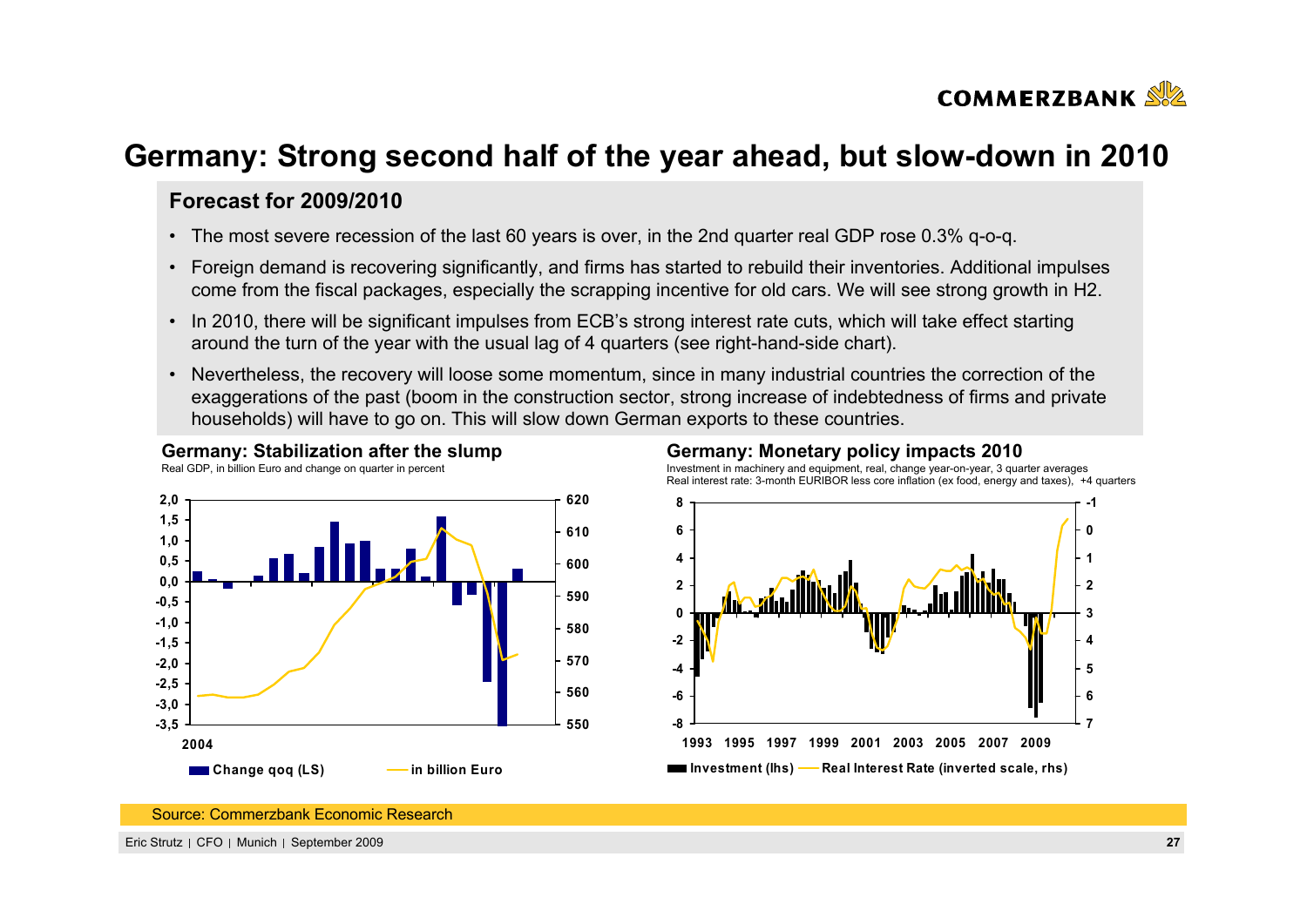# Germany: Strong second half of the year ahead, but slow-down in 2010

## Forecast for 2009/2010

- The most severe recession of the last 60 years is over, in the 2nd quarter real GDP rose 0.3% q-o-q.
- Foreign demand is recovering significantly, and firms has started to rebuild their inventories. Additional impulses come from the fiscal packages, especially the scrapping incentive for old cars. We will see strong growth in H2.
- In 2010, there will be significant impulses from ECB's strong interest rate cuts, which will take effect starting around the turn of the year with the usual lag of 4 quarters (see right-hand-side chart).
- Nevertheless, the recovery will loose some momentum, since in many industrial countries the correction of the exaggerations of the past (boom in the construction sector, strong increase of indebtedness of firms and private households) will have to go on. This will slow down German exports to these countries.

**Germany: Stabilization after the slump**

Real GDP, in billion Euro and change on quarter in percent

Legend: Change qoq (LS) — in billion Euro

**Germany: Monetary policy impacts 2010**

Investment in machinery and equipment, real, change year-on-year, 3 quarter averages
Real interest rate: 3-month EURIBOR less core inflation (ex food, energy and taxes), +4 quarters

Legend: Investment (lhs) — Real Interest Rate (inverted scale, rhs)

Source: Commerzbank Economic Research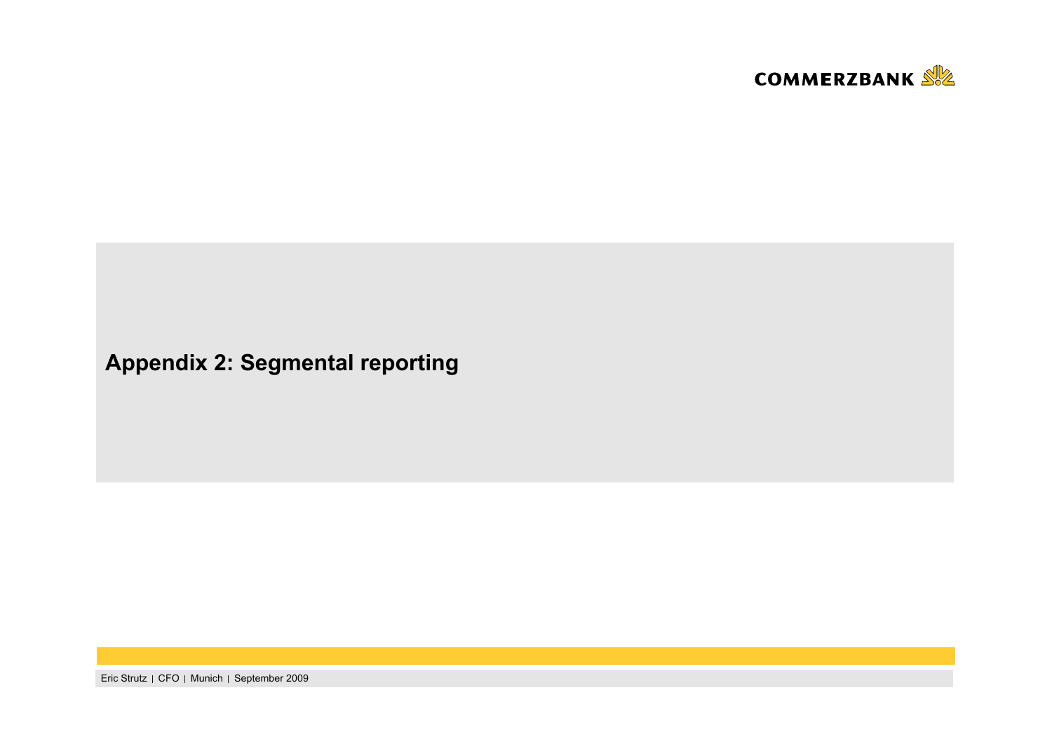# Appendix 2: Segmental reporting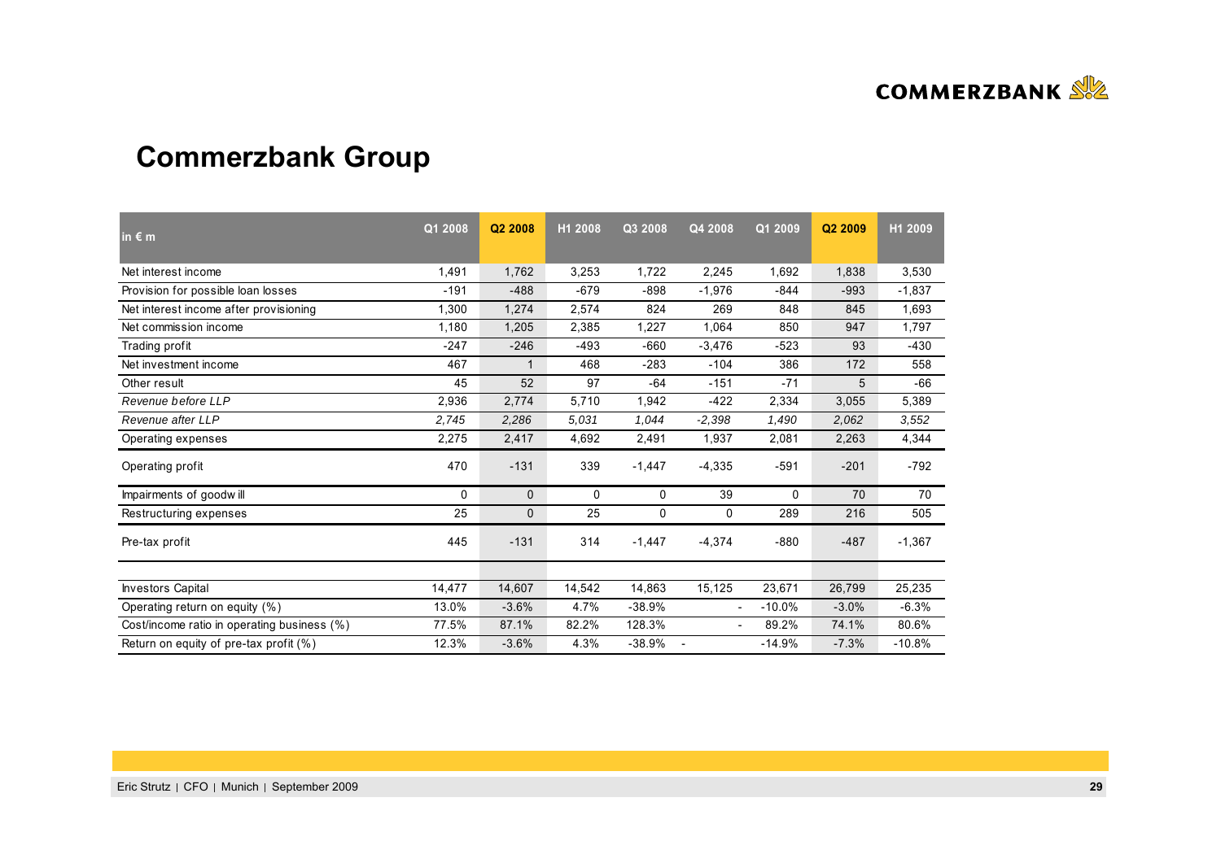# Commerzbank Group

| in € m | Q1 2008 | Q2 2008 | H1 2008 | Q3 2008 | Q4 2008 | Q1 2009 | Q2 2009 | H1 2009 |
|---|---|---|---|---|---|---|---|---|
| Net interest income | 1,491 | 1,762 | 3,253 | 1,722 | 2,245 | 1,692 | 1,838 | 3,530 |
| Provision for possible loan losses | -191 | -488 | -679 | -898 | -1,976 | -844 | -993 | -1,837 |
| Net interest income after provisioning | 1,300 | 1,274 | 2,574 | 824 | 269 | 848 | 845 | 1,693 |
| Net commission income | 1,180 | 1,205 | 2,385 | 1,227 | 1,064 | 850 | 947 | 1,797 |
| Trading profit | -247 | -246 | -493 | -660 | -3,476 | -523 | 93 | -430 |
| Net investment income | 467 | 1 | 468 | -283 | -104 | 386 | 172 | 558 |
| Other result | 45 | 52 | 97 | -64 | -151 | -71 | 5 | -66 |
| *Revenue before LLP* | 2,936 | 2,774 | 5,710 | 1,942 | -422 | 2,334 | 3,055 | 5,389 |
| *Revenue after LLP* | *2,745* | *2,286* | *5,031* | *1,044* | *-2,398* | *1,490* | *2,062* | *3,552* |
| Operating expenses | 2,275 | 2,417 | 4,692 | 2,491 | 1,937 | 2,081 | 2,263 | 4,344 |
| Operating profit | 470 | -131 | 339 | -1,447 | -4,335 | -591 | -201 | -792 |
| Impairments of goodwill | 0 | 0 | 0 | 0 | 39 | 0 | 70 | 70 |
| Restructuring expenses | 25 | 0 | 25 | 0 | 0 | 289 | 216 | 505 |
| Pre-tax profit | 445 | -131 | 314 | -1,447 | -4,374 | -880 | -487 | -1,367 |
| | | | | | | | | |
| Investors Capital | 14,477 | 14,607 | 14,542 | 14,863 | 15,125 | 23,671 | 26,799 | 25,235 |
| Operating return on equity (%) | 13.0% | -3.6% | 4.7% | -38.9% | - | -10.0% | -3.0% | -6.3% |
| Cost/income ratio in operating business (%) | 77.5% | 87.1% | 82.2% | 128.3% | - | 89.2% | 74.1% | 80.6% |
| Return on equity of pre-tax profit (%) | 12.3% | -3.6% | 4.3% | -38.9% | - | -14.9% | -7.3% | -10.8% |

Eric Strutz | CFO | Munich | September 2009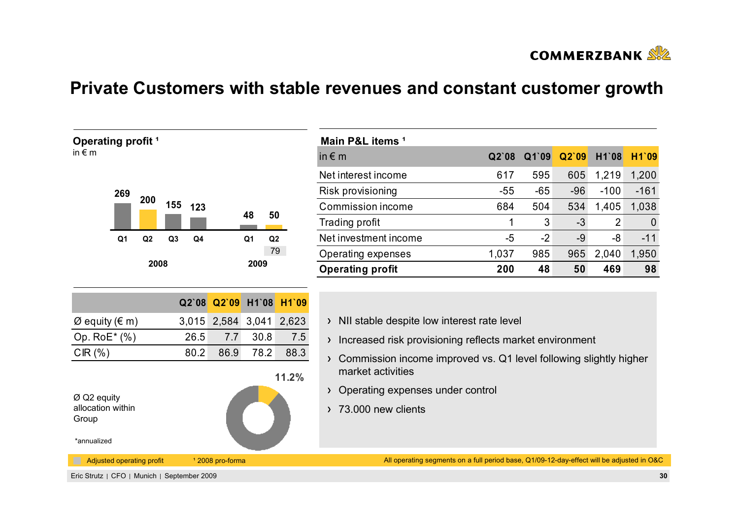# Private Customers with stable revenues and constant customer growth

## Operating profit ¹

in € m

| | 2008 Q1 | 2008 Q2 | 2008 Q3 | 2008 Q4 | 2009 Q1 | 2009 Q2 |
|---|---|---|---|---|---|---|
| Operating profit | 269 | 200 | 155 | 123 | 48 | 50 |
| Adjusted operating profit | | | | | | 79 |

## Main P&L items ¹

| in € m | Q2`08 | Q1`09 | Q2`09 | H1`08 | H1`09 |
|---|---|---|---|---|---|
| Net interest income | 617 | 595 | 605 | 1,219 | 1,200 |
| Risk provisioning | -55 | -65 | -96 | -100 | -161 |
| Commission income | 684 | 504 | 534 | 1,405 | 1,038 |
| Trading profit | 1 | 3 | -3 | 2 | 0 |
| Net investment income | -5 | -2 | -9 | -8 | -11 |
| Operating expenses | 1,037 | 985 | 965 | 2,040 | 1,950 |
| **Operating profit** | **200** | **48** | **50** | **469** | **98** |

| | Q2`08 | Q2`09 | H1`08 | H1`09 |
|---|---|---|---|---|
| Ø equity (€ m) | 3,015 | 2,584 | 3,041 | 2,623 |
| Op. RoE* (%) | 26.5 | 7.7 | 30.8 | 7.5 |
| CIR (%) | 80.2 | 86.9 | 78.2 | 88.3 |

Ø Q2 equity allocation within Group: 11.2%

*annualized

- NII stable despite low interest rate level
- Increased risk provisioning reflects market environment
- Commission income improved vs. Q1 level following slightly higher market activities
- Operating expenses under control
- 73.000 new clients

Adjusted operating profit

¹ 2008 pro-forma

All operating segments on a full period base, Q1/09-12-day-effect will be adjusted in O&C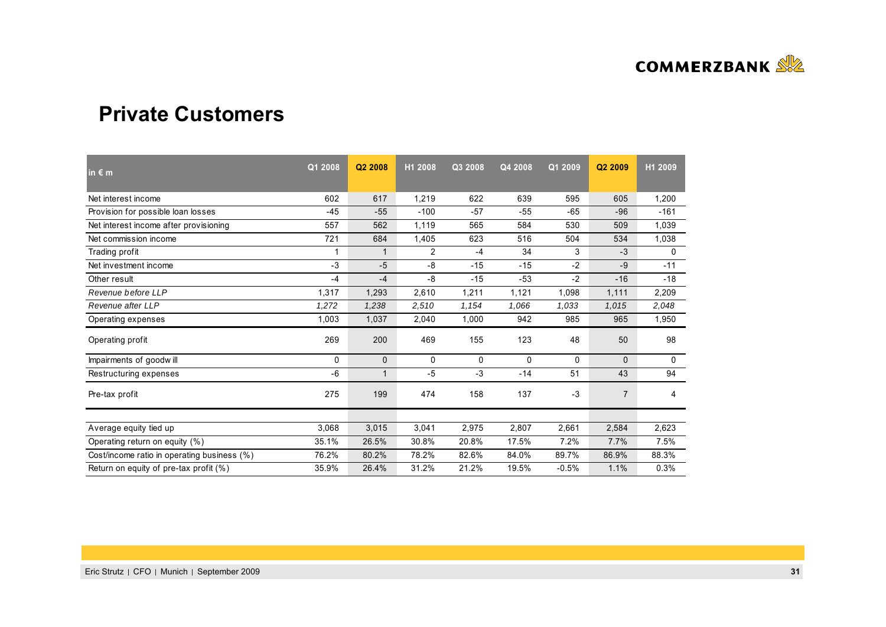# Private Customers

| in € m | Q1 2008 | Q2 2008 | H1 2008 | Q3 2008 | Q4 2008 | Q1 2009 | Q2 2009 | H1 2009 |
|---|---|---|---|---|---|---|---|---|
| Net interest income | 602 | 617 | 1,219 | 622 | 639 | 595 | 605 | 1,200 |
| Provision for possible loan losses | -45 | -55 | -100 | -57 | -55 | -65 | -96 | -161 |
| Net interest income after provisioning | 557 | 562 | 1,119 | 565 | 584 | 530 | 509 | 1,039 |
| Net commission income | 721 | 684 | 1,405 | 623 | 516 | 504 | 534 | 1,038 |
| Trading profit | 1 | 1 | 2 | -4 | 34 | 3 | -3 | 0 |
| Net investment income | -3 | -5 | -8 | -15 | -15 | -2 | -9 | -11 |
| Other result | -4 | -4 | -8 | -15 | -53 | -2 | -16 | -18 |
| *Revenue before LLP* | 1,317 | 1,293 | 2,610 | 1,211 | 1,121 | 1,098 | 1,111 | 2,209 |
| *Revenue after LLP* | *1,272* | *1,238* | *2,510* | *1,154* | *1,066* | *1,033* | *1,015* | *2,048* |
| Operating expenses | 1,003 | 1,037 | 2,040 | 1,000 | 942 | 985 | 965 | 1,950 |
| Operating profit | 269 | 200 | 469 | 155 | 123 | 48 | 50 | 98 |
| Impairments of goodwill | 0 | 0 | 0 | 0 | 0 | 0 | 0 | 0 |
| Restructuring expenses | -6 | 1 | -5 | -3 | -14 | 51 | 43 | 94 |
| Pre-tax profit | 275 | 199 | 474 | 158 | 137 | -3 | 7 | 4 |
| | | | | | | | | |
| Average equity tied up | 3,068 | 3,015 | 3,041 | 2,975 | 2,807 | 2,661 | 2,584 | 2,623 |
| Operating return on equity (%) | 35.1% | 26.5% | 30.8% | 20.8% | 17.5% | 7.2% | 7.7% | 7.5% |
| Cost/income ratio in operating business (%) | 76.2% | 80.2% | 78.2% | 82.6% | 84.0% | 89.7% | 86.9% | 88.3% |
| Return on equity of pre-tax profit (%) | 35.9% | 26.4% | 31.2% | 21.2% | 19.5% | -0.5% | 1.1% | 0.3% |

Eric Strutz | CFO | Munich | September 2009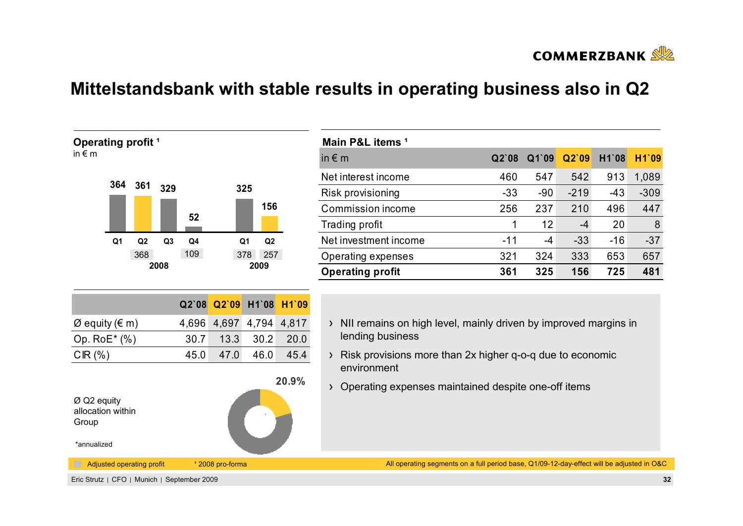# Mittelstandsbank with stable results in operating business also in Q2

## Operating profit ¹

in € m

| | 2008 Q1 | 2008 Q2 | 2008 Q3 | 2008 Q4 | 2009 Q1 | 2009 Q2 |
|---|---|---|---|---|---|---|
| Operating profit | 364 | 361 | 329 | 52 | 325 | 156 |
| Adjusted operating profit | | 368 | | 109 | 378 | 257 |

## Main P&L items ¹

| in € m | Q2`08 | Q1`09 | Q2`09 | H1`08 | H1`09 |
|---|---|---|---|---|---|
| Net interest income | 460 | 547 | 542 | 913 | 1,089 |
| Risk provisioning | -33 | -90 | -219 | -43 | -309 |
| Commission income | 256 | 237 | 210 | 496 | 447 |
| Trading profit | 1 | 12 | -4 | 20 | 8 |
| Net investment income | -11 | -4 | -33 | -16 | -37 |
| Operating expenses | 321 | 324 | 333 | 653 | 657 |
| **Operating profit** | **361** | **325** | **156** | **725** | **481** |

| | Q2`08 | Q2`09 | H1`08 | H1`09 |
|---|---|---|---|---|
| Ø equity (€ m) | 4,696 | 4,697 | 4,794 | 4,817 |
| Op. RoE* (%) | 30.7 | 13.3 | 30.2 | 20.0 |
| CIR (%) | 45.0 | 47.0 | 46.0 | 45.4 |

Ø Q2 equity allocation within Group: 20.9%

*annualized

- NII remains on high level, mainly driven by improved margins in lending business
- Risk provisions more than 2x higher q-o-q due to economic environment
- Operating expenses maintained despite one-off items

Adjusted operating profit    ¹ 2008 pro-forma    All operating segments on a full period base, Q1/09-12-day-effect will be adjusted in O&C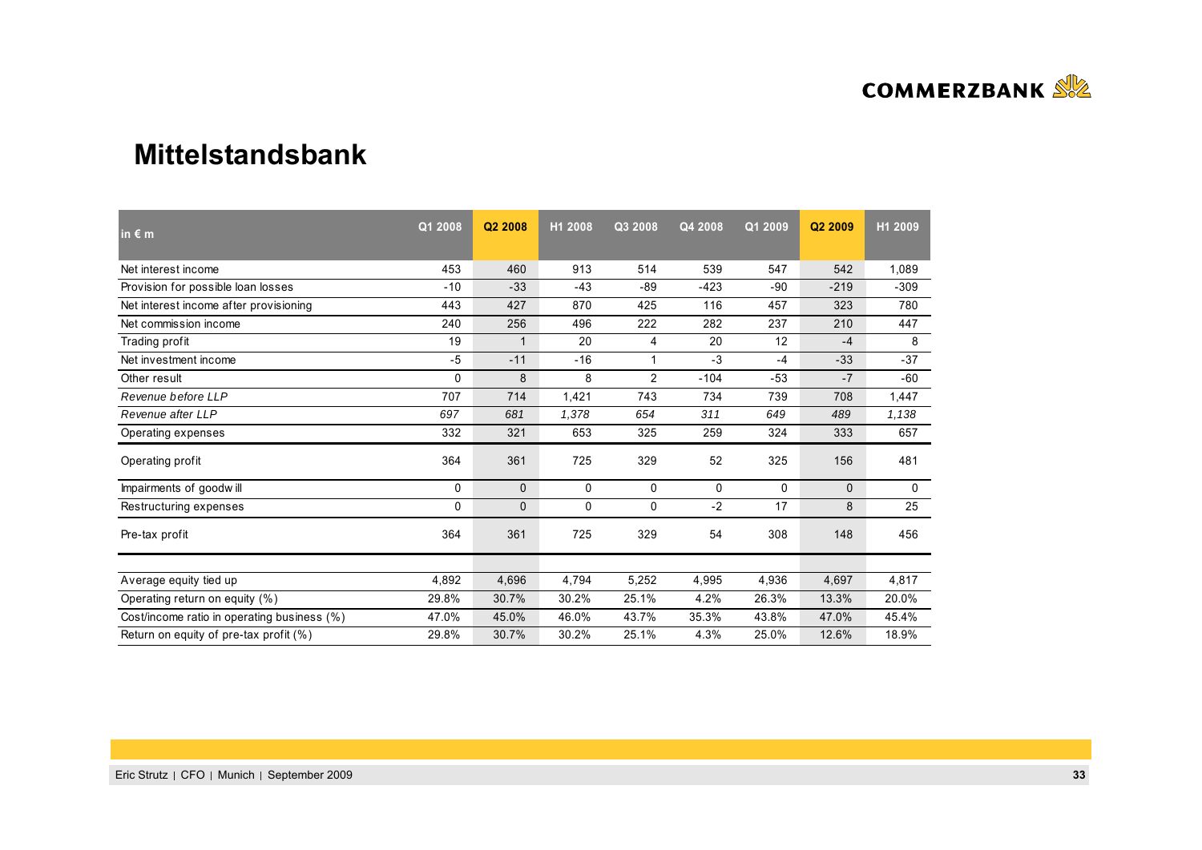# Mittelstandsbank

| in € m | Q1 2008 | Q2 2008 | H1 2008 | Q3 2008 | Q4 2008 | Q1 2009 | Q2 2009 | H1 2009 |
|---|---|---|---|---|---|---|---|---|
| Net interest income | 453 | 460 | 913 | 514 | 539 | 547 | 542 | 1,089 |
| Provision for possible loan losses | -10 | -33 | -43 | -89 | -423 | -90 | -219 | -309 |
| Net interest income after provisioning | 443 | 427 | 870 | 425 | 116 | 457 | 323 | 780 |
| Net commission income | 240 | 256 | 496 | 222 | 282 | 237 | 210 | 447 |
| Trading profit | 19 | 1 | 20 | 4 | 20 | 12 | -4 | 8 |
| Net investment income | -5 | -11 | -16 | 1 | -3 | -4 | -33 | -37 |
| Other result | 0 | 8 | 8 | 2 | -104 | -53 | -7 | -60 |
| *Revenue before LLP* | 707 | 714 | 1,421 | 743 | 734 | 739 | 708 | 1,447 |
| *Revenue after LLP* | *697* | *681* | *1,378* | *654* | *311* | *649* | *489* | *1,138* |
| Operating expenses | 332 | 321 | 653 | 325 | 259 | 324 | 333 | 657 |
| Operating profit | 364 | 361 | 725 | 329 | 52 | 325 | 156 | 481 |
| Impairments of goodwill | 0 | 0 | 0 | 0 | 0 | 0 | 0 | 0 |
| Restructuring expenses | 0 | 0 | 0 | 0 | -2 | 17 | 8 | 25 |
| Pre-tax profit | 364 | 361 | 725 | 329 | 54 | 308 | 148 | 456 |
| | | | | | | | | |
| Average equity tied up | 4,892 | 4,696 | 4,794 | 5,252 | 4,995 | 4,936 | 4,697 | 4,817 |
| Operating return on equity (%) | 29.8% | 30.7% | 30.2% | 25.1% | 4.2% | 26.3% | 13.3% | 20.0% |
| Cost/income ratio in operating business (%) | 47.0% | 45.0% | 46.0% | 43.7% | 35.3% | 43.8% | 47.0% | 45.4% |
| Return on equity of pre-tax profit (%) | 29.8% | 30.7% | 30.2% | 25.1% | 4.3% | 25.0% | 12.6% | 18.9% |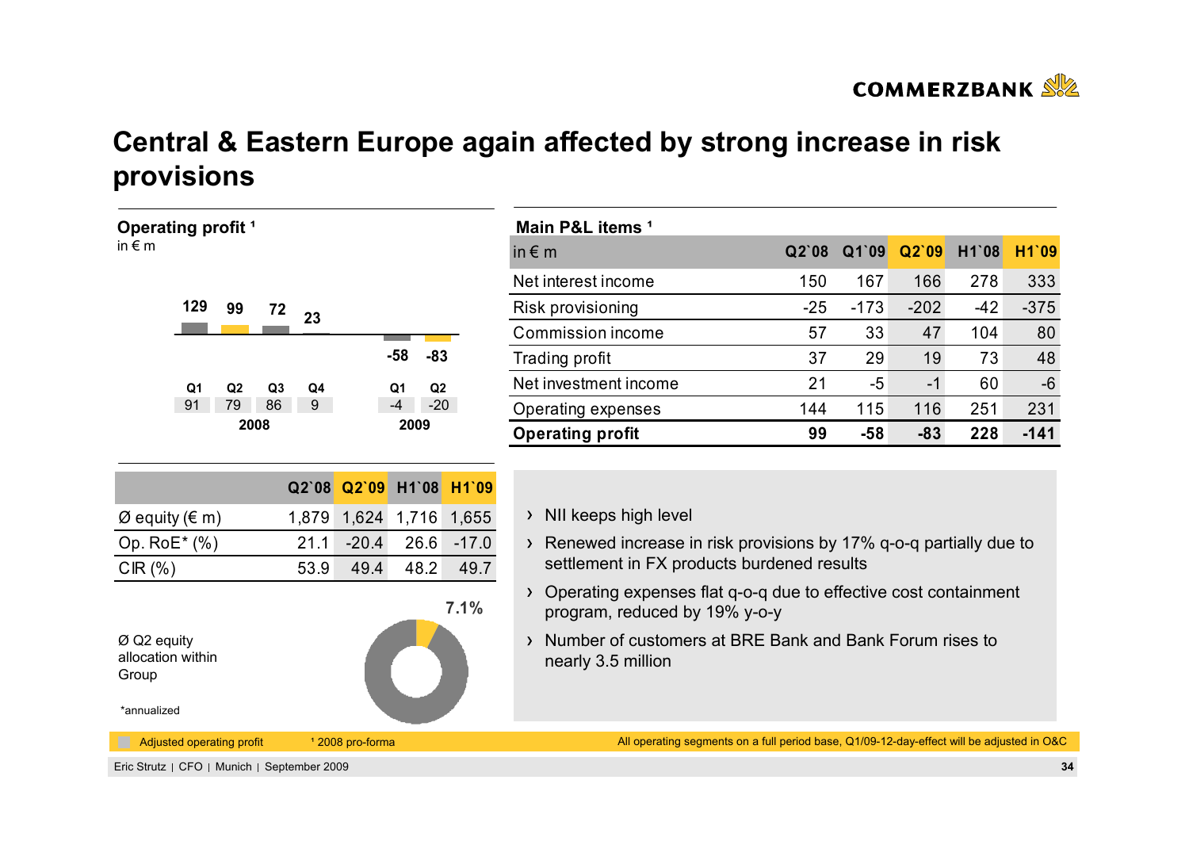# Central & Eastern Europe again affected by strong increase in risk provisions

**Operating profit [1]**
in € m

| | 2008 Q1 | 2008 Q2 | 2008 Q3 | 2008 Q4 | 2009 Q1 | 2009 Q2 |
|---|---|---|---|---|---|---|
| Operating profit | 129 | 99 | 72 | 23 | -58 | -83 |
| Adjusted operating profit | 91 | 79 | 86 | 9 | -4 | -20 |

**Main P&L items [1]**

| in € m | Q2`08 | Q1`09 | Q2`09 | H1`08 | H1`09 |
|---|---|---|---|---|---|
| Net interest income | 150 | 167 | 166 | 278 | 333 |
| Risk provisioning | -25 | -173 | -202 | -42 | -375 |
| Commission income | 57 | 33 | 47 | 104 | 80 |
| Trading profit | 37 | 29 | 19 | 73 | 48 |
| Net investment income | 21 | -5 | -1 | 60 | -6 |
| Operating expenses | 144 | 115 | 116 | 251 | 231 |
| **Operating profit** | **99** | **-58** | **-83** | **228** | **-141** |

| | Q2`08 | Q2`09 | H1`08 | H1`09 |
|---|---|---|---|---|
| Ø equity (€ m) | 1,879 | 1,624 | 1,716 | 1,655 |
| Op. RoE* (%) | 21.1 | -20.4 | 26.6 | -17.0 |
| CIR (%) | 53.9 | 49.4 | 48.2 | 49.7 |

Ø Q2 equity allocation within Group: 7.1%

*annualized

- NII keeps high level
- Renewed increase in risk provisions by 17% q-o-q partially due to settlement in FX products burdened results
- Operating expenses flat q-o-q due to effective cost containment program, reduced by 19% y-o-y
- Number of customers at BRE Bank and Bank Forum rises to nearly 3.5 million

Adjusted operating profit | [1] 2008 pro-forma | All operating segments on a full period base, Q1/09-12-day-effect will be adjusted in O&C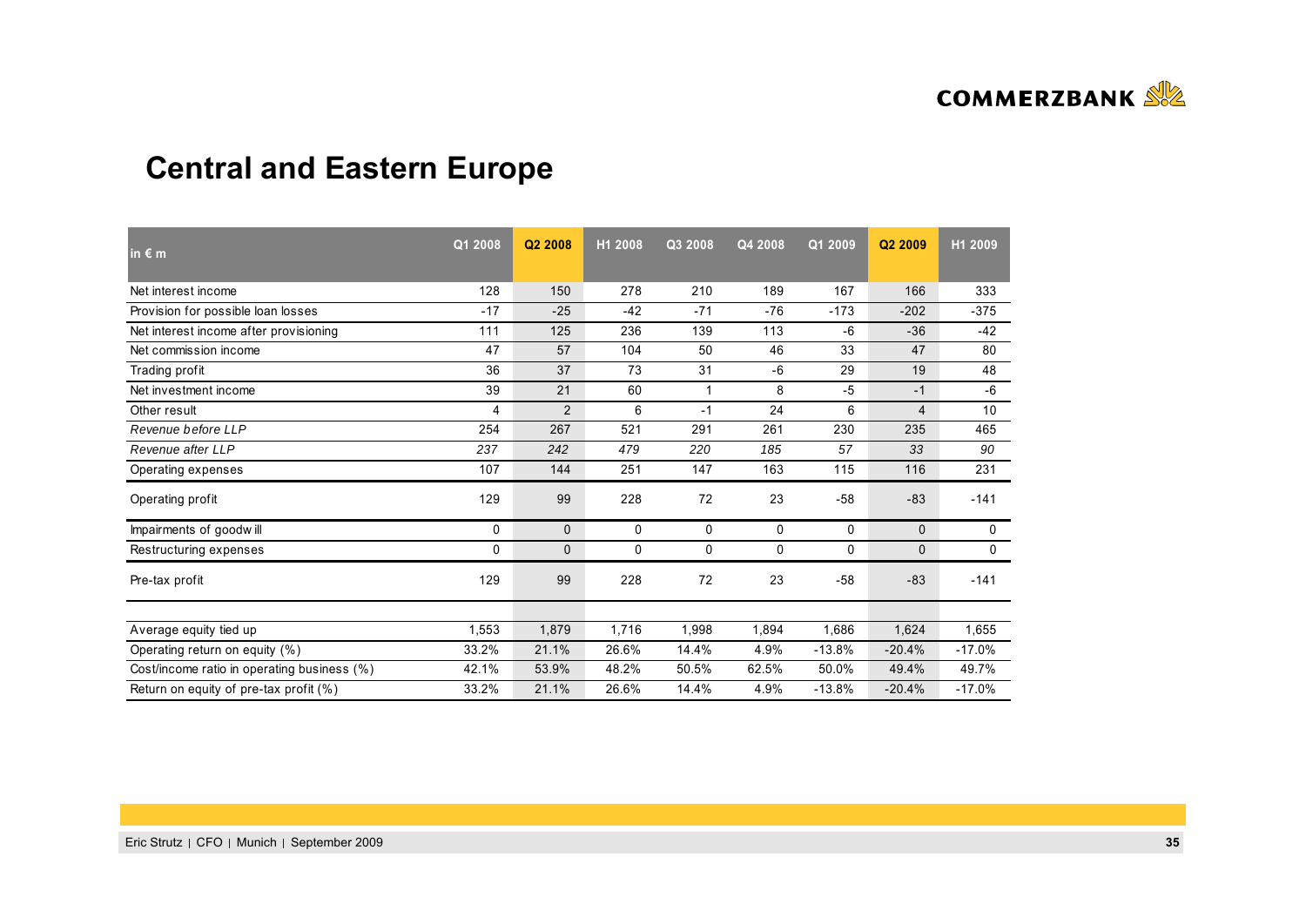# Central and Eastern Europe

| in € m | Q1 2008 | Q2 2008 | H1 2008 | Q3 2008 | Q4 2008 | Q1 2009 | Q2 2009 | H1 2009 |
|---|---|---|---|---|---|---|---|---|
| Net interest income | 128 | 150 | 278 | 210 | 189 | 167 | 166 | 333 |
| Provision for possible loan losses | -17 | -25 | -42 | -71 | -76 | -173 | -202 | -375 |
| Net interest income after provisioning | 111 | 125 | 236 | 139 | 113 | -6 | -36 | -42 |
| Net commission income | 47 | 57 | 104 | 50 | 46 | 33 | 47 | 80 |
| Trading profit | 36 | 37 | 73 | 31 | -6 | 29 | 19 | 48 |
| Net investment income | 39 | 21 | 60 | 1 | 8 | -5 | -1 | -6 |
| Other result | 4 | 2 | 6 | -1 | 24 | 6 | 4 | 10 |
| *Revenue before LLP* | 254 | 267 | 521 | 291 | 261 | 230 | 235 | 465 |
| *Revenue after LLP* | *237* | *242* | *479* | *220* | *185* | *57* | *33* | *90* |
| Operating expenses | 107 | 144 | 251 | 147 | 163 | 115 | 116 | 231 |
| Operating profit | 129 | 99 | 228 | 72 | 23 | -58 | -83 | -141 |
| Impairments of goodwill | 0 | 0 | 0 | 0 | 0 | 0 | 0 | 0 |
| Restructuring expenses | 0 | 0 | 0 | 0 | 0 | 0 | 0 | 0 |
| Pre-tax profit | 129 | 99 | 228 | 72 | 23 | -58 | -83 | -141 |
| | | | | | | | | |
| Average equity tied up | 1,553 | 1,879 | 1,716 | 1,998 | 1,894 | 1,686 | 1,624 | 1,655 |
| Operating return on equity (%) | 33.2% | 21.1% | 26.6% | 14.4% | 4.9% | -13.8% | -20.4% | -17.0% |
| Cost/income ratio in operating business (%) | 42.1% | 53.9% | 48.2% | 50.5% | 62.5% | 50.0% | 49.4% | 49.7% |
| Return on equity of pre-tax profit (%) | 33.2% | 21.1% | 26.6% | 14.4% | 4.9% | -13.8% | -20.4% | -17.0% |

Eric Strutz | CFO | Munich | September 2009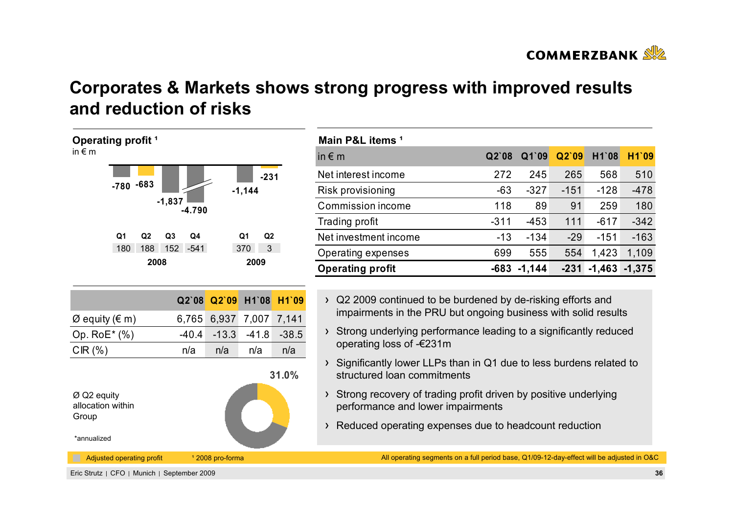# Corporates & Markets shows strong progress with improved results and reduction of risks

**Operating profit [1]**
in € m

| | Q1 2008 | Q2 2008 | Q3 2008 | Q4 2008 | Q1 2009 | Q2 2009 |
|---|---|---|---|---|---|---|
| Operating profit | -780 | -683 | -1,837 | -4.790 | -1,144 | -231 |
| Adjusted operating profit | 180 | 188 | 152 | -541 | 370 | 3 |

| | Q2`08 | Q2`09 | H1`08 | H1`09 |
|---|---|---|---|---|
| Ø equity (€ m) | 6,765 | 6,937 | 7,007 | 7,141 |
| Op. RoE* (%) | -40.4 | -13.3 | -41.8 | -38.5 |
| CIR (%) | n/a | n/a | n/a | n/a |

Ø Q2 equity allocation within Group: 31.0%

*annualized

**Main P&L items [1]**

| in € m | Q2`08 | Q1`09 | Q2`09 | H1`08 | H1`09 |
|---|---|---|---|---|---|
| Net interest income | 272 | 245 | 265 | 568 | 510 |
| Risk provisioning | -63 | -327 | -151 | -128 | -478 |
| Commission income | 118 | 89 | 91 | 259 | 180 |
| Trading profit | -311 | -453 | 111 | -617 | -342 |
| Net investment income | -13 | -134 | -29 | -151 | -163 |
| Operating expenses | 699 | 555 | 554 | 1,423 | 1,109 |
| **Operating profit** | **-683** | **-1,144** | **-231** | **-1,463** | **-1,375** |

- Q2 2009 continued to be burdened by de-risking efforts and impairments in the PRU but ongoing business with solid results
- Strong underlying performance leading to a significantly reduced operating loss of -€231m
- Significantly lower LLPs than in Q1 due to less burdens related to structured loan commitments
- Strong recovery of trading profit driven by positive underlying performance and lower impairments
- Reduced operating expenses due to headcount reduction

Adjusted operating profit   [1] 2008 pro-forma   All operating segments on a full period base, Q1/09-12-day-effect will be adjusted in O&C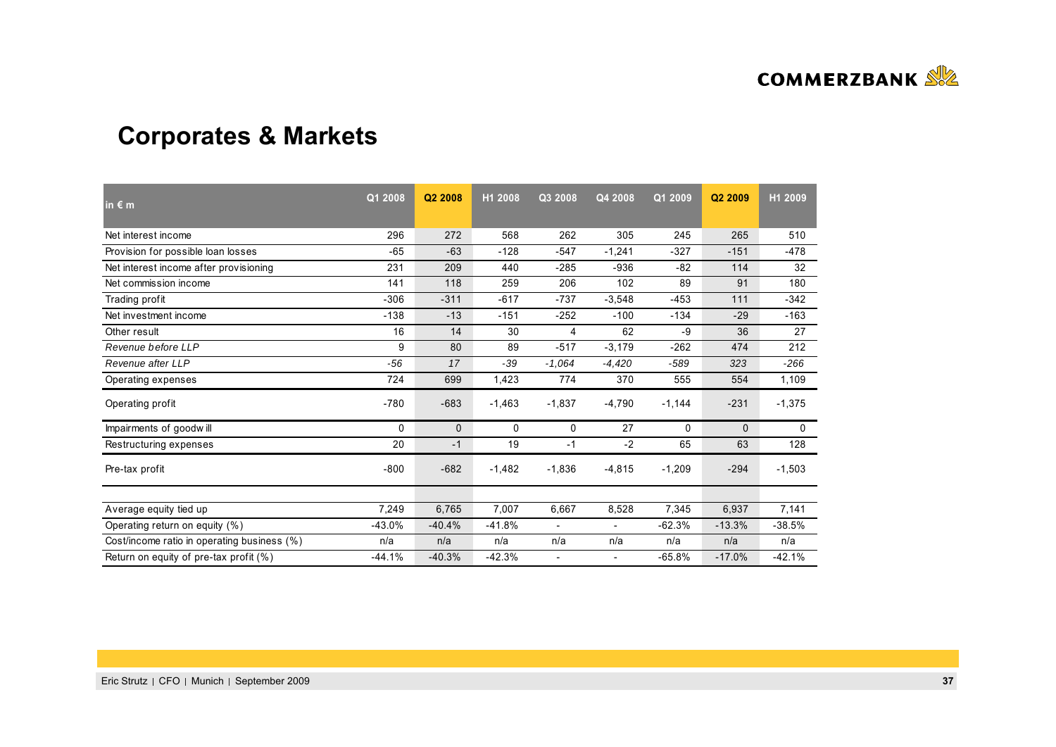## Corporates & Markets

| in € m | Q1 2008 | Q2 2008 | H1 2008 | Q3 2008 | Q4 2008 | Q1 2009 | Q2 2009 | H1 2009 |
|---|---|---|---|---|---|---|---|---|
| Net interest income | 296 | 272 | 568 | 262 | 305 | 245 | 265 | 510 |
| Provision for possible loan losses | -65 | -63 | -128 | -547 | -1,241 | -327 | -151 | -478 |
| Net interest income after provisioning | 231 | 209 | 440 | -285 | -936 | -82 | 114 | 32 |
| Net commission income | 141 | 118 | 259 | 206 | 102 | 89 | 91 | 180 |
| Trading profit | -306 | -311 | -617 | -737 | -3,548 | -453 | 111 | -342 |
| Net investment income | -138 | -13 | -151 | -252 | -100 | -134 | -29 | -163 |
| Other result | 16 | 14 | 30 | 4 | 62 | -9 | 36 | 27 |
| *Revenue before LLP* | 9 | 80 | 89 | -517 | -3,179 | -262 | 474 | 212 |
| *Revenue after LLP* | *-56* | *17* | *-39* | *-1,064* | *-4,420* | *-589* | *323* | *-266* |
| Operating expenses | 724 | 699 | 1,423 | 774 | 370 | 555 | 554 | 1,109 |
| Operating profit | -780 | -683 | -1,463 | -1,837 | -4,790 | -1,144 | -231 | -1,375 |
| Impairments of goodwill | 0 | 0 | 0 | 0 | 27 | 0 | 0 | 0 |
| Restructuring expenses | 20 | -1 | 19 | -1 | -2 | 65 | 63 | 128 |
| Pre-tax profit | -800 | -682 | -1,482 | -1,836 | -4,815 | -1,209 | -294 | -1,503 |
| | | | | | | | | |
| Average equity tied up | 7,249 | 6,765 | 7,007 | 6,667 | 8,528 | 7,345 | 6,937 | 7,141 |
| Operating return on equity (%) | -43.0% | -40.4% | -41.8% | - | - | -62.3% | -13.3% | -38.5% |
| Cost/income ratio in operating business (%) | n/a | n/a | n/a | n/a | n/a | n/a | n/a | n/a |
| Return on equity of pre-tax profit (%) | -44.1% | -40.3% | -42.3% | - | - | -65.8% | -17.0% | -42.1% |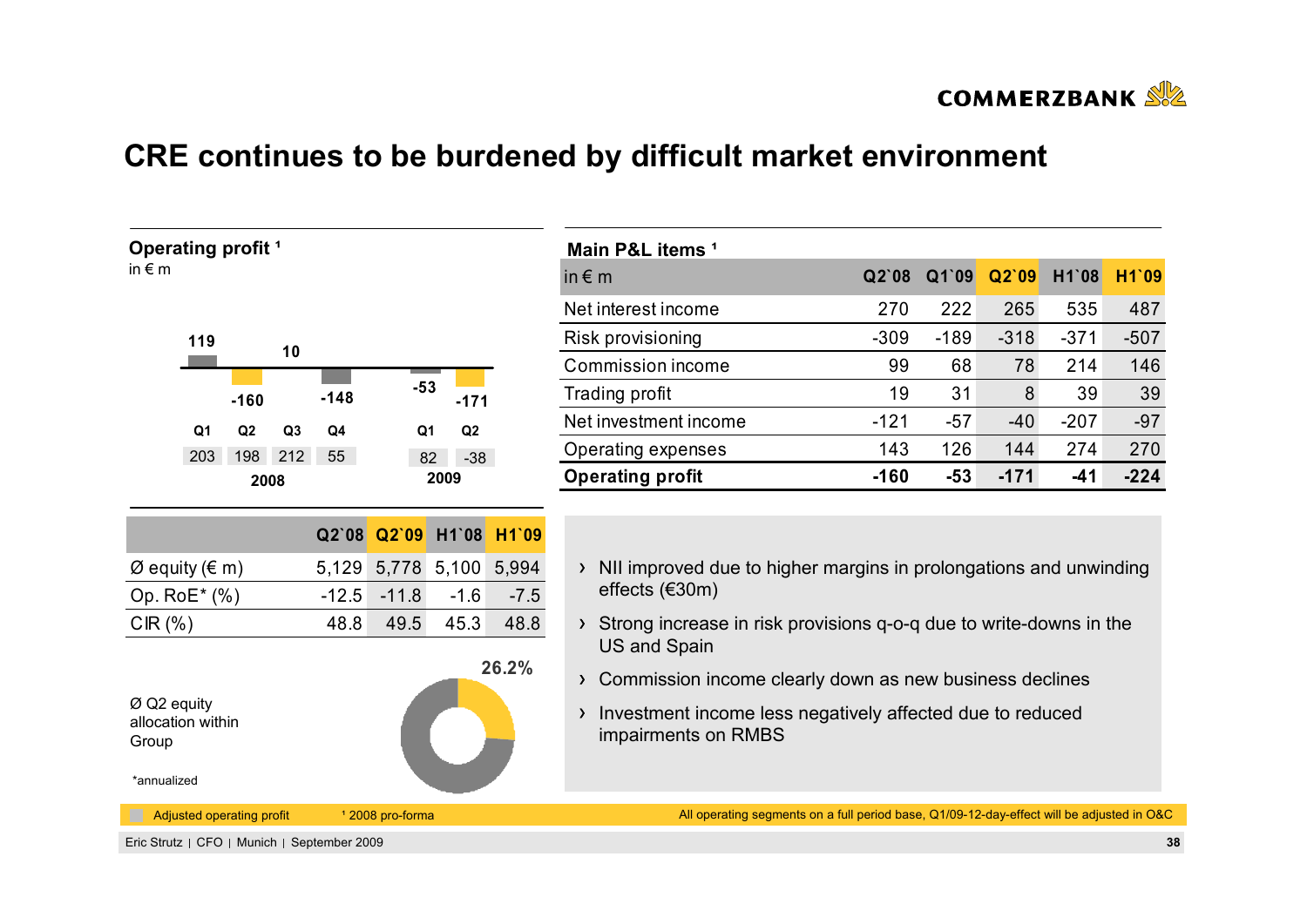# CRE continues to be burdened by difficult market environment

**Operating profit ¹**
in € m

| | 2008 Q1 | 2008 Q2 | 2008 Q3 | 2008 Q4 | 2009 Q1 | 2009 Q2 |
|---|---|---|---|---|---|---|
| Operating profit | 119 | -160 | 10 | -148 | -53 | -171 |
| Adjusted operating profit | 203 | 198 | 212 | 55 | 82 | -38 |

| | Q2`08 | Q2`09 | H1`08 | H1`09 |
|---|---|---|---|---|
| Ø equity (€ m) | 5,129 | 5,778 | 5,100 | 5,994 |
| Op. RoE* (%) | -12.5 | -11.8 | -1.6 | -7.5 |
| CIR (%) | 48.8 | 49.5 | 45.3 | 48.8 |

Ø Q2 equity allocation within Group: 26.2%

*annualized

**Main P&L items ¹**

| in € m | Q2`08 | Q1`09 | Q2`09 | H1`08 | H1`09 |
|---|---|---|---|---|---|
| Net interest income | 270 | 222 | 265 | 535 | 487 |
| Risk provisioning | -309 | -189 | -318 | -371 | -507 |
| Commission income | 99 | 68 | 78 | 214 | 146 |
| Trading profit | 19 | 31 | 8 | 39 | 39 |
| Net investment income | -121 | -57 | -40 | -207 | -97 |
| Operating expenses | 143 | 126 | 144 | 274 | 270 |
| **Operating profit** | **-160** | **-53** | **-171** | **-41** | **-224** |

- NII improved due to higher margins in prolongations and unwinding effects (€30m)
- Strong increase in risk provisions q-o-q due to write-downs in the US and Spain
- Commission income clearly down as new business declines
- Investment income less negatively affected due to reduced impairments on RMBS

Adjusted operating profit ¹ 2008 pro-forma All operating segments on a full period base, Q1/09-12-day-effect will be adjusted in O&C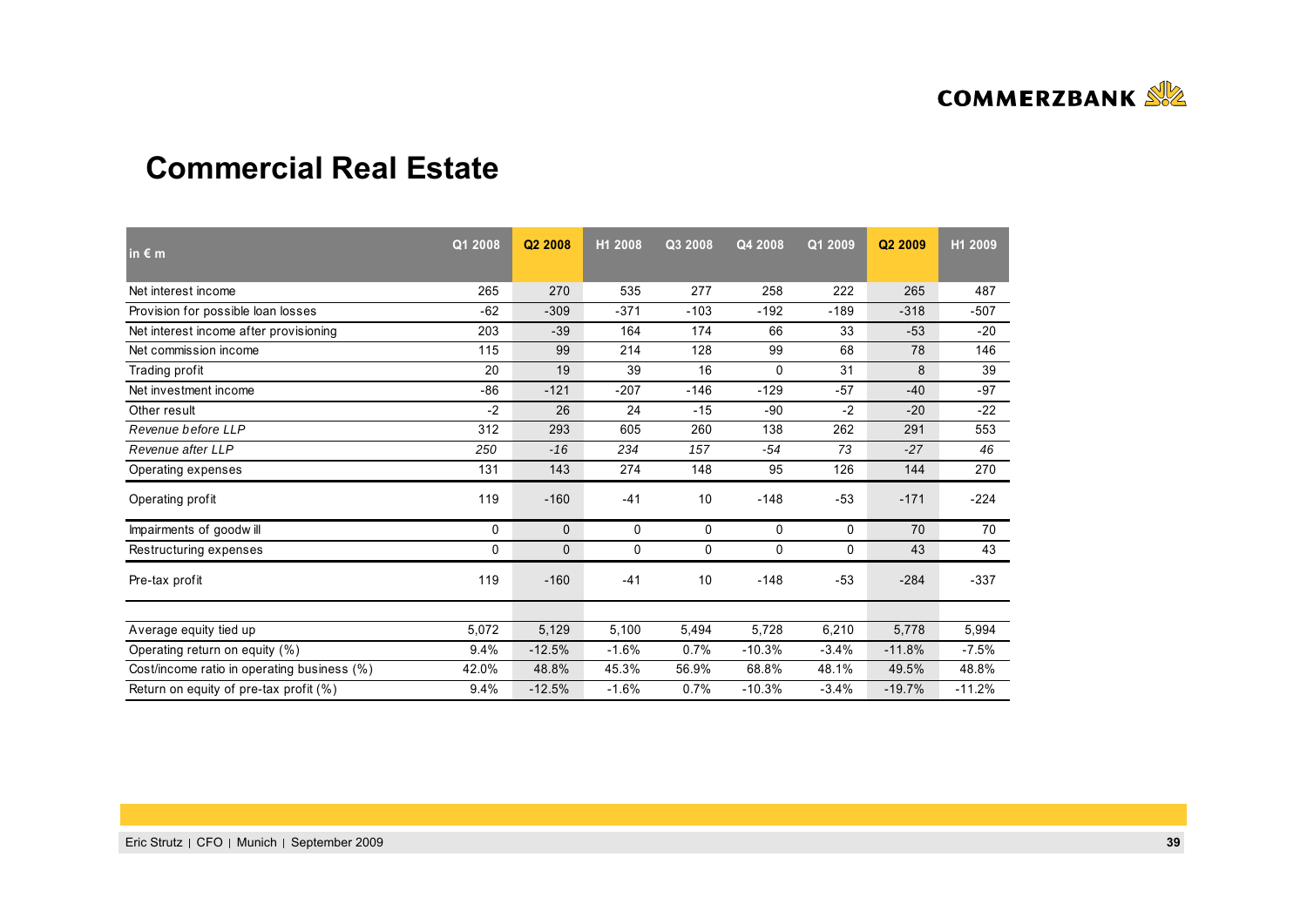# Commercial Real Estate

| in € m | Q1 2008 | Q2 2008 | H1 2008 | Q3 2008 | Q4 2008 | Q1 2009 | Q2 2009 | H1 2009 |
|---|---|---|---|---|---|---|---|---|
| Net interest income | 265 | 270 | 535 | 277 | 258 | 222 | 265 | 487 |
| Provision for possible loan losses | -62 | -309 | -371 | -103 | -192 | -189 | -318 | -507 |
| Net interest income after provisioning | 203 | -39 | 164 | 174 | 66 | 33 | -53 | -20 |
| Net commission income | 115 | 99 | 214 | 128 | 99 | 68 | 78 | 146 |
| Trading profit | 20 | 19 | 39 | 16 | 0 | 31 | 8 | 39 |
| Net investment income | -86 | -121 | -207 | -146 | -129 | -57 | -40 | -97 |
| Other result | -2 | 26 | 24 | -15 | -90 | -2 | -20 | -22 |
| *Revenue before LLP* | 312 | 293 | 605 | 260 | 138 | 262 | 291 | 553 |
| *Revenue after LLP* | *250* | *-16* | *234* | *157* | *-54* | *73* | *-27* | *46* |
| Operating expenses | 131 | 143 | 274 | 148 | 95 | 126 | 144 | 270 |
| Operating profit | 119 | -160 | -41 | 10 | -148 | -53 | -171 | -224 |
| Impairments of goodwill | 0 | 0 | 0 | 0 | 0 | 0 | 70 | 70 |
| Restructuring expenses | 0 | 0 | 0 | 0 | 0 | 0 | 43 | 43 |
| Pre-tax profit | 119 | -160 | -41 | 10 | -148 | -53 | -284 | -337 |
| Average equity tied up | 5,072 | 5,129 | 5,100 | 5,494 | 5,728 | 6,210 | 5,778 | 5,994 |
| Operating return on equity (%) | 9.4% | -12.5% | -1.6% | 0.7% | -10.3% | -3.4% | -11.8% | -7.5% |
| Cost/income ratio in operating business (%) | 42.0% | 48.8% | 45.3% | 56.9% | 68.8% | 48.1% | 49.5% | 48.8% |
| Return on equity of pre-tax profit (%) | 9.4% | -12.5% | -1.6% | 0.7% | -10.3% | -3.4% | -19.7% | -11.2% |

Eric Strutz | CFO | Munich | September 2009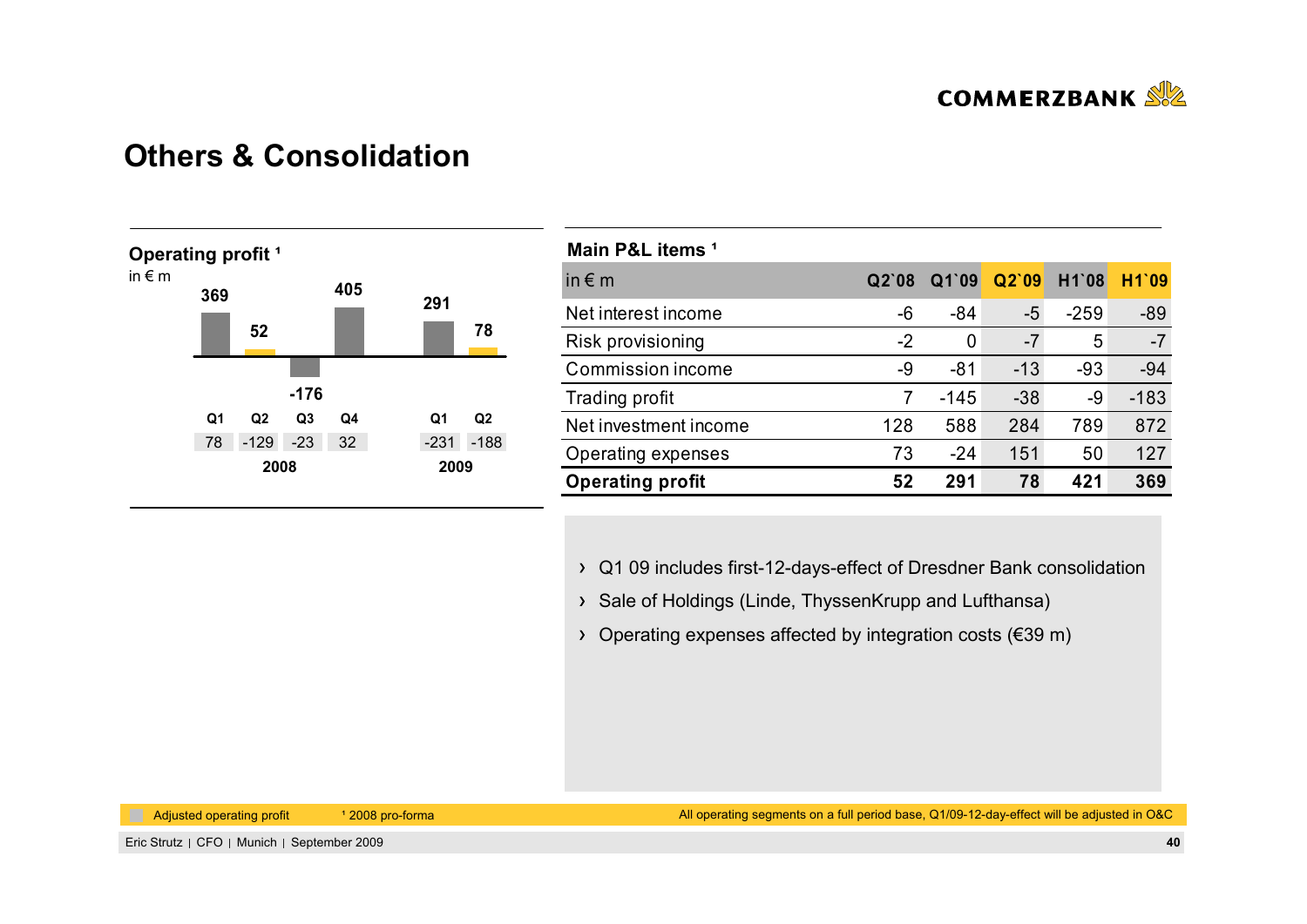# Others & Consolidation

**Operating profit ¹**

in € m

| | 2008 Q1 | 2008 Q2 | 2008 Q3 | 2008 Q4 | 2009 Q1 | 2009 Q2 |
|---|---|---|---|---|---|---|
| Operating profit | 369 | 52 | -176 | 405 | 291 | 78 |
| Adjusted operating profit | 78 | -129 | -23 | 32 | -231 | -188 |

**Main P&L items ¹**

| in € m | Q2`08 | Q1`09 | Q2`09 | H1`08 | H1`09 |
|---|---|---|---|---|---|
| Net interest income | -6 | -84 | -5 | -259 | -89 |
| Risk provisioning | -2 | 0 | -7 | 5 | -7 |
| Commission income | -9 | -81 | -13 | -93 | -94 |
| Trading profit | 7 | -145 | -38 | -9 | -183 |
| Net investment income | 128 | 588 | 284 | 789 | 872 |
| Operating expenses | 73 | -24 | 151 | 50 | 127 |
| **Operating profit** | **52** | **291** | **78** | **421** | **369** |

- Q1 09 includes first-12-days-effect of Dresdner Bank consolidation
- Sale of Holdings (Linde, ThyssenKrupp and Lufthansa)
- Operating expenses affected by integration costs (€39 m)

Adjusted operating profit ¹ 2008 pro-forma

All operating segments on a full period base, Q1/09-12-day-effect will be adjusted in O&C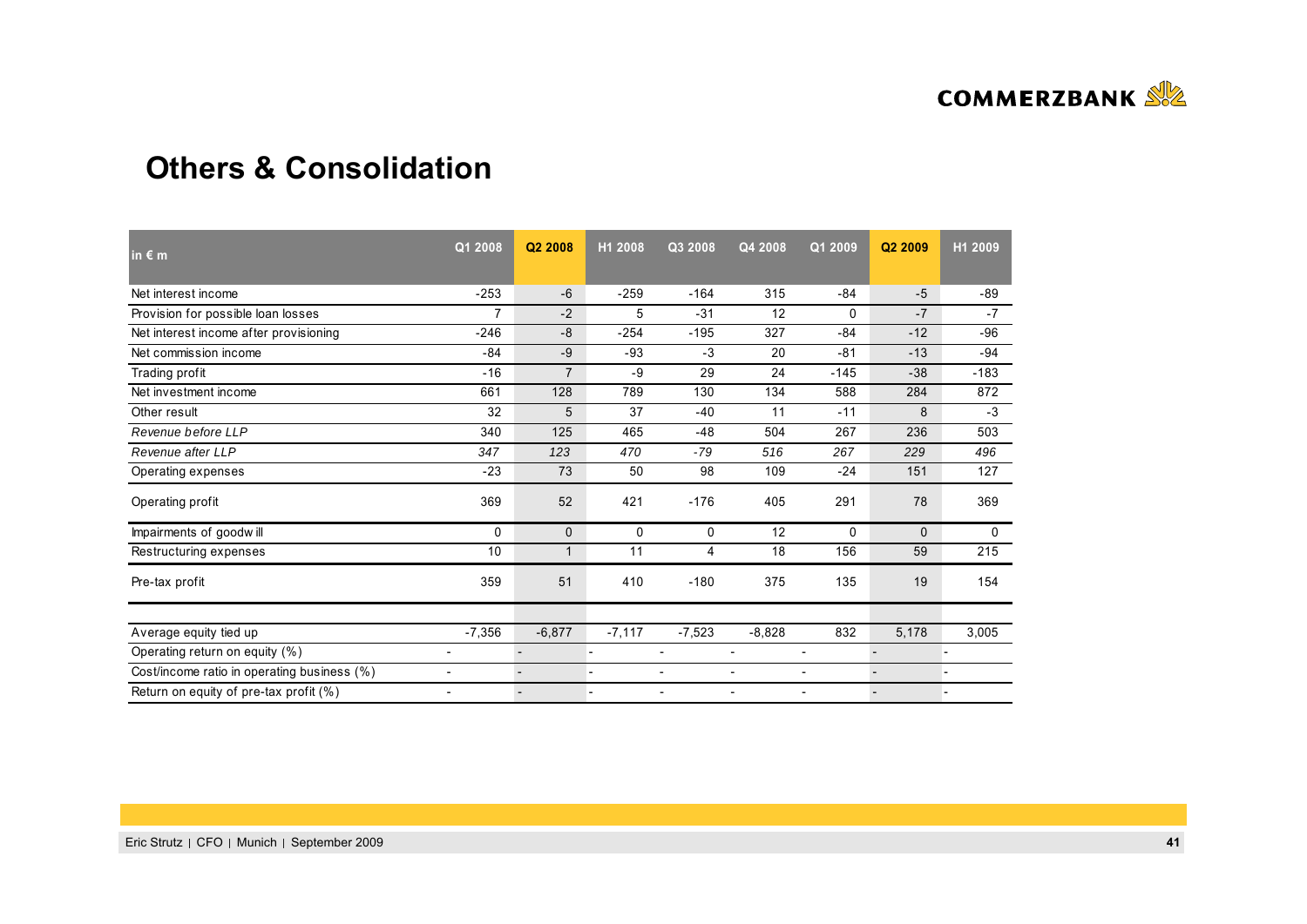# Others & Consolidation

| in € m | Q1 2008 | Q2 2008 | H1 2008 | Q3 2008 | Q4 2008 | Q1 2009 | Q2 2009 | H1 2009 |
|---|---|---|---|---|---|---|---|---|
| Net interest income | -253 | -6 | -259 | -164 | 315 | -84 | -5 | -89 |
| Provision for possible loan losses | 7 | -2 | 5 | -31 | 12 | 0 | -7 | -7 |
| Net interest income after provisioning | -246 | -8 | -254 | -195 | 327 | -84 | -12 | -96 |
| Net commission income | -84 | -9 | -93 | -3 | 20 | -81 | -13 | -94 |
| Trading profit | -16 | 7 | -9 | 29 | 24 | -145 | -38 | -183 |
| Net investment income | 661 | 128 | 789 | 130 | 134 | 588 | 284 | 872 |
| Other result | 32 | 5 | 37 | -40 | 11 | -11 | 8 | -3 |
| *Revenue before LLP* | 340 | 125 | 465 | -48 | 504 | 267 | 236 | 503 |
| *Revenue after LLP* | *347* | *123* | *470* | *-79* | *516* | *267* | *229* | *496* |
| Operating expenses | -23 | 73 | 50 | 98 | 109 | -24 | 151 | 127 |
| Operating profit | 369 | 52 | 421 | -176 | 405 | 291 | 78 | 369 |
| Impairments of goodwill | 0 | 0 | 0 | 0 | 12 | 0 | 0 | 0 |
| Restructuring expenses | 10 | 1 | 11 | 4 | 18 | 156 | 59 | 215 |
| Pre-tax profit | 359 | 51 | 410 | -180 | 375 | 135 | 19 | 154 |
| | | | | | | | | |
| Average equity tied up | -7,356 | -6,877 | -7,117 | -7,523 | -8,828 | 832 | 5,178 | 3,005 |
| Operating return on equity (%) | - | - | - | - | - | - | - | - |
| Cost/income ratio in operating business (%) | - | - | - | - | - | - | - | - |
| Return on equity of pre-tax profit (%) | - | - | - | - | - | - | - | - |

Eric Strutz | CFO | Munich | September 2009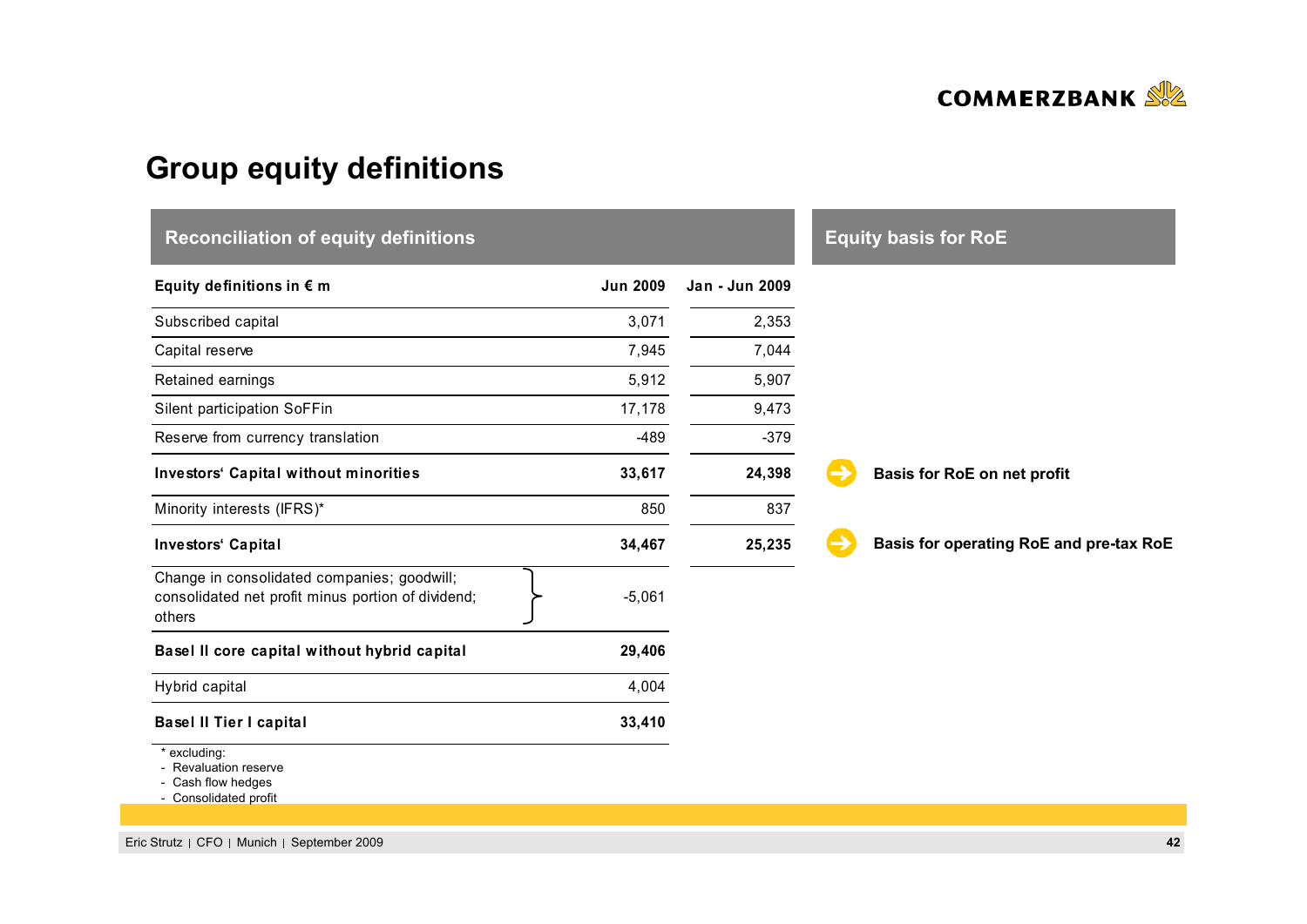# Group equity definitions

## Reconciliation of equity definitions

| Equity definitions in € m | Jun 2009 | Jan - Jun 2009 | Equity basis for RoE |
|---|---|---|---|
| Subscribed capital | 3,071 | 2,353 | |
| Capital reserve | 7,945 | 7,044 | |
| Retained earnings | 5,912 | 5,907 | |
| Silent participation SoFFin | 17,178 | 9,473 | |
| Reserve from currency translation | -489 | -379 | |
| **Investors' Capital without minorities** | **33,617** | **24,398** | **Basis for RoE on net profit** |
| Minority interests (IFRS)* | 850 | 837 | |
| **Investors' Capital** | **34,467** | **25,235** | **Basis for operating RoE and pre-tax RoE** |
| Change in consolidated companies; goodwill; consolidated net profit minus portion of dividend; others | -5,061 | | |
| **Basel II core capital without hybrid capital** | **29,406** | | |
| Hybrid capital | 4,004 | | |
| **Basel II Tier I capital** | **33,410** | | |

\* excluding:
- Revaluation reserve
- Cash flow hedges
- Consolidated profit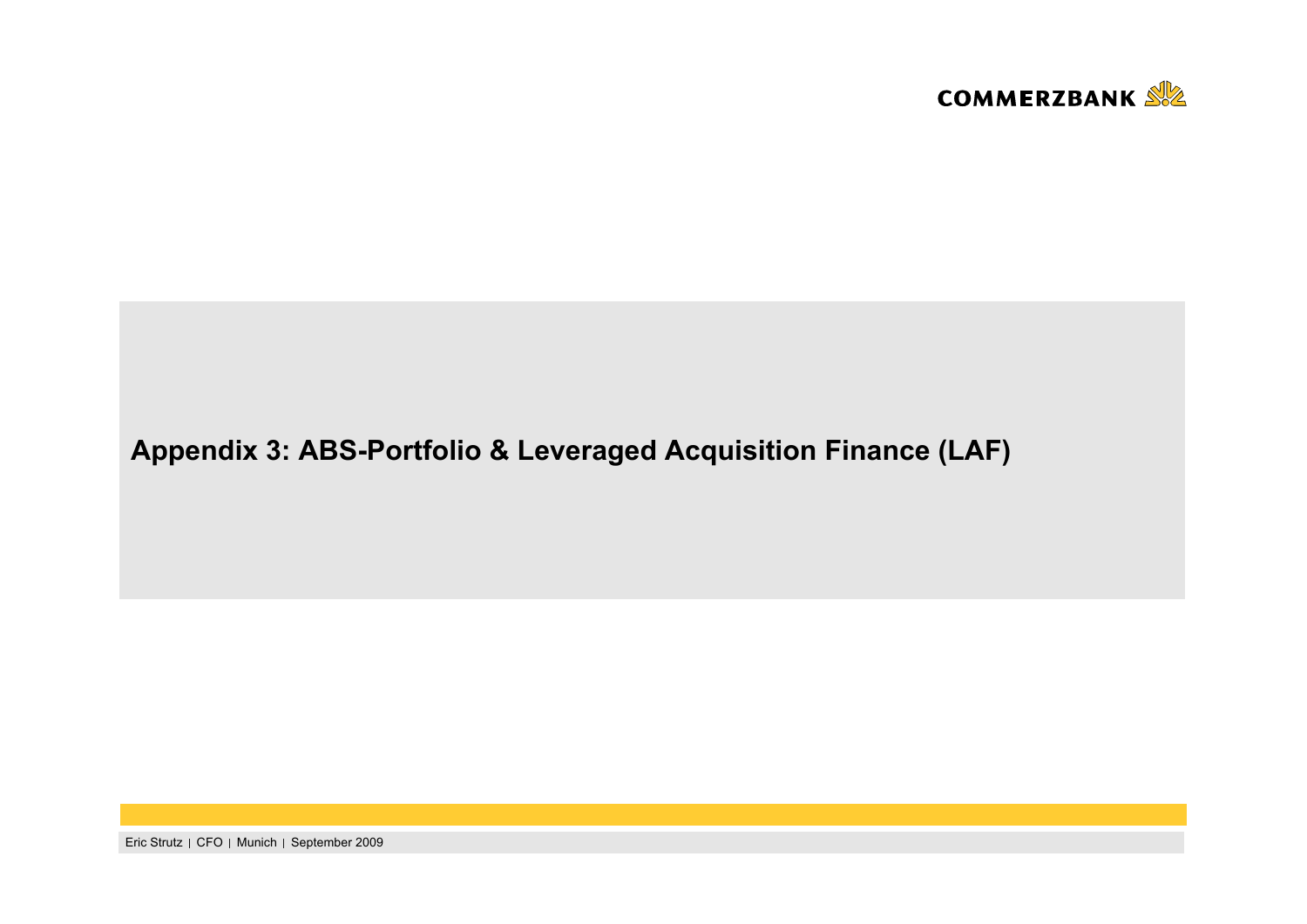# Appendix 3: ABS-Portfolio & Leveraged Acquisition Finance (LAF)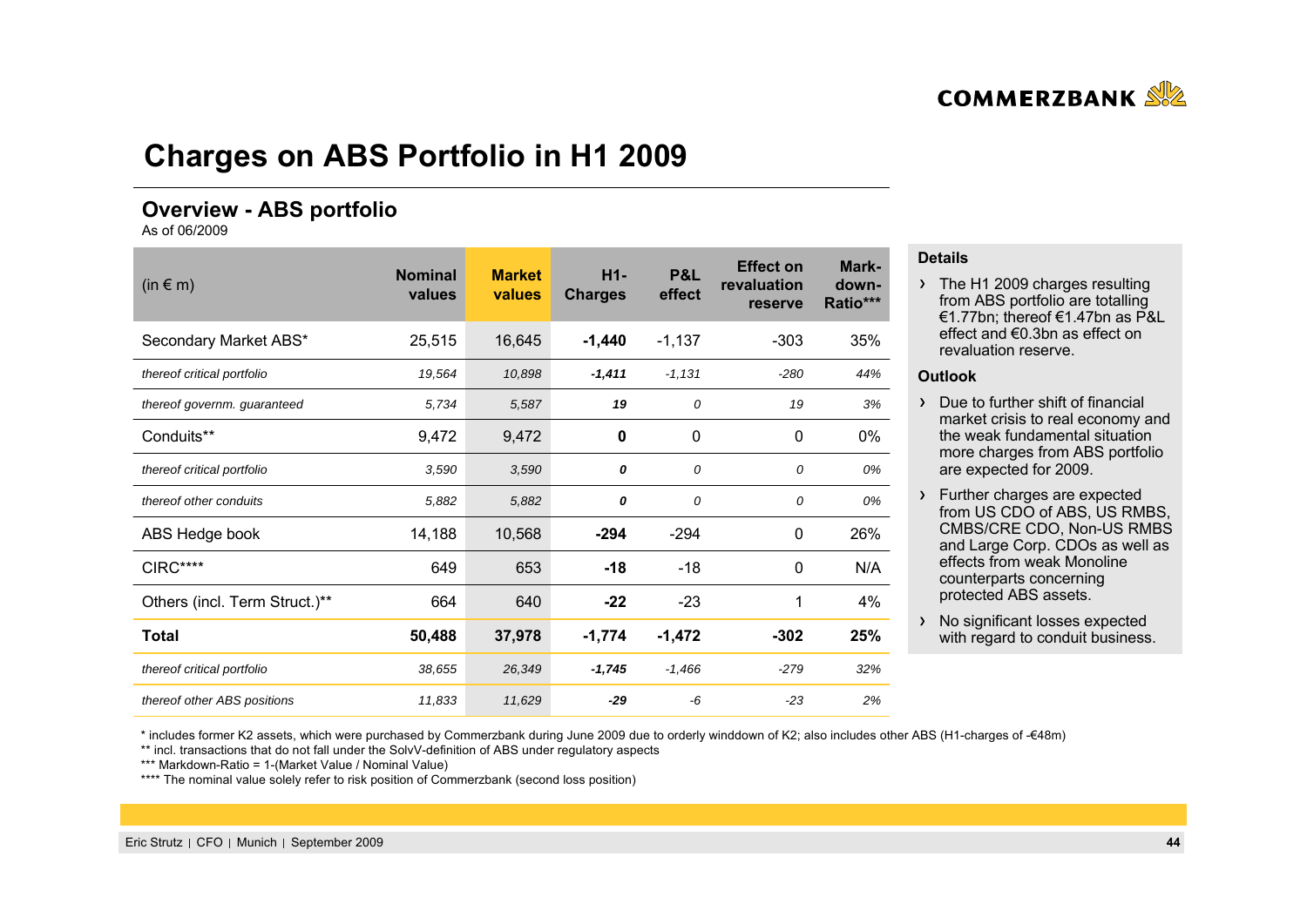# Charges on ABS Portfolio in H1 2009

## Overview - ABS portfolio

As of 06/2009

| (in € m) | Nominal values | Market values | H1-Charges | P&L effect | Effect on revaluation reserve | Mark-down-Ratio*** |
|---|---|---|---|---|---|---|
| Secondary Market ABS* | 25,515 | 16,645 | **-1,440** | -1,137 | -303 | 35% |
| *thereof critical portfolio* | *19,564* | *10,898* | ***-1,411*** | *-1,131* | *-280* | *44%* |
| *thereof governm. guaranteed* | *5,734* | *5,587* | ***19*** | *0* | *19* | *3%* |
| Conduits** | 9,472 | 9,472 | **0** | 0 | 0 | 0% |
| *thereof critical portfolio* | *3,590* | *3,590* | ***0*** | *0* | *0* | *0%* |
| *thereof other conduits* | *5,882* | *5,882* | ***0*** | *0* | *0* | *0%* |
| ABS Hedge book | 14,188 | 10,568 | **-294** | -294 | 0 | 26% |
| CIRC**** | 649 | 653 | **-18** | -18 | 0 | N/A |
| Others (incl. Term Struct.)** | 664 | 640 | **-22** | -23 | 1 | 4% |
| **Total** | **50,488** | **37,978** | **-1,774** | **-1,472** | **-302** | **25%** |
| *thereof critical portfolio* | *38,655* | *26,349* | ***-1,745*** | *-1,466* | *-279* | *32%* |
| *thereof other ABS positions* | *11,833* | *11,629* | ***-29*** | *-6* | *-23* | *2%* |

**Details**

- The H1 2009 charges resulting from ABS portfolio are totalling €1.77bn; thereof €1.47bn as P&L effect and €0.3bn as effect on revaluation reserve.

**Outlook**

- Due to further shift of financial market crisis to real economy and the weak fundamental situation more charges from ABS portfolio are expected for 2009.
- Further charges are expected from US CDO of ABS, US RMBS, CMBS/CRE CDO, Non-US RMBS and Large Corp. CDOs as well as effects from weak Monoline counterparts concerning protected ABS assets.
- No significant losses expected with regard to conduit business.

\* includes former K2 assets, which were purchased by Commerzbank during June 2009 due to orderly winddown of K2; also includes other ABS (H1-charges of -€48m)

** incl. transactions that do not fall under the SolvV-definition of ABS under regulatory aspects

*** Markdown-Ratio = 1-(Market Value / Nominal Value)

**** The nominal value solely refer to risk position of Commerzbank (second loss position)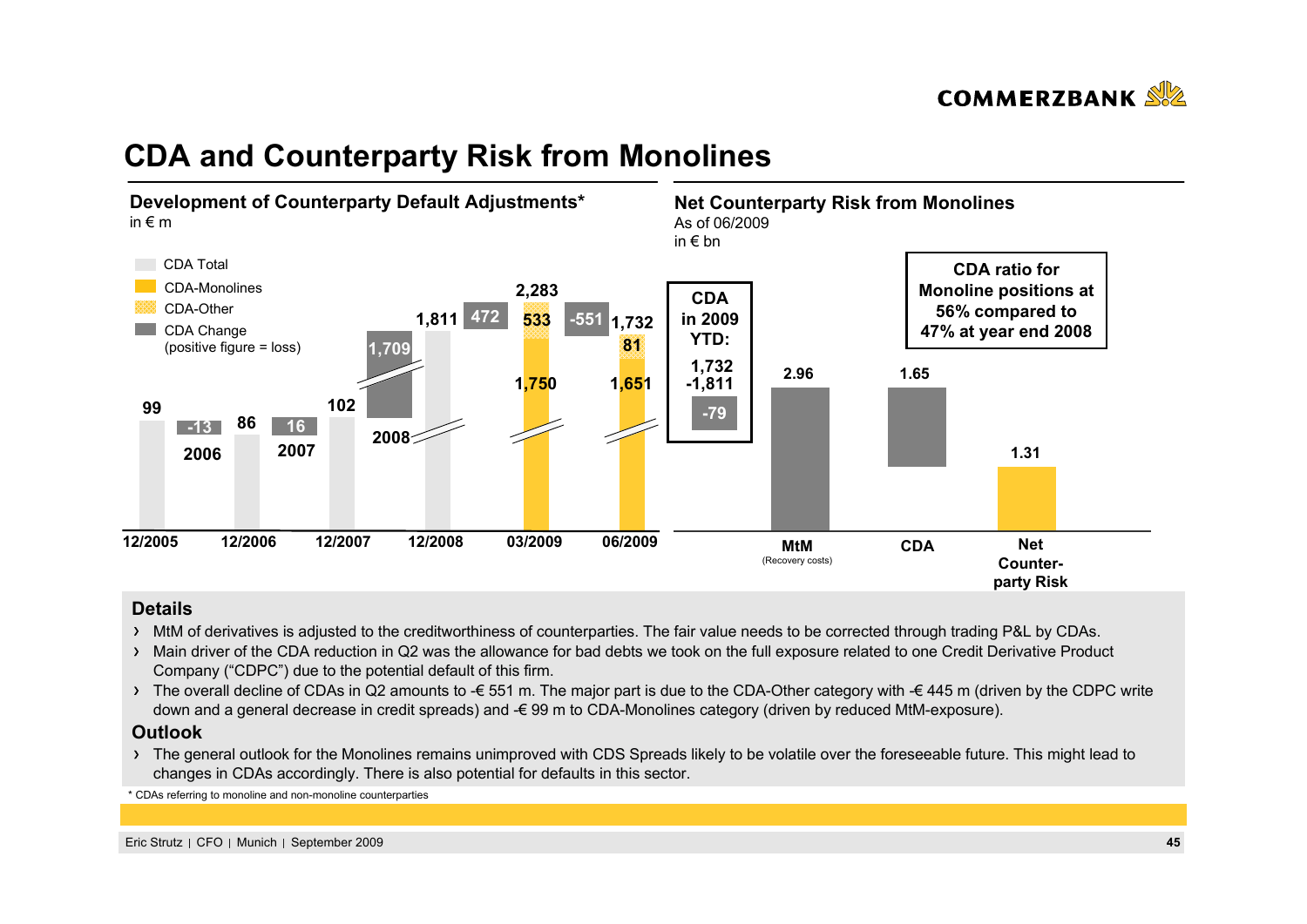# CDA and Counterparty Risk from Monolines

## Development of Counterparty Default Adjustments*

in € m

- CDA Total
- CDA-Monolines
- CDA-Other
- CDA Change (positive figure = loss)

| | 12/2005 | 12/2006 | 12/2007 | 12/2008 | 03/2009 | 06/2009 |
|---|---|---|---|---|---|---|
| CDA Total | 99 | 86 | 102 | 1,811 | 2,283 | 1,732 |
| CDA-Monolines | | | | | 1,750 | 1,651 |
| CDA-Other | | | | | 533 | 81 |

| CDA Change | 2006 | 2007 | 2008 | Q1 2009 | Q2 2009 |
|---|---|---|---|---|---|
| | -13 | 16 | 1,709 | 472 | -551 |

**CDA in 2009 YTD:**
1,732
-1,811
-79

## Net Counterparty Risk from Monolines

As of 06/2009
in € bn

| MtM (Recovery costs) | CDA | Net Counter-party Risk |
|---|---|---|
| 2.96 | 1.65 | 1.31 |

**CDA ratio for Monoline positions at 56% compared to 47% at year end 2008**

### Details

- MtM of derivatives is adjusted to the creditworthiness of counterparties. The fair value needs to be corrected through trading P&L by CDAs.
- Main driver of the CDA reduction in Q2 was the allowance for bad debts we took on the full exposure related to one Credit Derivative Product Company ("CDPC") due to the potential default of this firm.
- The overall decline of CDAs in Q2 amounts to -€ 551 m. The major part is due to the CDA-Other category with -€ 445 m (driven by the CDPC write down and a general decrease in credit spreads) and -€ 99 m to CDA-Monolines category (driven by reduced MtM-exposure).

### Outlook

- The general outlook for the Monolines remains unimproved with CDS Spreads likely to be volatile over the foreseeable future. This might lead to changes in CDAs accordingly. There is also potential for defaults in this sector.

* CDAs referring to monoline and non-monoline counterparties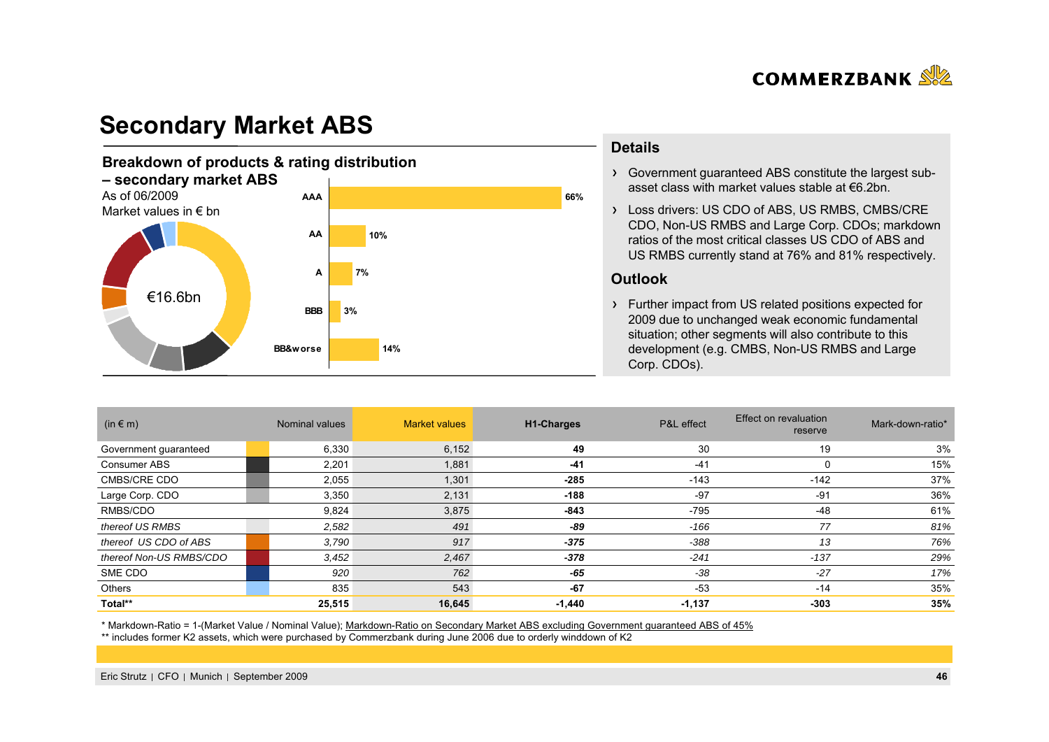# Secondary Market ABS

## Breakdown of products & rating distribution – secondary market ABS

As of 06/2009
Market values in € bn

€16.6bn

| Rating | Share |
|---|---|
| AAA | 66% |
| AA | 10% |
| A | 7% |
| BBB | 3% |
| BB&worse | 14% |

## Details

- Government guaranteed ABS constitute the largest sub-asset class with market values stable at €6.2bn.
- Loss drivers: US CDO of ABS, US RMBS, CMBS/CRE CDO, Non-US RMBS and Large Corp. CDOs; markdown ratios of the most critical classes US CDO of ABS and US RMBS currently stand at 76% and 81% respectively.

## Outlook

- Further impact from US related positions expected for 2009 due to unchanged weak economic fundamental situation; other segments will also contribute to this development (e.g. CMBS, Non-US RMBS and Large Corp. CDOs).

| (in € m) | Nominal values | Market values | H1-Charges | P&L effect | Effect on revaluation reserve | Mark-down-ratio* |
|---|---|---|---|---|---|---|
| Government guaranteed | 6,330 | 6,152 | **49** | 30 | 19 | 3% |
| Consumer ABS | 2,201 | 1,881 | **-41** | -41 | 0 | 15% |
| CMBS/CRE CDO | 2,055 | 1,301 | **-285** | -143 | -142 | 37% |
| Large Corp. CDO | 3,350 | 2,131 | **-188** | -97 | -91 | 36% |
| RMBS/CDO | 9,824 | 3,875 | **-843** | -795 | -48 | 61% |
| *thereof US RMBS* | *2,582* | *491* | ***-89*** | *-166* | *77* | *81%* |
| *thereof US CDO of ABS* | *3,790* | *917* | ***-375*** | *-388* | *13* | *76%* |
| *thereof Non-US RMBS/CDO* | *3,452* | *2,467* | ***-378*** | *-241* | *-137* | *29%* |
| SME CDO | *920* | *762* | **-65** | -38 | -27 | 17% |
| Others | 835 | 543 | **-67** | -53 | -14 | 35% |
| **Total**** | **25,515** | **16,645** | **-1,440** | **-1,137** | **-303** | **35%** |

\* Markdown-Ratio = 1-(Market Value / Nominal Value); Markdown-Ratio on Secondary Market ABS excluding Government guaranteed ABS of 45%

\** includes former K2 assets, which were purchased by Commerzbank during June 2006 due to orderly winddown of K2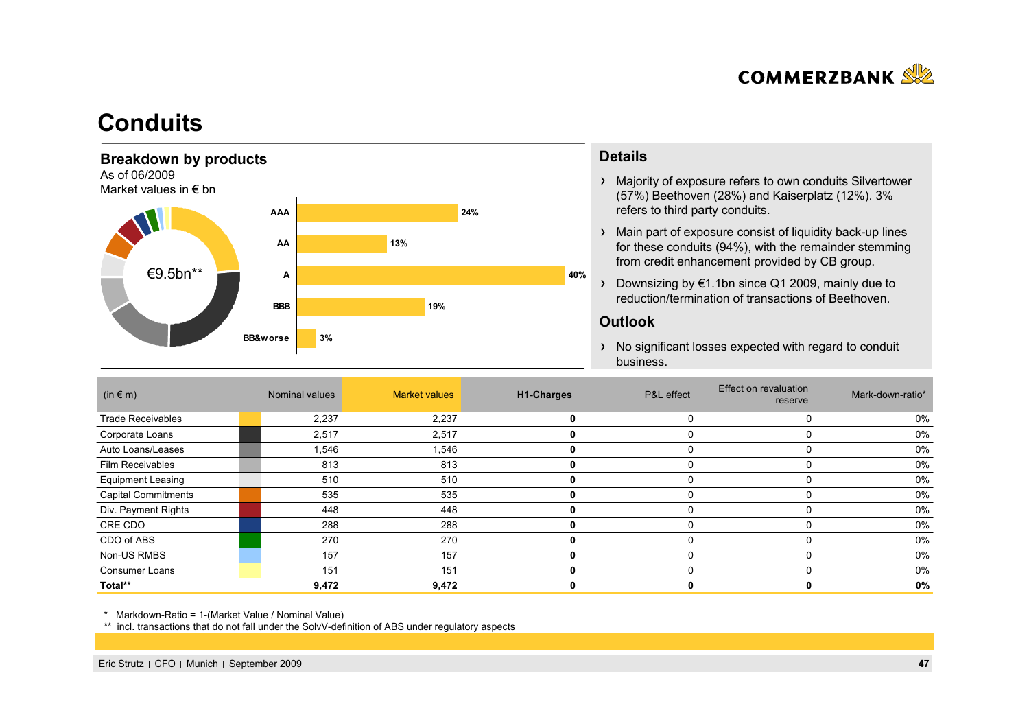# Conduits

## Breakdown by products

As of 06/2009
Market values in € bn

€9.5bn**

| Rating | Share |
|---|---|
| AAA | 24% |
| AA | 13% |
| A | 40% |
| BBB | 19% |
| BB&worse | 3% |

## Details

- Majority of exposure refers to own conduits Silvertower (57%) Beethoven (28%) and Kaiserplatz (12%). 3% refers to third party conduits.
- Main part of exposure consist of liquidity back-up lines for these conduits (94%), with the remainder stemming from credit enhancement provided by CB group.
- Downsizing by €1.1bn since Q1 2009, mainly due to reduction/termination of transactions of Beethoven.

## Outlook

- No significant losses expected with regard to conduit business.

| (in € m) | Nominal values | Market values | H1-Charges | P&L effect | Effect on revaluation reserve | Mark-down-ratio* |
|---|---|---|---|---|---|---|
| Trade Receivables | 2,237 | 2,237 | **0** | 0 | 0 | 0% |
| Corporate Loans | 2,517 | 2,517 | **0** | 0 | 0 | 0% |
| Auto Loans/Leases | 1,546 | 1,546 | **0** | 0 | 0 | 0% |
| Film Receivables | 813 | 813 | **0** | 0 | 0 | 0% |
| Equipment Leasing | 510 | 510 | **0** | 0 | 0 | 0% |
| Capital Commitments | 535 | 535 | **0** | 0 | 0 | 0% |
| Div. Payment Rights | 448 | 448 | **0** | 0 | 0 | 0% |
| CRE CDO | 288 | 288 | **0** | 0 | 0 | 0% |
| CDO of ABS | 270 | 270 | **0** | 0 | 0 | 0% |
| Non-US RMBS | 157 | 157 | **0** | 0 | 0 | 0% |
| Consumer Loans | 151 | 151 | **0** | 0 | 0 | 0% |
| **Total**** | **9,472** | **9,472** | **0** | **0** | **0** | **0%** |

\* Markdown-Ratio = 1-(Market Value / Nominal Value)
** incl. transactions that do not fall under the SolvV-definition of ABS under regulatory aspects

Eric Strutz | CFO | Munich | September 2009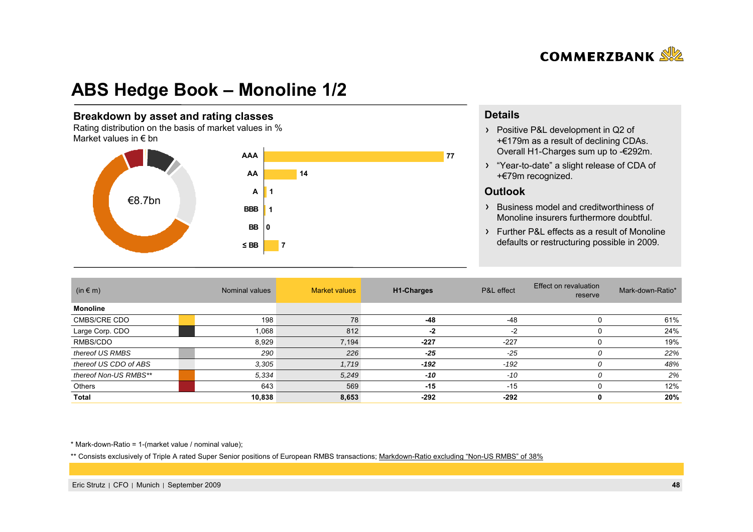# ABS Hedge Book – Monoline 1/2

## Breakdown by asset and rating classes

Rating distribution on the basis of market values in %

Market values in € bn

€8.7bn

| Rating | % |
|---|---|
| AAA | 77 |
| AA | 14 |
| A | 1 |
| BBB | 1 |
| BB | 0 |
| ≤ BB | 7 |

## Details

- Positive P&L development in Q2 of +€179m as a result of declining CDAs. Overall H1-Charges sum up to -€292m.
- "Year-to-date" a slight release of CDA of +€79m recognized.

## Outlook

- Business model and creditworthiness of Monoline insurers furthermore doubtful.
- Further P&L effects as a result of Monoline defaults or restructuring possible in 2009.

| (in € m) | Nominal values | Market values | H1-Charges | P&L effect | Effect on revaluation reserve | Mark-down-Ratio* |
|---|---|---|---|---|---|---|
| **Monoline** | | | | | | |
| CMBS/CRE CDO | 198 | 78 | **-48** | -48 | 0 | 61% |
| Large Corp. CDO | 1,068 | 812 | **-2** | -2 | 0 | 24% |
| RMBS/CDO | 8,929 | 7,194 | **-227** | -227 | 0 | 19% |
| *thereof US RMBS* | *290* | *226* | ***-25*** | *-25* | *0* | *22%* |
| *thereof US CDO of ABS* | *3,305* | *1,719* | ***-192*** | *-192* | *0* | *48%* |
| *thereof Non-US RMBS*** | *5,334* | *5,249* | ***-10*** | *-10* | *0* | *2%* |
| Others | 643 | 569 | **-15** | -15 | 0 | 12% |
| **Total** | **10,838** | **8,653** | **-292** | **-292** | **0** | **20%** |

\* Mark-down-Ratio = 1-(market value / nominal value);

\*\* Consists exclusively of Triple A rated Super Senior positions of European RMBS transactions; Markdown-Ratio excluding "Non-US RMBS" of 38%

Eric Strutz | CFO | Munich | September 2009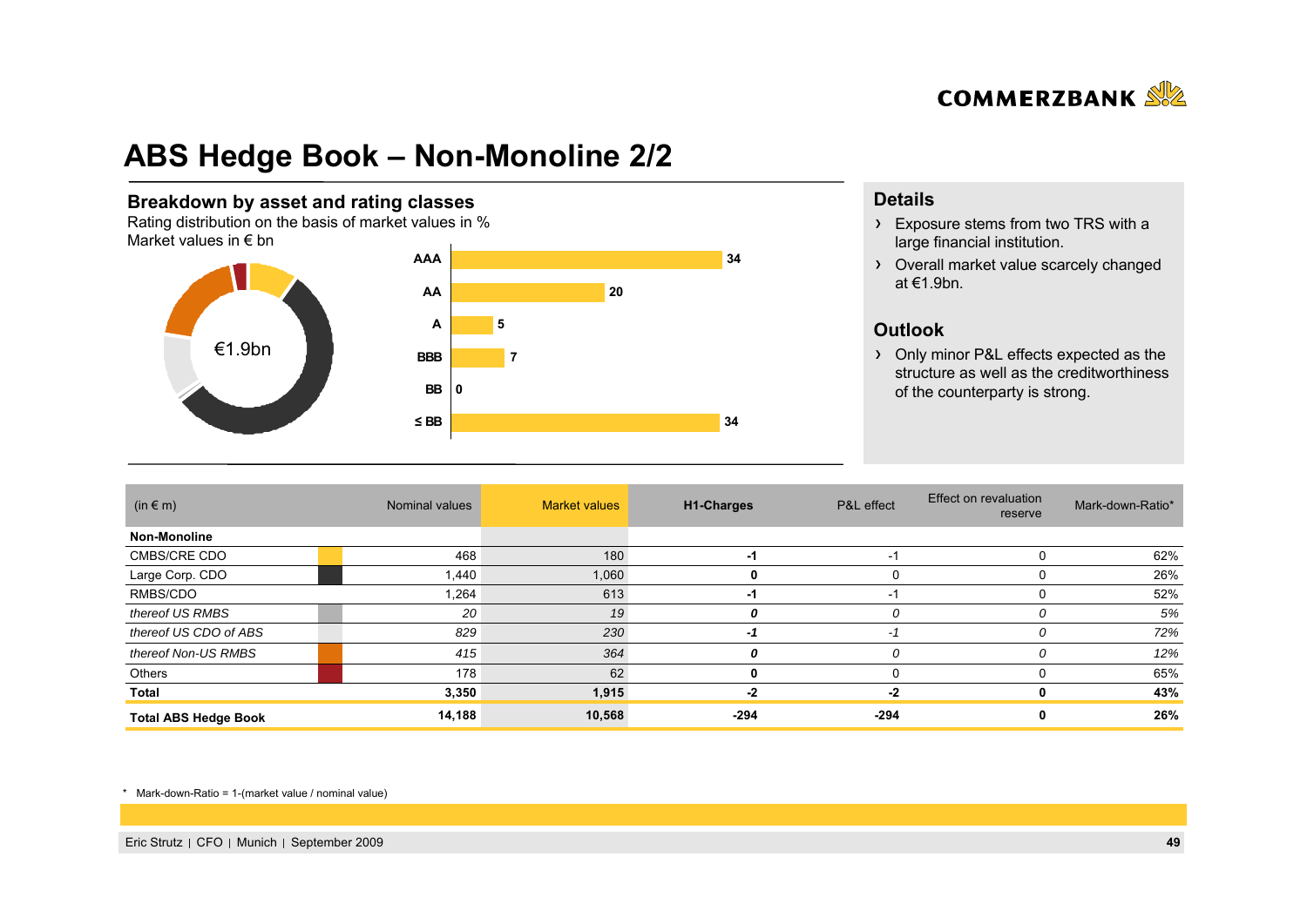# ABS Hedge Book – Non-Monoline 2/2

## Breakdown by asset and rating classes

Rating distribution on the basis of market values in %

Market values in € bn

€1.9bn

| Rating | % |
|---|---|
| AAA | 34 |
| AA | 20 |
| A | 5 |
| BBB | 7 |
| BB | 0 |
| ≤ BB | 34 |

## Details

- Exposure stems from two TRS with a large financial institution.
- Overall market value scarcely changed at €1.9bn.

## Outlook

- Only minor P&L effects expected as the structure as well as the creditworthiness of the counterparty is strong.

| (in € m) | Nominal values | Market values | H1-Charges | P&L effect | Effect on revaluation reserve | Mark-down-Ratio* |
|---|---|---|---|---|---|---|
| **Non-Monoline** | | | | | | |
| CMBS/CRE CDO | 468 | 180 | **-1** | -1 | 0 | 62% |
| Large Corp. CDO | 1,440 | 1,060 | **0** | 0 | 0 | 26% |
| RMBS/CDO | 1,264 | 613 | **-1** | -1 | 0 | 52% |
| *thereof US RMBS* | *20* | *19* | ***0*** | *0* | *0* | *5%* |
| *thereof US CDO of ABS* | *829* | *230* | ***-1*** | *-1* | *0* | *72%* |
| *thereof Non-US RMBS* | *415* | *364* | ***0*** | *0* | *0* | *12%* |
| Others | 178 | 62 | **0** | 0 | 0 | 65% |
| **Total** | **3,350** | **1,915** | **-2** | **-2** | **0** | **43%** |
| **Total ABS Hedge Book** | **14,188** | **10,568** | **-294** | **-294** | **0** | **26%** |

\* Mark-down-Ratio = 1-(market value / nominal value)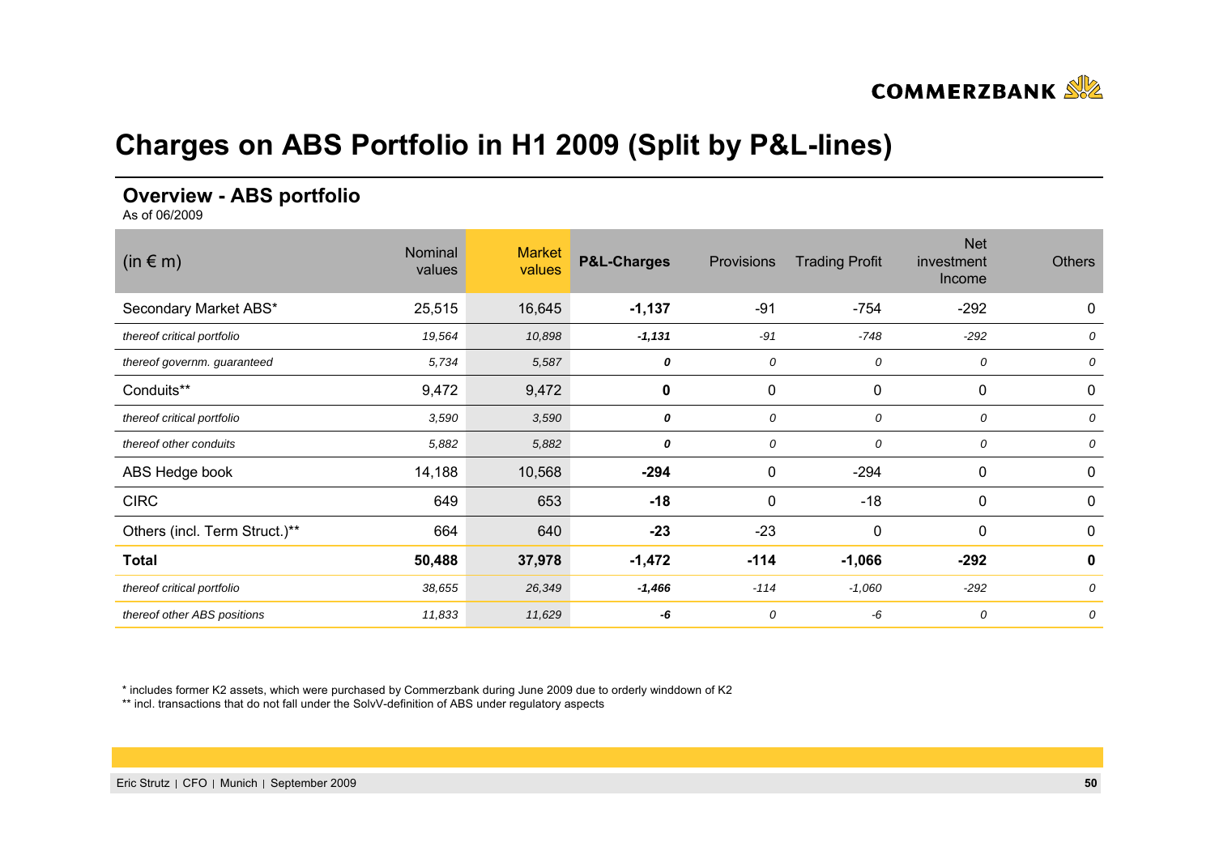# Charges on ABS Portfolio in H1 2009 (Split by P&L-lines)

## Overview - ABS portfolio

As of 06/2009

| (in € m) | Nominal values | Market values | P&L-Charges | Provisions | Trading Profit | Net investment Income | Others |
|---|---|---|---|---|---|---|---|
| Secondary Market ABS* | 25,515 | 16,645 | **-1,137** | -91 | -754 | -292 | 0 |
| *thereof critical portfolio* | *19,564* | *10,898* | ***-1,131*** | *-91* | *-748* | *-292* | *0* |
| *thereof governm. guaranteed* | *5,734* | *5,587* | ***0*** | *0* | *0* | *0* | *0* |
| Conduits** | 9,472 | 9,472 | **0** | 0 | 0 | 0 | 0 |
| *thereof critical portfolio* | *3,590* | *3,590* | ***0*** | *0* | *0* | *0* | *0* |
| *thereof other conduits* | *5,882* | *5,882* | ***0*** | *0* | *0* | *0* | *0* |
| ABS Hedge book | 14,188 | 10,568 | **-294** | 0 | -294 | 0 | 0 |
| CIRC | 649 | 653 | **-18** | 0 | -18 | 0 | 0 |
| Others (incl. Term Struct.)** | 664 | 640 | **-23** | -23 | 0 | 0 | 0 |
| **Total** | **50,488** | **37,978** | **-1,472** | **-114** | **-1,066** | **-292** | **0** |
| *thereof critical portfolio* | *38,655* | *26,349* | ***-1,466*** | *-114* | *-1,060* | *-292* | *0* |
| *thereof other ABS positions* | *11,833* | *11,629* | ***-6*** | *0* | *-6* | *0* | *0* |

* includes former K2 assets, which were purchased by Commerzbank during June 2009 due to orderly winddown of K2

** incl. transactions that do not fall under the SolvV-definition of ABS under regulatory aspects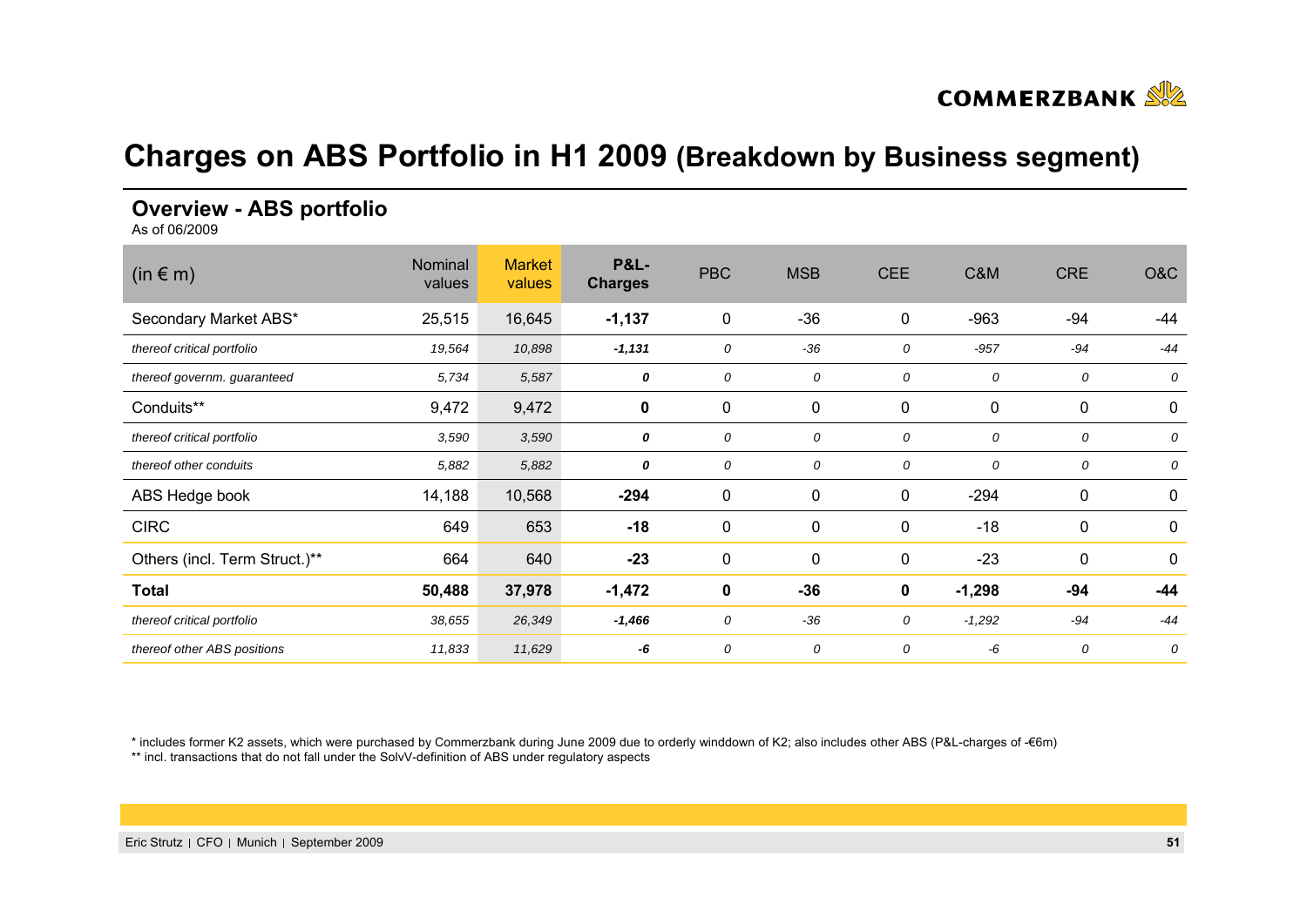# Charges on ABS Portfolio in H1 2009 (Breakdown by Business segment)

## Overview - ABS portfolio

As of 06/2009

| (in € m) | Nominal values | Market values | **P&L-Charges** | PBC | MSB | CEE | C&M | CRE | O&C |
|---|---|---|---|---|---|---|---|---|---|
| Secondary Market ABS* | 25,515 | 16,645 | **-1,137** | 0 | -36 | 0 | -963 | -94 | -44 |
| *thereof critical portfolio* | *19,564* | *10,898* | ***-1,131*** | *0* | *-36* | *0* | *-957* | *-94* | *-44* |
| *thereof governm. guaranteed* | *5,734* | *5,587* | ***0*** | *0* | *0* | *0* | *0* | *0* | *0* |
| Conduits** | 9,472 | 9,472 | **0** | 0 | 0 | 0 | 0 | 0 | 0 |
| *thereof critical portfolio* | *3,590* | *3,590* | ***0*** | *0* | *0* | *0* | *0* | *0* | *0* |
| *thereof other conduits* | *5,882* | *5,882* | ***0*** | *0* | *0* | *0* | *0* | *0* | *0* |
| ABS Hedge book | 14,188 | 10,568 | **-294** | 0 | 0 | 0 | -294 | 0 | 0 |
| CIRC | 649 | 653 | **-18** | 0 | 0 | 0 | -18 | 0 | 0 |
| Others (incl. Term Struct.)** | 664 | 640 | **-23** | 0 | 0 | 0 | -23 | 0 | 0 |
| **Total** | **50,488** | **37,978** | **-1,472** | **0** | **-36** | **0** | **-1,298** | **-94** | **-44** |
| *thereof critical portfolio* | *38,655* | *26,349* | ***-1,466*** | *0* | *-36* | *0* | *-1,292* | *-94* | *-44* |
| *thereof other ABS positions* | *11,833* | *11,629* | ***-6*** | *0* | *0* | *0* | *-6* | *0* | *0* |

* includes former K2 assets, which were purchased by Commerzbank during June 2009 due to orderly winddown of K2; also includes other ABS (P&L-charges of -€6m)

** incl. transactions that do not fall under the SolvV-definition of ABS under regulatory aspects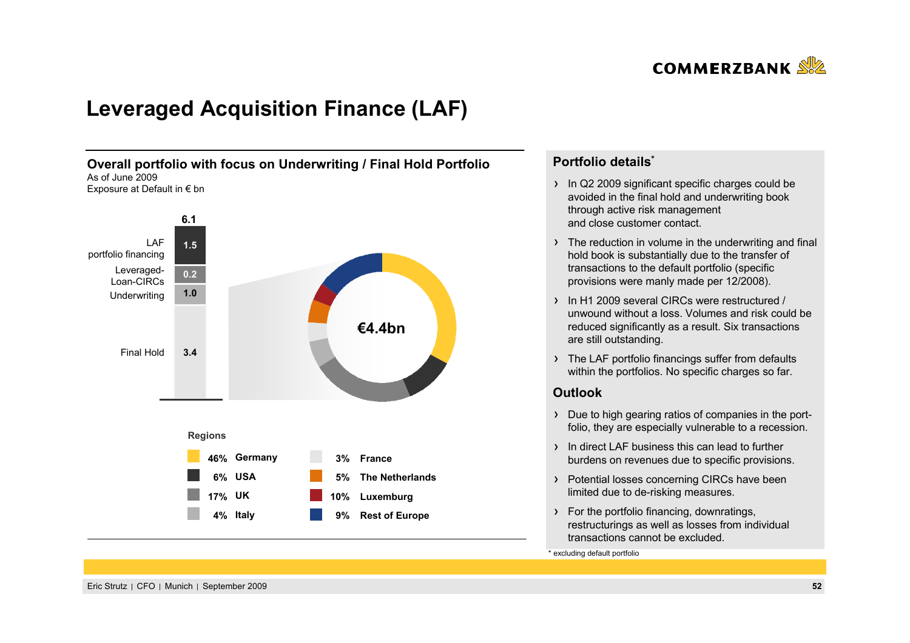# Leveraged Acquisition Finance (LAF)

## Overall portfolio with focus on Underwriting / Final Hold Portfolio

As of June 2009
Exposure at Default in € bn

| Segment | € bn |
|---|---|
| LAF portfolio financing | 1.5 |
| Leveraged-Loan-CIRCs | 0.2 |
| Underwriting | 1.0 |
| Final Hold | 3.4 |
| **Total** | **6.1** |

€4.4bn

**Regions**

| Share | Region |
|---|---|
| 46% | Germany |
| 6% | USA |
| 17% | UK |
| 4% | Italy |
| 3% | France |
| 5% | The Netherlands |
| 10% | Luxemburg |
| 9% | Rest of Europe |

## Portfolio details*

- In Q2 2009 significant specific charges could be avoided in the final hold and underwriting book through active risk management and close customer contact.
- The reduction in volume in the underwriting and final hold book is substantially due to the transfer of transactions to the default portfolio (specific provisions were manly made per 12/2008).
- In H1 2009 several CIRCs were restructured / unwound without a loss. Volumes and risk could be reduced significantly as a result. Six transactions are still outstanding.
- The LAF portfolio financings suffer from defaults within the portfolios. No specific charges so far.

## Outlook

- Due to high gearing ratios of companies in the portfolio, they are especially vulnerable to a recession.
- In direct LAF business this can lead to further burdens on revenues due to specific provisions.
- Potential losses concerning CIRCs have been limited due to de-risking measures.
- For the portfolio financing, downratings, restructurings as well as losses from individual transactions cannot be excluded.

\* excluding default portfolio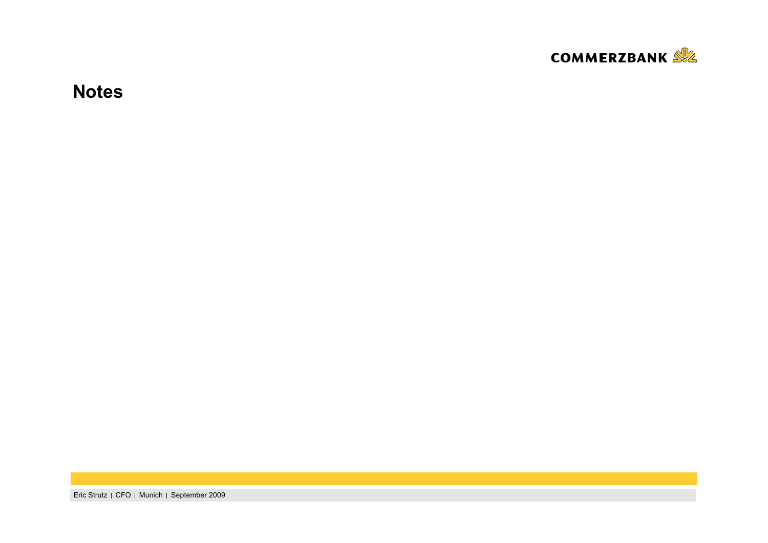# Notes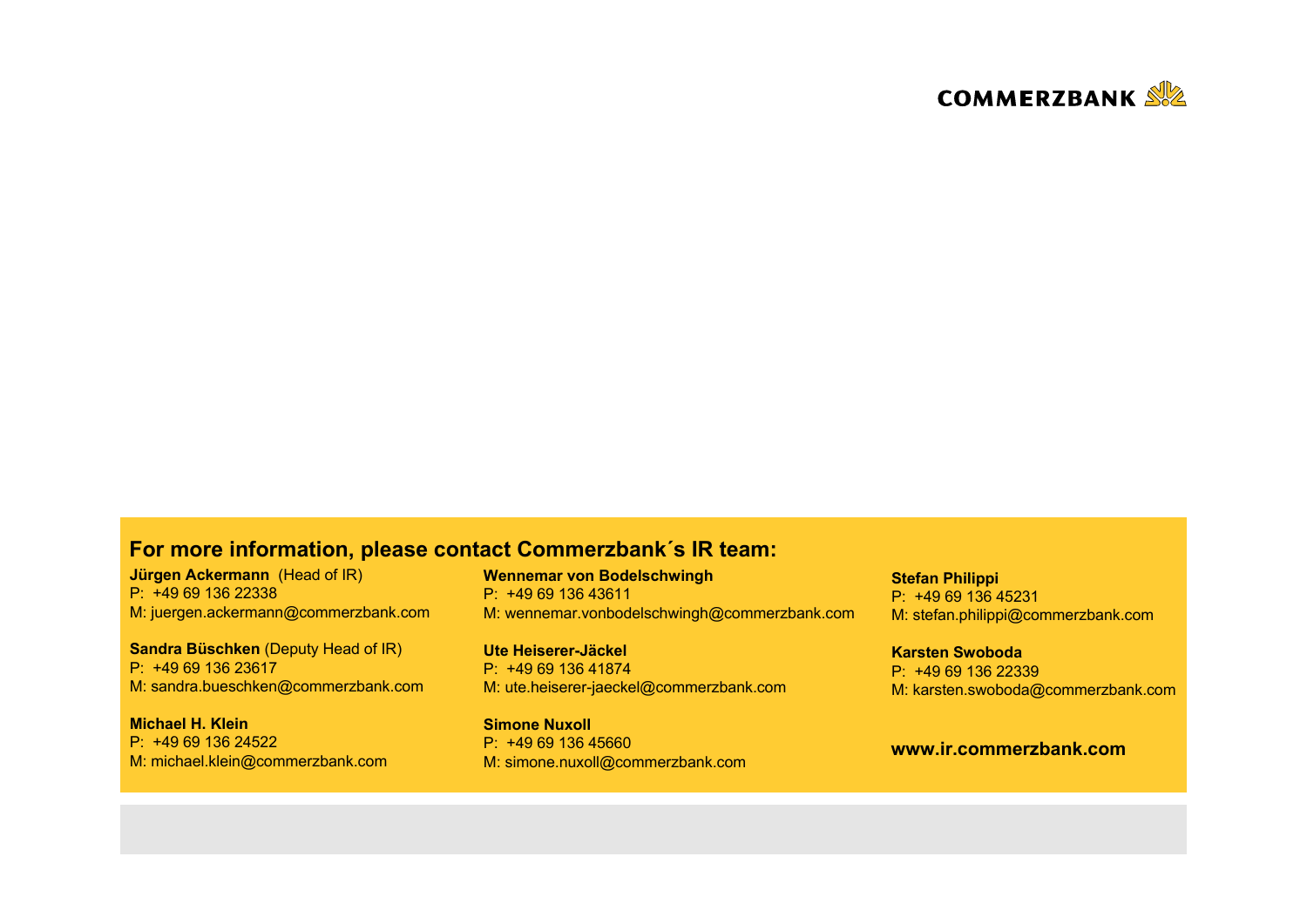COMMERZBANK

## For more information, please contact Commerzbank´s IR team:

**Jürgen Ackermann** (Head of IR)
P: +49 69 136 22338
M: juergen.ackermann@commerzbank.com

**Sandra Büschken** (Deputy Head of IR)
P: +49 69 136 23617
M: sandra.bueschken@commerzbank.com

**Michael H. Klein**
P: +49 69 136 24522
M: michael.klein@commerzbank.com

**Wennemar von Bodelschwingh**
P: +49 69 136 43611
M: wennemar.vonbodelschwingh@commerzbank.com

**Ute Heiserer-Jäckel**
P: +49 69 136 41874
M: ute.heiserer-jaeckel@commerzbank.com

**Simone Nuxoll**
P: +49 69 136 45660
M: simone.nuxoll@commerzbank.com

**Stefan Philippi**
P: +49 69 136 45231
M: stefan.philippi@commerzbank.com

**Karsten Swoboda**
P: +49 69 136 22339
M: karsten.swoboda@commerzbank.com

**www.ir.commerzbank.com**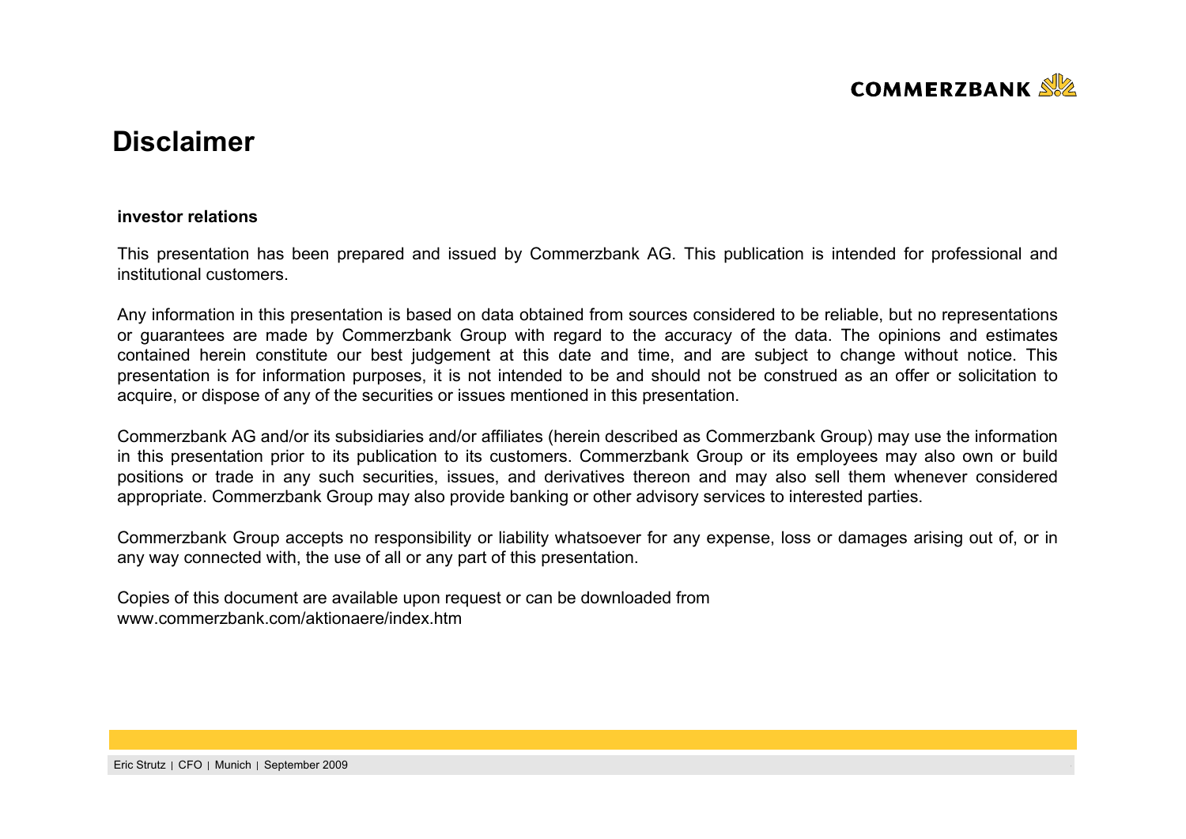# Disclaimer

**investor relations**

This presentation has been prepared and issued by Commerzbank AG. This publication is intended for professional and institutional customers.

Any information in this presentation is based on data obtained from sources considered to be reliable, but no representations or guarantees are made by Commerzbank Group with regard to the accuracy of the data. The opinions and estimates contained herein constitute our best judgement at this date and time, and are subject to change without notice. This presentation is for information purposes, it is not intended to be and should not be construed as an offer or solicitation to acquire, or dispose of any of the securities or issues mentioned in this presentation.

Commerzbank AG and/or its subsidiaries and/or affiliates (herein described as Commerzbank Group) may use the information in this presentation prior to its publication to its customers. Commerzbank Group or its employees may also own or build positions or trade in any such securities, issues, and derivatives thereon and may also sell them whenever considered appropriate. Commerzbank Group may also provide banking or other advisory services to interested parties.

Commerzbank Group accepts no responsibility or liability whatsoever for any expense, loss or damages arising out of, or in any way connected with, the use of all or any part of this presentation.

Copies of this document are available upon request or can be downloaded from
www.commerzbank.com/aktionaere/index.htm